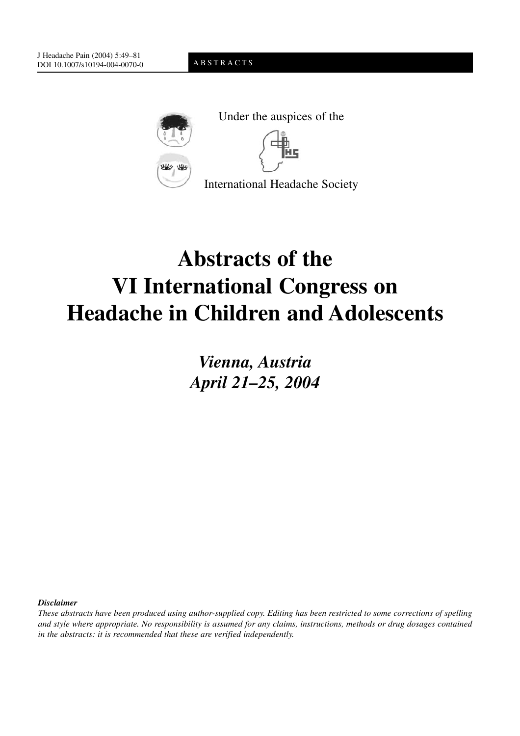Under the auspices of the

International Headache Society

# Abstracts of the VI International Congress on Headache in Children and Adolescents

## *Vienna, Austria*
## *April 21–25, 2004*

***Disclaimer***

*These abstracts have been produced using author-supplied copy. Editing has been restricted to some corrections of spelling and style where appropriate. No responsibility is assumed for any claims, instructions, methods or drug dosages contained in the abstracts: it is recommended that these are verified independently.*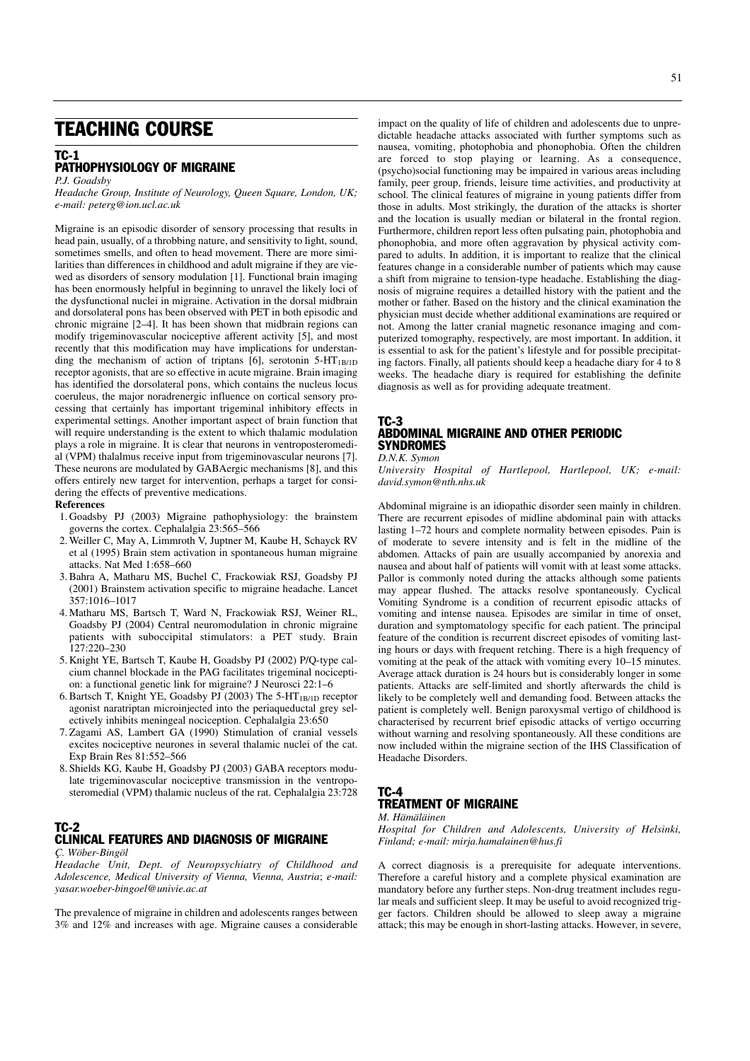# TEACHING COURSE

## TC-1
## PATHOPHYSIOLOGY OF MIGRAINE

*P.J. Goadsby*

*Headache Group, Institute of Neurology, Queen Square, London, UK; e-mail: peterg@ion.ucl.ac.uk*

Migraine is an episodic disorder of sensory processing that results in head pain, usually, of a throbbing nature, and sensitivity to light, sound, sometimes smells, and often to head movement. There are more similarities than differences in childhood and adult migraine if they are viewed as disorders of sensory modulation [1]. Functional brain imaging has been enormously helpful in beginning to unravel the likely loci of the dysfunctional nuclei in migraine. Activation in the dorsal midbrain and dorsolateral pons has been observed with PET in both episodic and chronic migraine [2–4]. It has been shown that midbrain regions can modify trigeminovascular nociceptive afferent activity [5], and most recently that this modification may have implications for understanding the mechanism of action of triptans [6], serotonin $5\text{-HT}_{1B/1D}$ receptor agonists, that are so effective in acute migraine. Brain imaging has identified the dorsolateral pons, which contains the nucleus locus coeruleus, the major noradrenergic influence on cortical sensory processing that certainly has important trigeminal inhibitory effects in experimental settings. Another important aspect of brain function that will require understanding is the extent to which thalamic modulation plays a role in migraine. It is clear that neurons in ventroposteromedial (VPM) thalalmus receive input from trigeminovascular neurons [7]. These neurons are modulated by GABAergic mechanisms [8], and this offers entirely new target for intervention, perhaps a target for considering the effects of preventive medications.

**References**

1. Goadsby PJ (2003) Migraine pathophysiology: the brainstem governs the cortex. Cephalalgia 23:565–566
2. Weiller C, May A, Limmroth V, Juptner M, Kaube H, Schayck RV et al (1995) Brain stem activation in spontaneous human migraine attacks. Nat Med 1:658–660
3. Bahra A, Matharu MS, Buchel C, Frackowiak RSJ, Goadsby PJ (2001) Brainstem activation specific to migraine headache. Lancet 357:1016–1017
4. Matharu MS, Bartsch T, Ward N, Frackowiak RSJ, Weiner RL, Goadsby PJ (2004) Central neuromodulation in chronic migraine patients with suboccipital stimulators: a PET study. Brain 127:220–230
5. Knight YE, Bartsch T, Kaube H, Goadsby PJ (2002) P/Q-type calcium channel blockade in the PAG facilitates trigeminal nociception: a functional genetic link for migraine? J Neurosci 22:1–6
6. Bartsch T, Knight YE, Goadsby PJ (2003) The $5\text{-HT}_{1B/1D}$ receptor agonist naratriptan microinjected into the periaqueductal grey selectively inhibits meningeal nociception. Cephalalgia 23:650
7. Zagami AS, Lambert GA (1990) Stimulation of cranial vessels excites nociceptive neurones in several thalamic nuclei of the cat. Exp Brain Res 81:552–566
8. Shields KG, Kaube H, Goadsby PJ (2003) GABA receptors modulate trigeminovascular nociceptive transmission in the ventroposteromedial (VPM) thalamic nucleus of the rat. Cephalalgia 23:728

## TC-2
## CLINICAL FEATURES AND DIAGNOSIS OF MIGRAINE

*Ç. Wöber-Bingöl*

*Headache Unit, Dept. of Neuropsychiatry of Childhood and Adolescence, Medical University of Vienna, Vienna, Austria; e-mail: yasar.woeber-bingoel@univie.ac.at*

The prevalence of migraine in children and adolescents ranges between 3% and 12% and increases with age. Migraine causes a considerable impact on the quality of life of children and adolescents due to unpredictable headache attacks associated with further symptoms such as nausea, vomiting, photophobia and phonophobia. Often the children are forced to stop playing or learning. As a consequence, (psycho)social functioning may be impaired in various areas including family, peer group, friends, leisure time activities, and productivity at school. The clinical features of migraine in young patients differ from those in adults. Most strikingly, the duration of the attacks is shorter and the location is usually median or bilateral in the frontal region. Furthermore, children report less often pulsating pain, photophobia and phonophobia, and more often aggravation by physical activity compared to adults. In addition, it is important to realize that the clinical features change in a considerable number of patients which may cause a shift from migraine to tension-type headache. Establishing the diagnosis of migraine requires a detailled history with the patient and the mother or father. Based on the history and the clinical examination the physician must decide whether additional examinations are required or not. Among the latter cranial magnetic resonance imaging and computerized tomography, respectively, are most important. In addition, it is essential to ask for the patient's lifestyle and for possible precipitating factors. Finally, all patients should keep a headache diary for 4 to 8 weeks. The headache diary is required for establishing the definite diagnosis as well as for providing adequate treatment.

## TC-3
## ABDOMINAL MIGRAINE AND OTHER PERIODIC SYNDROMES

*D.N.K. Symon*

*University Hospital of Hartlepool, Hartlepool, UK; e-mail: david.symon@nth.nhs.uk*

Abdominal migraine is an idiopathic disorder seen mainly in children. There are recurrent episodes of midline abdominal pain with attacks lasting 1–72 hours and complete normality between episodes. Pain is of moderate to severe intensity and is felt in the midline of the abdomen. Attacks of pain are usually accompanied by anorexia and nausea and about half of patients will vomit with at least some attacks. Pallor is commonly noted during the attacks although some patients may appear flushed. The attacks resolve spontaneously. Cyclical Vomiting Syndrome is a condition of recurrent episodic attacks of vomiting and intense nausea. Episodes are similar in time of onset, duration and symptomatology specific for each patient. The principal feature of the condition is recurrent discreet episodes of vomiting lasting hours or days with frequent retching. There is a high frequency of vomiting at the peak of the attack with vomiting every 10–15 minutes. Average attack duration is 24 hours but is considerably longer in some patients. Attacks are self-limited and shortly afterwards the child is likely to be completely well and demanding food. Between attacks the patient is completely well. Benign paroxysmal vertigo of childhood is characterised by recurrent brief episodic attacks of vertigo occurring without warning and resolving spontaneously. All these conditions are now included within the migraine section of the IHS Classification of Headache Disorders.

## TC-4
## TREATMENT OF MIGRAINE

*M. Hämäläinen*

*Hospital for Children and Adolescents, University of Helsinki, Finland; e-mail: mirja.hamalainen@hus.fi*

A correct diagnosis is a prerequisite for adequate interventions. Therefore a careful history and a complete physical examination are mandatory before any further steps. Non-drug treatment includes regular meals and sufficient sleep. It may be useful to avoid recognized trigger factors. Children should be allowed to sleep away a migraine attack; this may be enough in short-lasting attacks. However, in severe,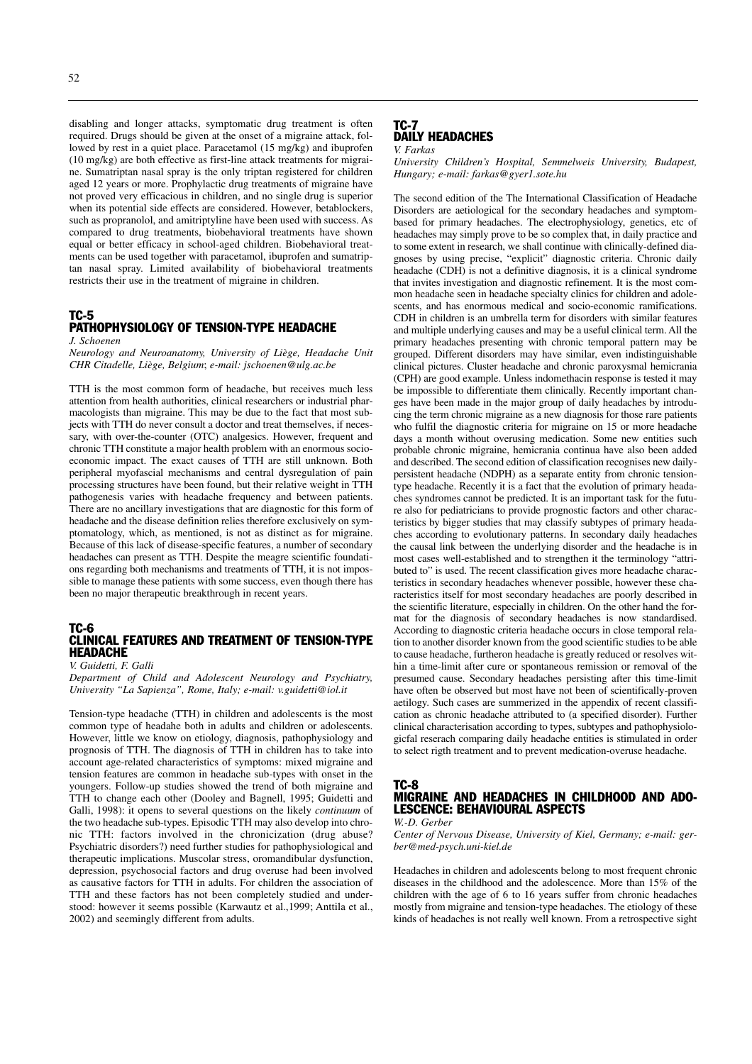disabling and longer attacks, symptomatic drug treatment is often required. Drugs should be given at the onset of a migraine attack, followed by rest in a quiet place. Paracetamol (15 mg/kg) and ibuprofen (10 mg/kg) are both effective as first-line attack treatments for migraine. Sumatriptan nasal spray is the only triptan registered for children aged 12 years or more. Prophylactic drug treatments of migraine have not proved very efficacious in children, and no single drug is superior when its potential side effects are considered. However, betablockers, such as propranolol, and amitriptyline have been used with success. As compared to drug treatments, biobehavioral treatments have shown equal or better efficacy in school-aged children. Biobehavioral treatments can be used together with paracetamol, ibuprofen and sumatriptan nasal spray. Limited availability of biobehavioral treatments restricts their use in the treatment of migraine in children.

## TC-5
## PATHOPHYSIOLOGY OF TENSION-TYPE HEADACHE

*J. Schoenen*

*Neurology and Neuroanatomy, University of Liège, Headache Unit CHR Citadelle, Liège, Belgium*; *e-mail: jschoenen@ulg.ac.be*

TTH is the most common form of headache, but receives much less attention from health authorities, clinical researchers or industrial pharmacologists than migraine. This may be due to the fact that most subjects with TTH do never consult a doctor and treat themselves, if necessary, with over-the-counter (OTC) analgesics. However, frequent and chronic TTH constitute a major health problem with an enormous socioeconomic impact. The exact causes of TTH are still unknown. Both peripheral myofascial mechanisms and central dysregulation of pain processing structures have been found, but their relative weight in TTH pathogenesis varies with headache frequency and between patients. There are no ancillary investigations that are diagnostic for this form of headache and the disease definition relies therefore exclusively on symptomatology, which, as mentioned, is not as distinct as for migraine. Because of this lack of disease-specific features, a number of secondary headaches can present as TTH. Despite the meagre scientific foundations regarding both mechanisms and treatments of TTH, it is not impossible to manage these patients with some success, even though there has been no major therapeutic breakthrough in recent years.

## TC-6
## CLINICAL FEATURES AND TREATMENT OF TENSION-TYPE HEADACHE

*V. Guidetti, F. Galli*

*Department of Child and Adolescent Neurology and Psychiatry, University "La Sapienza", Rome, Italy; e-mail: v.guidetti@iol.it*

Tension-type headache (TTH) in children and adolescents is the most common type of headahe both in adults and children or adolescents. However, little we know on etiology, diagnosis, pathophysiology and prognosis of TTH. The diagnosis of TTH in children has to take into account age-related characteristics of symptoms: mixed migraine and tension features are common in headache sub-types with onset in the youngers. Follow-up studies showed the trend of both migraine and TTH to change each other (Dooley and Bagnell, 1995; Guidetti and Galli, 1998): it opens to several questions on the likely *continuum* of the two headache sub-types. Episodic TTH may also develop into chronic TTH: factors involved in the chronicization (drug abuse? Psychiatric disorders?) need further studies for pathophysiological and therapeutic implications. Muscolar stress, oromandibular dysfunction, depression, psychosocial factors and drug overuse had been involved as causative factors for TTH in adults. For children the association of TTH and these factors has not been completely studied and understood: however it seems possible (Karwautz et al.,1999; Anttila et al., 2002) and seemingly different from adults.

## TC-7
## DAILY HEADACHES

*V. Farkas*

*University Children's Hospital, Semmelweis University, Budapest, Hungary; e-mail: farkas@gyer1.sote.hu*

The second edition of the The International Classification of Headache Disorders are aetiological for the secondary headaches and symptombased for primary headaches. The electrophysiology, genetics, etc of headaches may simply prove to be so complex that, in daily practice and to some extent in research, we shall continue with clinically-defined diagnoses by using precise, "explicit" diagnostic criteria. Chronic daily headache (CDH) is not a definitive diagnosis, it is a clinical syndrome that invites investigation and diagnostic refinement. It is the most common headache seen in headache specialty clinics for children and adolescents, and has enormous medical and socio-economic ramifications. CDH in children is an umbrella term for disorders with similar features and multiple underlying causes and may be a useful clinical term. All the primary headaches presenting with chronic temporal pattern may be grouped. Different disorders may have similar, even indistinguishable clinical pictures. Cluster headache and chronic paroxysmal hemicrania (CPH) are good example. Unless indomethacin response is tested it may be impossible to differentiate them clinically. Recently important changes have been made in the major group of daily headaches by introducing the term chronic migraine as a new diagnosis for those rare patients who fulfil the diagnostic criteria for migraine on 15 or more headache days a month without overusing medication. Some new entities such probable chronic migraine, hemicrania continua have also been added and described. The second edition of classification recognises new dailypersistent headache (NDPH) as a separate entity from chronic tensiontype headache. Recently it is a fact that the evolution of primary headaches syndromes cannot be predicted. It is an important task for the future also for pediatricians to provide prognostic factors and other characteristics by bigger studies that may classify subtypes of primary headaches according to evolutionary patterns. In secondary daily headaches the causal link between the underlying disorder and the headache is in most cases well-established and to strengthen it the terminology "attributed to" is used. The recent classification gives more headache characteristics in secondary headaches whenever possible, however these characteristics itself for most secondary headaches are poorly described in the scientific literature, especially in children. On the other hand the format for the diagnosis of secondary headaches is now standardised. According to diagnostic criteria headache occurs in close temporal relation to another disorder known from the good scientific studies to be able to cause headache, furtheron headache is greatly reduced or resolves within a time-limit after cure or spontaneous remission or removal of the presumed cause. Secondary headaches persisting after this time-limit have often be observed but most have not been of scientifically-proven aetilogy. Such cases are summerized in the appendix of recent classification as chronic headache attributed to (a specified disorder). Further clinical characterisation according to types, subtypes and pathophysiologicfal research comparing daily headache entities is stimulated in order to select rigth treatment and to prevent medication-overuse headache.

## TC-8
## MIGRAINE AND HEADACHES IN CHILDHOOD AND ADOLESCENCE: BEHAVIOURAL ASPECTS

*W.-D. Gerber*

*Center of Nervous Disease, University of Kiel, Germany; e-mail: gerber@med-psych.uni-kiel.de*

Headaches in children and adolescents belong to most frequent chronic diseases in the childhood and the adolescence. More than 15% of the children with the age of 6 to 16 years suffer from chronic headaches mostly from migraine and tension-type headaches. The etiology of these kinds of headaches is not really well known. From a retrospective sight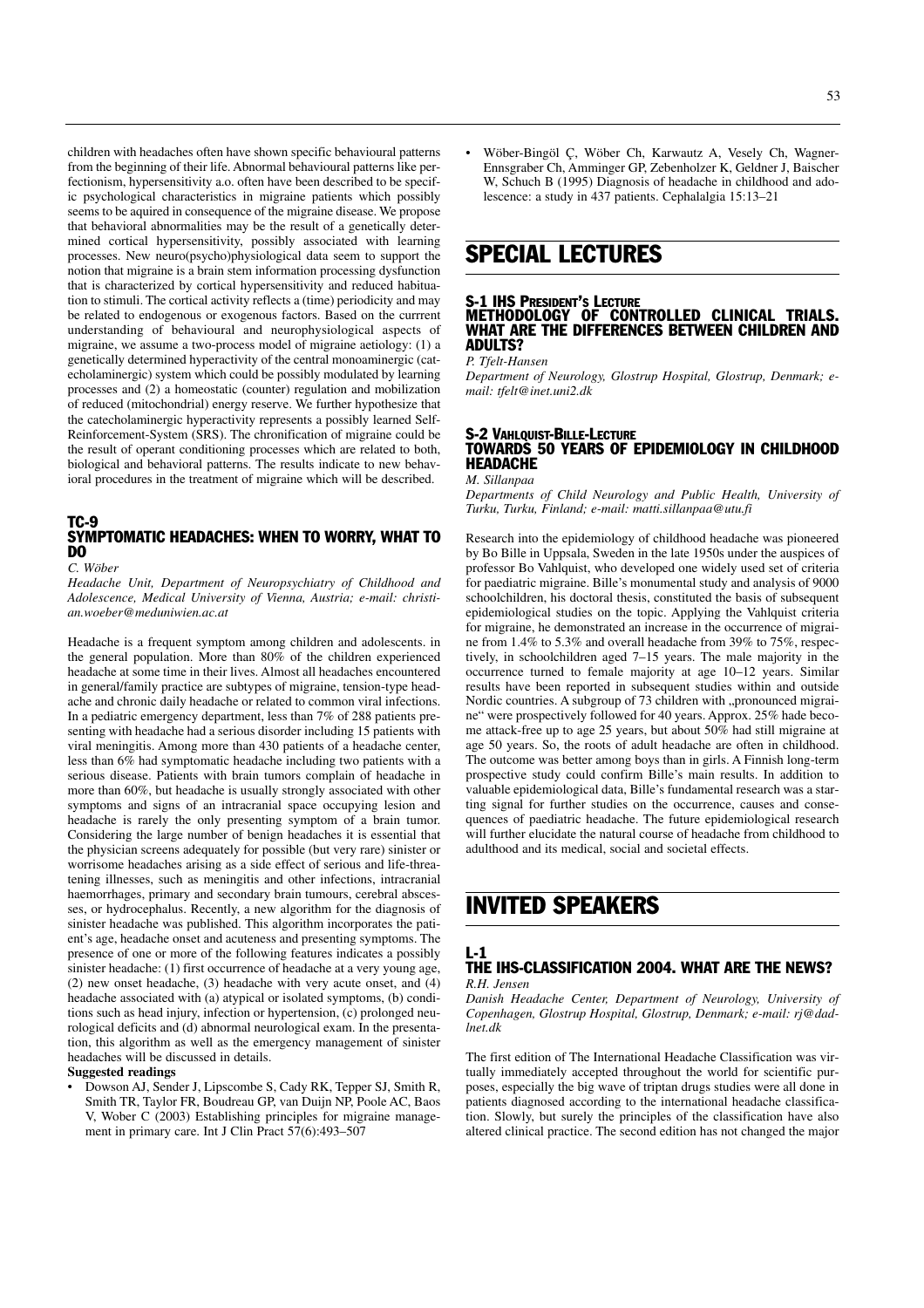children with headaches often have shown specific behavioural patterns from the beginning of their life. Abnormal behavioural patterns like perfectionism, hypersensitivity a.o. often have been described to be specific psychological characteristics in migraine patients which possibly seems to be aquired in consequence of the migraine disease. We propose that behavioral abnormalities may be the result of a genetically determined cortical hypersensitivity, possibly associated with learning processes. New neuro(psycho)physiological data seem to support the notion that migraine is a brain stem information processing dysfunction that is characterized by cortical hypersensitivity and reduced habituation to stimuli. The cortical activity reflects a (time) periodicity and may be related to endogenous or exogenous factors. Based on the currrent understanding of behavioural and neurophysiological aspects of migraine, we assume a two-process model of migraine aetiology: (1) a genetically determined hyperactivity of the central monoaminergic (catecholaminergic) system which could be possibly modulated by learning processes and (2) a homeostatic (counter) regulation and mobilization of reduced (mitochondrial) energy reserve. We further hypothesize that the catecholaminergic hyperactivity represents a possibly learned Self-Reinforcement-System (SRS). The chronification of migraine could be the result of operant conditioning processes which are related to both, biological and behavioral patterns. The results indicate to new behavioral procedures in the treatment of migraine which will be described.

### TC-9
### SYMPTOMATIC HEADACHES: WHEN TO WORRY, WHAT TO DO

*C. Wöber*

*Headache Unit, Department of Neuropsychiatry of Childhood and Adolescence, Medical University of Vienna, Austria; e-mail: christian.woeber@meduniwien.ac.at*

Headache is a frequent symptom among children and adolescents. in the general population. More than 80% of the children experienced headache at some time in their lives. Almost all headaches encountered in general/family practice are subtypes of migraine, tension-type headache and chronic daily headache or related to common viral infections. In a pediatric emergency department, less than 7% of 288 patients presenting with headache had a serious disorder including 15 patients with viral meningitis. Among more than 430 patients of a headache center, less than 6% had symptomatic headache including two patients with a serious disease. Patients with brain tumors complain of headache in more than 60%, but headache is usually strongly associated with other symptoms and signs of an intracranial space occupying lesion and headache is rarely the only presenting symptom of a brain tumor. Considering the large number of benign headaches it is essential that the physician screens adequately for possible (but very rare) sinister or worrisome headaches arising as a side effect of serious and life-threatening illnesses, such as meningitis and other infections, intracranial haemorrhages, primary and secondary brain tumours, cerebral abscesses, or hydrocephalus. Recently, a new algorithm for the diagnosis of sinister headache was published. This algorithm incorporates the patient's age, headache onset and acuteness and presenting symptoms. The presence of one or more of the following features indicates a possibly sinister headache: (1) first occurrence of headache at a very young age, (2) new onset headache, (3) headache with very acute onset, and (4) headache associated with (a) atypical or isolated symptoms, (b) conditions such as head injury, infection or hypertension, (c) prolonged neurological deficits and (d) abnormal neurological exam. In the presentation, this algorithm as well as the emergency management of sinister headaches will be discussed in details.

**Suggested readings**

- Dowson AJ, Sender J, Lipscombe S, Cady RK, Tepper SJ, Smith R, Smith TR, Taylor FR, Boudreau GP, van Duijn NP, Poole AC, Baos V, Wober C (2003) Establishing principles for migraine management in primary care. Int J Clin Pract 57(6):493–507
- Wöber-Bingöl Ç, Wöber Ch, Karwautz A, Vesely Ch, Wagner-Ennsgraber Ch, Amminger GP, Zebenholzer K, Geldner J, Baischer W, Schuch B (1995) Diagnosis of headache in childhood and adolescence: a study in 437 patients. Cephalalgia 15:13–21

# SPECIAL LECTURES

### S-1 IHS PRESIDENT'S LECTURE
### METHODOLOGY OF CONTROLLED CLINICAL TRIALS. WHAT ARE THE DIFFERENCES BETWEEN CHILDREN AND ADULTS?

*P. Tfelt-Hansen*

*Department of Neurology, Glostrup Hospital, Glostrup, Denmark; e-mail: tfelt@inet.uni2.dk*

### S-2 VAHLQUIST-BILLE-LECTURE
### TOWARDS 50 YEARS OF EPIDEMIOLOGY IN CHILDHOOD HEADACHE

*M. Sillanpaa*

*Departments of Child Neurology and Public Health, University of Turku, Turku, Finland; e-mail: matti.sillanpaa@utu.fi*

Research into the epidemiology of childhood headache was pioneered by Bo Bille in Uppsala, Sweden in the late 1950s under the auspices of professor Bo Vahlquist, who developed one widely used set of criteria for paediatric migraine. Bille's monumental study and analysis of 9000 schoolchildren, his doctoral thesis, constituted the basis of subsequent epidemiological studies on the topic. Applying the Vahlquist criteria for migraine, he demonstrated an increase in the occurrence of migraine from 1.4% to 5.3% and overall headache from 39% to 75%, respectively, in schoolchildren aged 7–15 years. The male majority in the occurrence turned to female majority at age 10–12 years. Similar results have been reported in subsequent studies within and outside Nordic countries. A subgroup of 73 children with „pronounced migraine" were prospectively followed for 40 years. Approx. 25% hade become attack-free up to age 25 years, but about 50% had still migraine at age 50 years. So, the roots of adult headache are often in childhood. The outcome was better among boys than in girls. A Finnish long-term prospective study could confirm Bille's main results. In addition to valuable epidemiological data, Bille's fundamental research was a starting signal for further studies on the occurrence, causes and consequences of paediatric headache. The future epidemiological research will further elucidate the natural course of headache from childhood to adulthood and its medical, social and societal effects.

# INVITED SPEAKERS

### L-1
### THE IHS-CLASSIFICATION 2004. WHAT ARE THE NEWS?

*R.H. Jensen*

*Danish Headache Center, Department of Neurology, University of Copenhagen, Glostrup Hospital, Glostrup, Denmark; e-mail: rj@dadlnet.dk*

The first edition of The International Headache Classification was virtually immediately accepted throughout the world for scientific purposes, especially the big wave of triptan drugs studies were all done in patients diagnosed according to the international headache classification. Slowly, but surely the principles of the classification have also altered clinical practice. The second edition has not changed the major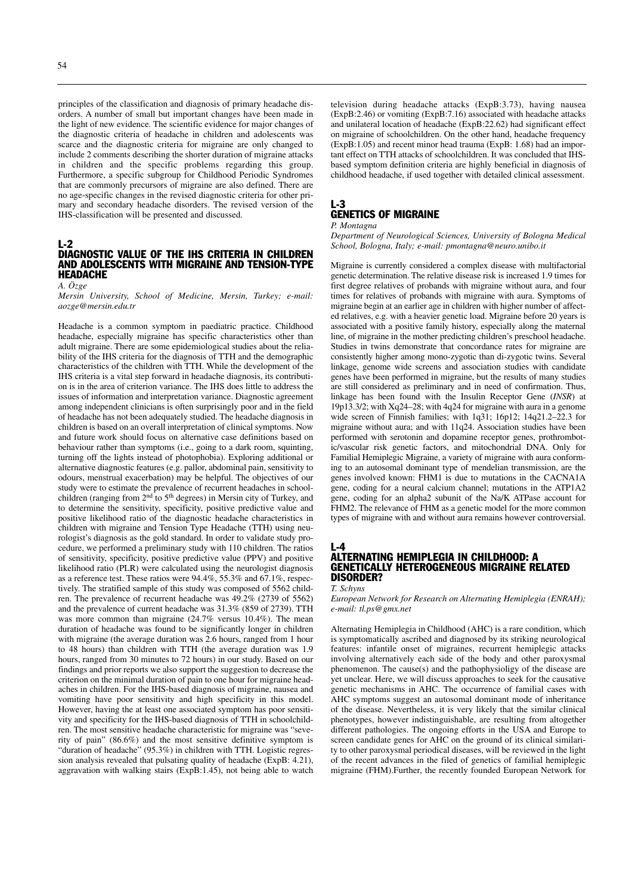principles of the classification and diagnosis of primary headache disorders. A number of small but important changes have been made in the light of new evidence. The scientific evidence for major changes of the diagnostic criteria of headache in children and adolescents was scarce and the diagnostic criteria for migraine are only changed to include 2 comments describing the shorter duration of migraine attacks in children and the specific problems regarding this group. Furthermore, a specific subgroup for Childhood Periodic Syndromes that are commonly precursors of migraine are also defined. There are no age-specific changes in the revised diagnostic criteria for other primary and secondary headache disorders. The revised version of the IHS-classification will be presented and discussed.

## L-2
## DIAGNOSTIC VALUE OF THE IHS CRITERIA IN CHILDREN AND ADOLESCENTS WITH MIGRAINE AND TENSION-TYPE HEADACHE

*A. Özge*

*Mersin University, School of Medicine, Mersin, Turkey; e-mail: aozge@mersin.edu.tr*

Headache is a common symptom in paediatric practice. Childhood headache, especially migraine has specific characteristics other than adult migraine. There are some epidemiological studies about the reliability of the IHS criteria for the diagnosis of TTH and the demographic characteristics of the children with TTH. While the development of the IHS criteria is a vital step forward in headache diagnosis, its contribution is in the area of criterion variance. The IHS does little to address the issues of information and interpretation variance. Diagnostic agreement among independent clinicians is often surprisingly poor and in the field of headache has not been adequately studied. The headache diagnosis in children is based on an overall interpretation of clinical symptoms. Now and future work should focus on alternative case definitions based on behaviour rather than symptoms (i.e., going to a dark room, squinting, turning off the lights instead of photophobia). Exploring additional or alternative diagnostic features (e.g. pallor, abdominal pain, sensitivity to odours, menstrual exacerbation) may be helpful. The objectives of our study were to estimate the prevalence of recurrent headaches in schoolchildren (ranging from 2nd to 5th degrees) in Mersin city of Turkey, and to determine the sensitivity, specificity, positive predictive value and positive likelihood ratio of the diagnostic headache characteristics in children with migraine and Tension Type Headache (TTH) using neurologist's diagnosis as the gold standard. In order to validate study procedure, we performed a preliminary study with 110 children. The ratios of sensitivity, specificity, positive predictive value (PPV) and positive likelihood ratio (PLR) were calculated using the neurologist diagnosis as a reference test. These ratios were 94.4%, 55.3% and 67.1%, respectively. The stratified sample of this study was composed of 5562 children. The prevalence of recurrent headache was 49.2% (2739 of 5562) and the prevalence of current headache was 31.3% (859 of 2739). TTH was more common than migraine (24.7% versus 10.4%). The mean duration of headache was found to be significantly longer in children with migraine (the average duration was 2.6 hours, ranged from 1 hour to 48 hours) than children with TTH (the average duration was 1.9 hours, ranged from 30 minutes to 72 hours) in our study. Based on our findings and prior reports we also support the suggestion to decrease the criterion on the minimal duration of pain to one hour for migraine headaches in children. For the IHS-based diagnosis of migraine, nausea and vomiting have poor sensitivity and high specificity in this model. However, having the at least one associated symptom has poor sensitivity and specificity for the IHS-based diagnosis of TTH in schoolchildren. The most sensitive headache characteristic for migraine was "severity of pain" (86.6%) and the most sensitive definitive symptom is "duration of headache" (95.3%) in children with TTH. Logistic regression analysis revealed that pulsating quality of headache (ExpB: 4.21), aggravation with walking stairs (ExpB:1.45), not being able to watch television during headache attacks (ExpB:3.73), having nausea (ExpB:2.46) or vomiting (ExpB:7.16) associated with headache attacks and unilateral location of headache (ExpB:22.62) had significant effect on migraine of schoolchildren. On the other hand, headache frequency (ExpB:1.05) and recent minor head trauma (ExpB: 1.68) had an important effect on TTH attacks of schoolchildren. It was concluded that IHS-based symptom definition criteria are highly beneficial in diagnosis of childhood headache, if used together with detailed clinical assessment.

## L-3
## GENETICS OF MIGRAINE

*P. Montagna*

*Department of Neurological Sciences, University of Bologna Medical School, Bologna, Italy; e-mail: pmontagna@neuro.unibo.it*

Migraine is currently considered a complex disease with multifactorial genetic determination. The relative disease risk is increased 1.9 times for first degree relatives of probands with migraine without aura, and four times for relatives of probands with migraine with aura. Symptoms of migraine begin at an earlier age in children with higher number of affected relatives, e.g. with a heavier genetic load. Migraine before 20 years is associated with a positive family history, especially along the maternal line, of migraine in the mother predicting children's preschool headache. Studies in twins demonstrate that concordance rates for migraine are consistently higher among mono-zygotic than di-zygotic twins. Several linkage, genome wide screens and association studies with candidate genes have been performed in migraine, but the results of many studies are still considered as preliminary and in need of confirmation. Thus, linkage has been found with the Insulin Receptor Gene (*INSR*) at 19p13.3/2; with Xq24–28; with 4q24 for migraine with aura in a genome wide screen of Finnish families; with 1q31; 16p12; 14q21.2–22.3 for migraine without aura; and with 11q24. Association studies have been performed with serotonin and dopamine receptor genes, prothrombotic/vascular risk genetic factors, and mitochondrial DNA. Only for Familial Hemiplegic Migraine, a variety of migraine with aura conforming to an autosomal dominant type of mendelian transmission, are the genes involved known: FHM1 is due to mutations in the CACNA1A gene, coding for a neural calcium channel; mutations in the ATP1A2 gene, coding for an alpha2 subunit of the Na/K ATPase account for FHM2. The relevance of FHM as a genetic model for the more common types of migraine with and without aura remains however controversial.

## L-4
## ALTERNATING HEMIPLEGIA IN CHILDHOOD: A GENETICALLY HETEROGENEOUS MIGRAINE RELATED DISORDER?

*T. Schyns*

*European Network for Research on Alternating Hemiplegia (ENRAH); e-mail: tl.ps@gmx.net*

Alternating Hemiplegia in Childhood (AHC) is a rare condition, which is symptomatically ascribed and diagnosed by its striking neurological features: infantile onset of migraines, recurrent hemiplegic attacks involving alternatively each side of the body and other paroxysmal phenomenon. The cause(s) and the pathophysioligy of the disease are yet unclear. Here, we will discuss approaches to seek for the causative genetic mechanisms in AHC. The occurrence of familial cases with AHC symptoms suggest an autosomal dominant mode of inheritance of the disease. Nevertheless, it is very likely that the similar clinical phenotypes, however indistinguishable, are resulting from altogether different pathologies. The ongoing efforts in the USA and Europe to screen candidate genes for AHC on the ground of its clinical similarity to other paroxysmal periodical diseases, will be reviewed in the light of the recent advances in the filed of genetics of familial hemiplegic migraine (FHM).Further, the recently founded European Network for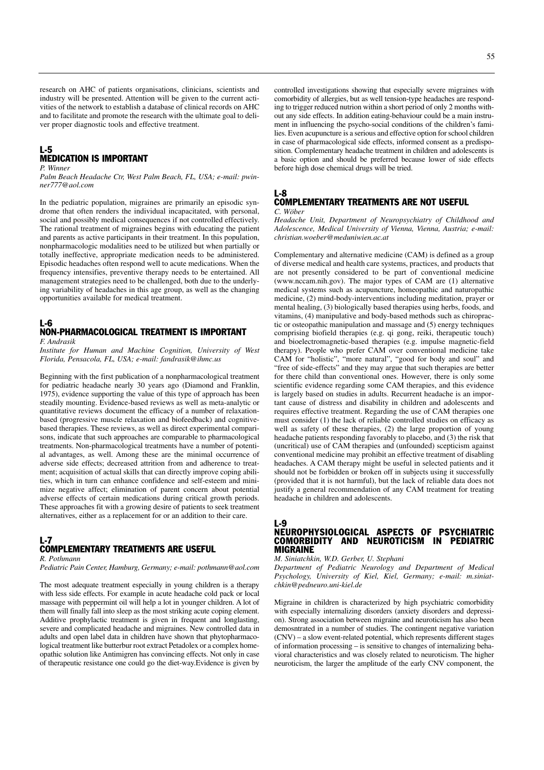research on AHC of patients organisations, clinicians, scientists and industry will be presented. Attention will be given to the current activities of the network to establish a database of clinical records on AHC and to facilitate and promote the research with the ultimate goal to deliver proper diagnostic tools and effective treatment.

## L-5
## MEDICATION IS IMPORTANT

*P. Winner*

*Palm Beach Headache Ctr, West Palm Beach, FL, USA; e-mail: pwinner777@aol.com*

In the pediatric population, migraines are primarily an episodic syndrome that often renders the individual incapacitated, with personal, social and possibly medical consequences if not controlled effectively. The rational treatment of migraines begins with educating the patient and parents as active participants in their treatment. In this population, nonpharmacologic modalities need to be utilized but when partially or totally ineffective, appropriate medication needs to be administered. Episodic headaches often respond well to acute medications. When the frequency intensifies, preventive therapy needs to be entertained. All management strategies need to be challenged, both due to the underlying variability of headaches in this age group, as well as the changing opportunities available for medical treatment.

## L-6
## NON-PHARMACOLOGICAL TREATMENT IS IMPORTANT

*F. Andrasik*

*Institute for Human and Machine Cognition, University of West Florida, Pensacola, FL, USA; e-mail: fandrasik@ihmc.us*

Beginning with the first publication of a nonpharmacological treatment for pediatric headache nearly 30 years ago (Diamond and Franklin, 1975), evidence supporting the value of this type of approach has been steadily mounting. Evidence-based reviews as well as meta-analytic or quantitative reviews document the efficacy of a number of relaxation-based (progressive muscle relaxation and biofeedback) and cognitive-based therapies. These reviews, as well as direct experimental comparisons, indicate that such approaches are comparable to pharmacological treatments. Non-pharmacological treatments have a number of potential advantages, as well. Among these are the minimal occurrence of adverse side effects; decreased attrition from and adherence to treatment; acquisition of actual skills that can directly improve coping abilities, which in turn can enhance confidence and self-esteem and minimize negative affect; elimination of parent concern about potential adverse effects of certain medications during critical growth periods. These approaches fit with a growing desire of patients to seek treatment alternatives, either as a replacement for or an addition to their care.

## L-7
## COMPLEMENTARY TREATMENTS ARE USEFUL

*R. Pothmann*

*Pediatric Pain Center, Hamburg, Germany; e-mail: pothmann@aol.com*

The most adequate treatment especially in young children is a therapy with less side effects. For example in acute headache cold pack or local massage with peppermint oil will help a lot in younger children. A lot of them will finally fall into sleep as the most striking acute coping element. Additive prophylactic treatment is given in frequent and longlasting, severe and complicated headache and migraines. New controlled data in adults and open label data in children have shown that phytopharmacological treatment like butterbur root extract Petadolex or a complex homeopathic solution like Antimigren has convincing effects. Not only in case of therapeutic resistance one could go the diet-way.Evidence is given by controlled investigations showing that especially severe migraines with comorbidity of allergies, but as well tension-type headaches are responding to trigger reduced nutrion within a short period of only 2 months without any side effects. In addition eating-behaviour could be a main instrument in influencing the psycho-social conditions of the children's families. Even acupuncture is a serious and effective option for school children in case of pharmacological side effects, informed consent as a predisposition. Complementary headache treatment in children and adolescents is a basic option and should be preferred because lower of side effects before high dose chemical drugs will be tried.

## L-8
## COMPLEMENTARY TREATMENTS ARE NOT USEFUL

*C. Wöber*

*Headache Unit, Department of Neuropsychiatry of Childhood and Adolescence, Medical University of Vienna, Vienna, Austria; e-mail: christian.woeber@meduniwien.ac.at*

Complementary and alternative medicine (CAM) is defined as a group of diverse medical and health care systems, practices, and products that are not presently considered to be part of conventional medicine (www.nccam.nih.gov). The major types of CAM are (1) alternative medical systems such as acupuncture, homeopathic and naturopathic medicine, (2) mind-body-interventions including meditation, prayer or mental healing, (3) biologically based therapies using herbs, foods, and vitamins, (4) manipulative and body-based methods such as chiropractic or osteopathic manipulation and massage and (5) energy techniques comprising biofield therapies (e.g. qi gong, reiki, therapeutic touch) and bioelectromagnetic-based therapies (e.g. impulse magnetic-field therapy). People who prefer CAM over conventional medicine take CAM for "holistic", "more natural", "good for body and soul" and "free of side-effects" and they may argue that such therapies are better for there child than conventional ones. However, there is only some scientific evidence regarding some CAM therapies, and this evidence is largely based on studies in adults. Recurrent headache is an important cause of distress and disability in children and adolescents and requires effective treatment. Regarding the use of CAM therapies one must consider (1) the lack of reliable controlled studies on efficacy as well as safety of these therapies, (2) the large proportion of young headache patients responding favorably to placebo, and (3) the risk that (uncritical) use of CAM therapies and (unfounded) scepticism against conventional medicine may prohibit an effective treatment of disabling headaches. A CAM therapy might be useful in selected patients and it should not be forbidden or broken off in subjects using it successfully (provided that it is not harmful), but the lack of reliable data does not justify a general recommendation of any CAM treatment for treating headache in children and adolescents.

## L-9
## NEUROPHYSIOLOGICAL ASPECTS OF PSYCHIATRIC COMORBIDITY AND NEUROTICISM IN PEDIATRIC MIGRAINE

*M. Siniatchkin, W.D. Gerber, U. Stephani*

*Department of Pediatric Neurology and Department of Medical Psychology, University of Kiel, Kiel, Germany; e-mail: m.siniatchkin@pedneuro.uni-kiel.de*

Migraine in children is characterized by high psychiatric comorbidity with especially internalizing disorders (anxiety disorders and depression). Strong association between migraine and neuroticism has also been demosntrated in a number of studies. The contingent negative variation (CNV) – a slow event-related potential, which represents different stages of information processing – is sensitive to changes of internalizing behavioral characteristics and was closely related to neuroticism. The higher neuroticism, the larger the amplitude of the early CNV component, the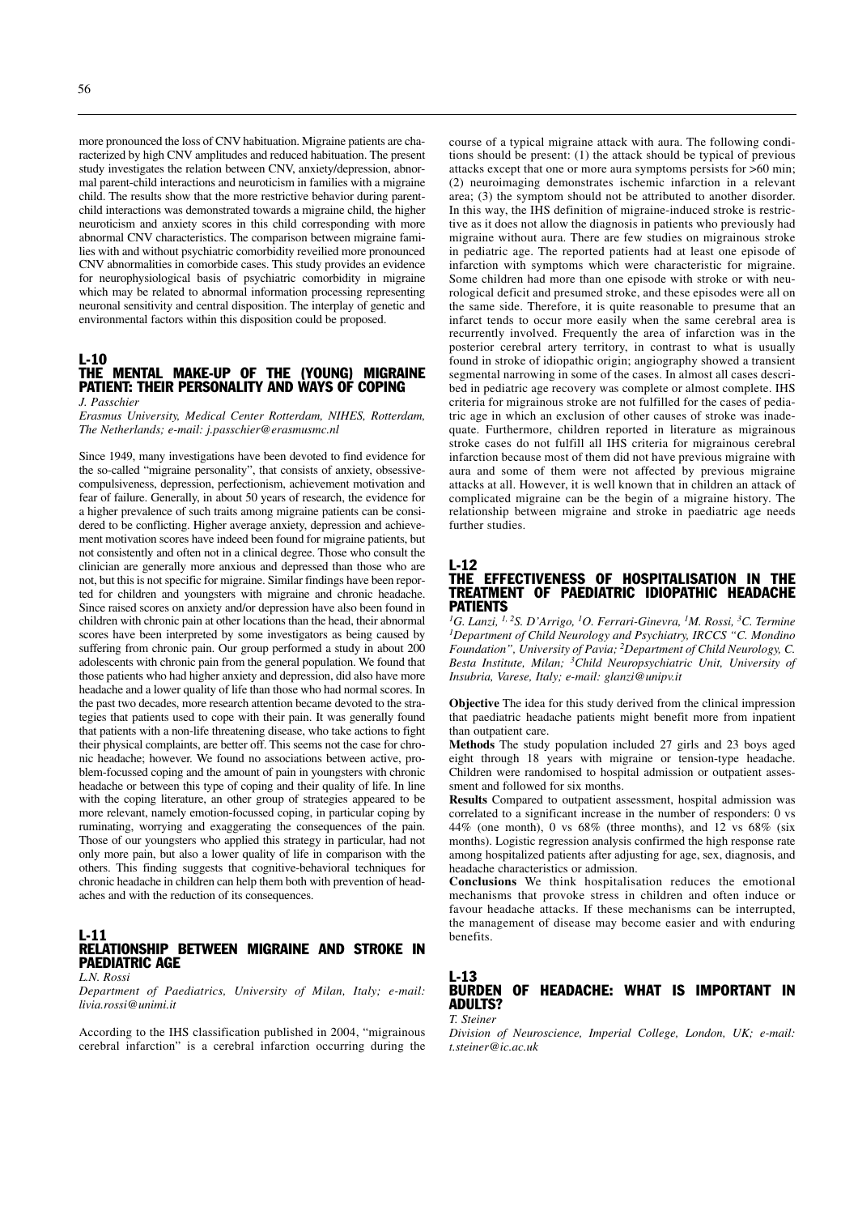more pronounced the loss of CNV habituation. Migraine patients are characterized by high CNV amplitudes and reduced habituation. The present study investigates the relation between CNV, anxiety/depression, abnormal parent-child interactions and neuroticism in families with a migraine child. The results show that the more restrictive behavior during parent-child interactions was demonstrated towards a migraine child, the higher neuroticism and anxiety scores in this child corresponding with more abnormal CNV characteristics. The comparison between migraine families with and without psychiatric comorbidity reveiled more pronounced CNV abnormalities in comorbide cases. This study provides an evidence for neurophysiological basis of psychiatric comorbidity in migraine which may be related to abnormal information processing representing neuronal sensitivity and central disposition. The interplay of genetic and environmental factors within this disposition could be proposed.

## L-10
## THE MENTAL MAKE-UP OF THE (YOUNG) MIGRAINE PATIENT: THEIR PERSONALITY AND WAYS OF COPING

*J. Passchier*

*Erasmus University, Medical Center Rotterdam, NIHES, Rotterdam, The Netherlands; e-mail: j.passchier@erasmusmc.nl*

Since 1949, many investigations have been devoted to find evidence for the so-called "migraine personality", that consists of anxiety, obsessive-compulsiveness, depression, perfectionism, achievement motivation and fear of failure. Generally, in about 50 years of research, the evidence for a higher prevalence of such traits among migraine patients can be considered to be conflicting. Higher average anxiety, depression and achievement motivation scores have indeed been found for migraine patients, but not consistently and often not in a clinical degree. Those who consult the clinician are generally more anxious and depressed than those who are not, but this is not specific for migraine. Similar findings have been reported for children and youngsters with migraine and chronic headache. Since raised scores on anxiety and/or depression have also been found in children with chronic pain at other locations than the head, their abnormal scores have been interpreted by some investigators as being caused by suffering from chronic pain. Our group performed a study in about 200 adolescents with chronic pain from the general population. We found that those patients who had higher anxiety and depression, did also have more headache and a lower quality of life than those who had normal scores. In the past two decades, more research attention became devoted to the strategies that patients used to cope with their pain. It was generally found that patients with a non-life threatening disease, who take actions to fight their physical complaints, are better off. This seems not the case for chronic headache; however. We found no associations between active, problem-focussed coping and the amount of pain in youngsters with chronic headache or between this type of coping and their quality of life. In line with the coping literature, an other group of strategies appeared to be more relevant, namely emotion-focussed coping, in particular coping by ruminating, worrying and exaggerating the consequences of the pain. Those of our youngsters who applied this strategy in particular, had not only more pain, but also a lower quality of life in comparison with the others. This finding suggests that cognitive-behavioral techniques for chronic headache in children can help them both with prevention of headaches and with the reduction of its consequences.

## L-11
## RELATIONSHIP BETWEEN MIGRAINE AND STROKE IN PAEDIATRIC AGE

*L.N. Rossi*

*Department of Paediatrics, University of Milan, Italy; e-mail: livia.rossi@unimi.it*

According to the IHS classification published in 2004, "migrainous cerebral infarction" is a cerebral infarction occurring during the course of a typical migraine attack with aura. The following conditions should be present: (1) the attack should be typical of previous attacks except that one or more aura symptoms persists for >60 min; (2) neuroimaging demonstrates ischemic infarction in a relevant area; (3) the symptom should not be attributed to another disorder. In this way, the IHS definition of migraine-induced stroke is restrictive as it does not allow the diagnosis in patients who previously had migraine without aura. There are few studies on migrainous stroke in pediatric age. The reported patients had at least one episode of infarction with symptoms which were characteristic for migraine. Some children had more than one episode with stroke or with neurological deficit and presumed stroke, and these episodes were all on the same side. Therefore, it is quite reasonable to presume that an infarct tends to occur more easily when the same cerebral area is recurrently involved. Frequently the area of infarction was in the posterior cerebral artery territory, in contrast to what is usually found in stroke of idiopathic origin; angiography showed a transient segmental narrowing in some of the cases. In almost all cases described in pediatric age recovery was complete or almost complete. IHS criteria for migrainous stroke are not fulfilled for the cases of pediatric age in which an exclusion of other causes of stroke was inadequate. Furthermore, children reported in literature as migrainous stroke cases do not fulfill all IHS criteria for migrainous cerebral infarction because most of them did not have previous migraine with aura and some of them were not affected by previous migraine attacks at all. However, it is well known that in children an attack of complicated migraine can be the begin of a migraine history. The relationship between migraine and stroke in paediatric age needs further studies.

## L-12
## THE EFFECTIVENESS OF HOSPITALISATION IN THE TREATMENT OF PAEDIATRIC IDIOPATHIC HEADACHE PATIENTS

*[1]G. Lanzi, [1,2]S. D'Arrigo, [1]O. Ferrari-Ginevra, [1]M. Rossi, [3]C. Termine*

*[1]Department of Child Neurology and Psychiatry, IRCCS "C. Mondino Foundation", University of Pavia; [2]Department of Child Neurology, C. Besta Institute, Milan; [3]Child Neuropsychiatric Unit, University of Insubria, Varese, Italy; e-mail: glanzi@unipv.it*

**Objective** The idea for this study derived from the clinical impression that paediatric headache patients might benefit more from inpatient than outpatient care.

**Methods** The study population included 27 girls and 23 boys aged eight through 18 years with migraine or tension-type headache. Children were randomised to hospital admission or outpatient assessment and followed for six months.

**Results** Compared to outpatient assessment, hospital admission was correlated to a significant increase in the number of responders: 0 vs 44% (one month), 0 vs 68% (three months), and 12 vs 68% (six months). Logistic regression analysis confirmed the high response rate among hospitalized patients after adjusting for age, sex, diagnosis, and headache characteristics or admission.

**Conclusions** We think hospitalisation reduces the emotional mechanisms that provoke stress in children and often induce or favour headache attacks. If these mechanisms can be interrupted, the management of disease may become easier and with enduring benefits.

## L-13
## BURDEN OF HEADACHE: WHAT IS IMPORTANT IN ADULTS?

*T. Steiner*

*Division of Neuroscience, Imperial College, London, UK; e-mail: t.steiner@ic.ac.uk*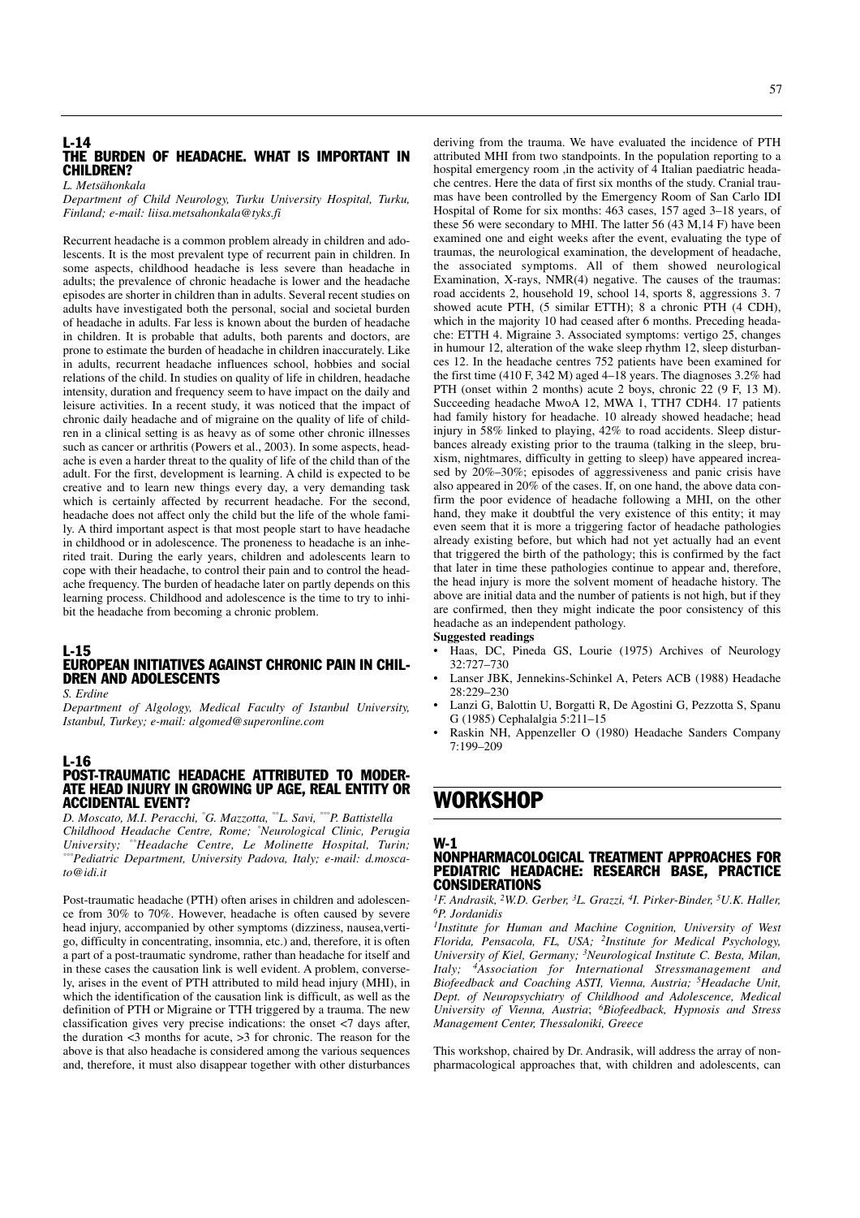## L-14
## THE BURDEN OF HEADACHE. WHAT IS IMPORTANT IN CHILDREN?

*L. Metsähonkala*

*Department of Child Neurology, Turku University Hospital, Turku, Finland; e-mail: liisa.metsahonkala@tyks.fi*

Recurrent headache is a common problem already in children and adolescents. It is the most prevalent type of recurrent pain in children. In some aspects, childhood headache is less severe than headache in adults; the prevalence of chronic headache is lower and the headache episodes are shorter in children than in adults. Several recent studies on adults have investigated both the personal, social and societal burden of headache in adults. Far less is known about the burden of headache in children. It is probable that adults, both parents and doctors, are prone to estimate the burden of headache in children inaccurately. Like in adults, recurrent headache influences school, hobbies and social relations of the child. In studies on quality of life in children, headache intensity, duration and frequency seem to have impact on the daily and leisure activities. In a recent study, it was noticed that the impact of chronic daily headache and of migraine on the quality of life of children in a clinical setting is as heavy as of some other chronic illnesses such as cancer or arthritis (Powers et al., 2003). In some aspects, headache is even a harder threat to the quality of life of the child than of the adult. For the first, development is learning. A child is expected to be creative and to learn new things every day, a very demanding task which is certainly affected by recurrent headache. For the second, headache does not affect only the child but the life of the whole family. A third important aspect is that most people start to have headache in childhood or in adolescence. The proneness to headache is an inherited trait. During the early years, children and adolescents learn to cope with their headache, to control their pain and to control the headache frequency. The burden of headache later on partly depends on this learning process. Childhood and adolescence is the time to try to inhibit the headache from becoming a chronic problem.

## L-15
## EUROPEAN INITIATIVES AGAINST CHRONIC PAIN IN CHILDREN AND ADOLESCENTS

*S. Erdine*

*Department of Algology, Medical Faculty of Istanbul University, Istanbul, Turkey; e-mail: algomed@superonline.com*

## L-16
## POST-TRAUMATIC HEADACHE ATTRIBUTED TO MODERATE HEAD INJURY IN GROWING UP AGE, REAL ENTITY OR ACCIDENTAL EVENT?

*D. Moscato, M.I. Peracchi, °G. Mazzotta, °°L. Savi, °°°P. Battistella*

*Childhood Headache Centre, Rome; °Neurological Clinic, Perugia University; °°Headache Centre, Le Molinette Hospital, Turin; °°°Pediatric Department, University Padova, Italy; e-mail: d.moscato@idi.it*

Post-traumatic headache (PTH) often arises in children and adolescence from 30% to 70%. However, headache is often caused by severe head injury, accompanied by other symptoms (dizziness, nausea,vertigo, difficulty in concentrating, insomnia, etc.) and, therefore, it is often a part of a post-traumatic syndrome, rather than headache for itself and in these cases the causation link is well evident. A problem, conversely, arises in the event of PTH attributed to mild head injury (MHI), in which the identification of the causation link is difficult, as well as the definition of PTH or Migraine or TTH triggered by a trauma. The new classification gives very precise indications: the onset <7 days after, the duration <3 months for acute, >3 for chronic. The reason for the above is that also headache is considered among the various sequences and, therefore, it must also disappear together with other disturbances deriving from the trauma. We have evaluated the incidence of PTH attributed MHI from two standpoints. In the population reporting to a hospital emergency room ,in the activity of 4 Italian paediatric headache centres. Here the data of first six months of the study. Cranial traumas have been controlled by the Emergency Room of San Carlo IDI Hospital of Rome for six months: 463 cases, 157 aged 3–18 years, of these 56 were secondary to MHI. The latter 56 (43 M,14 F) have been examined one and eight weeks after the event, evaluating the type of traumas, the neurological examination, the development of headache, the associated symptoms. All of them showed neurological Examination, X-rays, NMR(4) negative. The causes of the traumas: road accidents 2, household 19, school 14, sports 8, aggressions 3. 7 showed acute PTH, (5 similar ETTH); 8 a chronic PTH (4 CDH), which in the majority 10 had ceased after 6 months. Preceding headache: ETTH 4. Migraine 3. Associated symptoms: vertigo 25, changes in humour 12, alteration of the wake sleep rhythm 12, sleep disturbances 12. In the headache centres 752 patients have been examined for the first time (410 F, 342 M) aged 4–18 years. The diagnoses 3.2% had PTH (onset within 2 months) acute 2 boys, chronic 22 (9 F, 13 M). Succeeding headache MwoA 12, MWA 1, TTH7 CDH4. 17 patients had family history for headache. 10 already showed headache; head injury in 58% linked to playing, 42% to road accidents. Sleep disturbances already existing prior to the trauma (talking in the sleep, bruxism, nightmares, difficulty in getting to sleep) have appeared increased by 20%–30%; episodes of aggressiveness and panic crisis have also appeared in 20% of the cases. If, on one hand, the above data confirm the poor evidence of headache following a MHI, on the other hand, they make it doubtful the very existence of this entity; it may even seem that it is more a triggering factor of headache pathologies already existing before, but which had not yet actually had an event that triggered the birth of the pathology; this is confirmed by the fact that later in time these pathologies continue to appear and, therefore, the head injury is more the solvent moment of headache history. The above are initial data and the number of patients is not high, but if they are confirmed, then they might indicate the poor consistency of this headache as an independent pathology.

**Suggested readings**

- Haas, DC, Pineda GS, Lourie (1975) Archives of Neurology 32:727–730
- Lanser JBK, Jennekins-Schinkel A, Peters ACB (1988) Headache 28:229–230
- Lanzi G, Balottin U, Borgatti R, De Agostini G, Pezzotta S, Spanu G (1985) Cephalalgia 5:211–15
- Raskin NH, Appenzeller O (1980) Headache Sanders Company 7:199–209

# WORKSHOP

## W-1
## NONPHARMACOLOGICAL TREATMENT APPROACHES FOR PEDIATRIC HEADACHE: RESEARCH BASE, PRACTICE CONSIDERATIONS

*[1]F. Andrasik, [2]W.D. Gerber, [3]L. Grazzi, [4]I. Pirker-Binder, [5]U.K. Haller, [6]P. Jordanidis*

*[1]Institute for Human and Machine Cognition, University of West Florida, Pensacola, FL, USA; [2]Institute for Medical Psychology, University of Kiel, Germany; [3]Neurological Institute C. Besta, Milan, Italy; [4]Association for International Stressmanagement and Biofeedback and Coaching ASTI, Vienna, Austria; [5]Headache Unit, Dept. of Neuropsychiatry of Childhood and Adolescence, Medical University of Vienna, Austria; [6]Biofeedback, Hypnosis and Stress Management Center, Thessaloniki, Greece*

This workshop, chaired by Dr. Andrasik, will address the array of nonpharmacological approaches that, with children and adolescents, can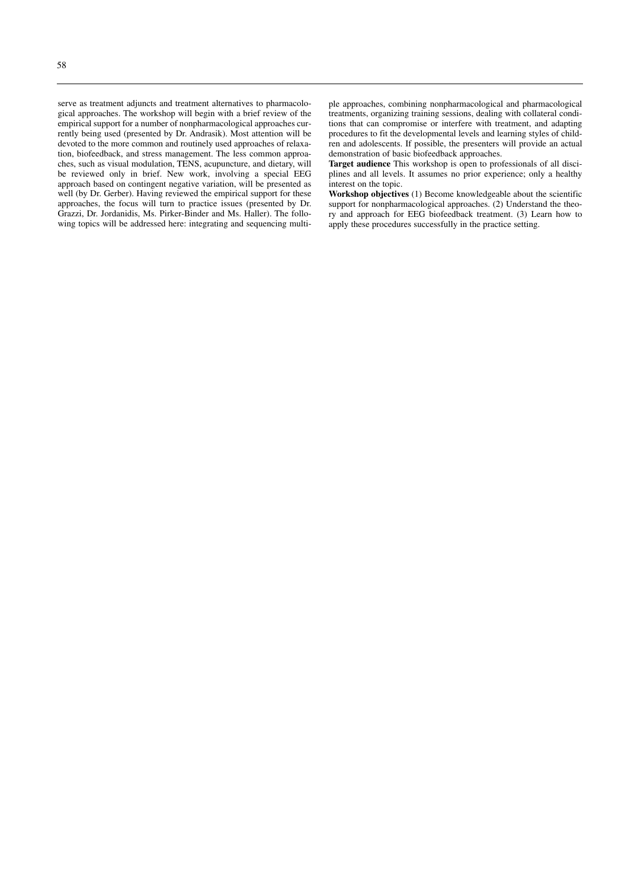serve as treatment adjuncts and treatment alternatives to pharmacological approaches. The workshop will begin with a brief review of the empirical support for a number of nonpharmacological approaches currently being used (presented by Dr. Andrasik). Most attention will be devoted to the more common and routinely used approaches of relaxation, biofeedback, and stress management. The less common approaches, such as visual modulation, TENS, acupuncture, and dietary, will be reviewed only in brief. New work, involving a special EEG approach based on contingent negative variation, will be presented as well (by Dr. Gerber). Having reviewed the empirical support for these approaches, the focus will turn to practice issues (presented by Dr. Grazzi, Dr. Jordanidis, Ms. Pirker-Binder and Ms. Haller). The following topics will be addressed here: integrating and sequencing multiple approaches, combining nonpharmacological and pharmacological treatments, organizing training sessions, dealing with collateral conditions that can compromise or interfere with treatment, and adapting procedures to fit the developmental levels and learning styles of children and adolescents. If possible, the presenters will provide an actual demonstration of basic biofeedback approaches.

**Target audience** This workshop is open to professionals of all disciplines and all levels. It assumes no prior experience; only a healthy interest on the topic.

**Workshop objectives** (1) Become knowledgeable about the scientific support for nonpharmacological approaches. (2) Understand the theory and approach for EEG biofeedback treatment. (3) Learn how to apply these procedures successfully in the practice setting.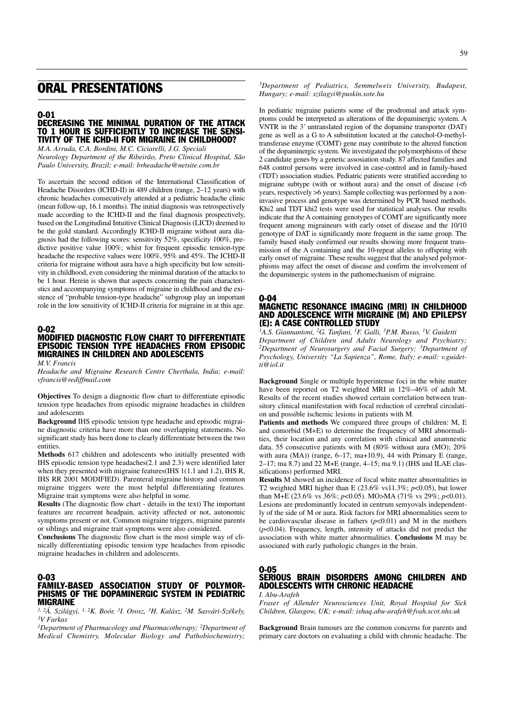# ORAL PRESENTATIONS

## O-01

### DECREASING THE MINIMAL DURATION OF THE ATTACK TO 1 HOUR IS SUFFICIENTLY TO INCREASE THE SENSITIVITY OF THE ICHD-II FOR MIGRAINE IN CHILDHOOD?

*M.A. Arruda, C.A. Bordini, M.C. Ciciarelli, J.G. Speciali*
*Neurology Department of the Ribeirão, Preto Clinical Hospital, São Paulo University, Brazil; e-mail: brheadache@netsite.com.br*

To ascertain the second edition of the International Classification of Headache Disorders (ICHD-II) in 489 children (range, 2–12 years) with chronic headaches consecutively attended at a pediatric headache clinic (mean follow-up, 16.1 months). The initial diagnosis was retrospectively made according to the ICHD-II and the final diagnosis prospectively, based on the Longitudinal Intuitive Clinical Diagnosis (LICD) deemed to be the gold standard. Accordingly ICHD-II migraine without aura diagnosis had the following scores: sensitivity 52%, specificity 100%, predictive positive value 100%; whist for frequent episodic tension-type headache the respective values were 100%, 95% and 45%. The ICHD-II criteria for migraine without aura have a high specificity but low sensitivity in childhood, even considering the minimal duration of the attacks to be 1 hour. Herein is shown that aspects concerning the pain characteristics and accompanying symptoms of migraine in childhood and the existence of "probable tension-type headache" subgroup play an important role in the low sensitivity of ICHD-II criteria for migraine in at this age.

## O-02

### MODIFIED DIAGNOSTIC FLOW CHART TO DIFFERENTIATE EPISODIC TENSION TYPE HEADACHES FROM EPISODIC MIGRAINES IN CHILDREN AND ADOLESCENTS

*M.V. Francis*
*Headache and Migraine Research Centre Cherthala, India; e-mail: vfrancis@rediffmail.com*

**Objectives** To design a diagnostic flow chart to differentiate episodic tension type headaches from episodic migraine headaches in children and adolescents

**Background** IHS episodic tension type headache and episodic migraine diagnostic criteria have more than one overlapping statements. No significant study has been done to clearly differentiate between the two entities.

**Methods** 617 children and adolescents who initially presented with IHS episodic tension type headaches(2.1 and 2.3) were identified later when they presented with migraine features(IHS 1(1.1 and 1.2), IHS R, IHS RR 2001 MODIFIED). Parenteral migraine history and common migraine triggers were the most helpful differentiating features. Migraine trait symptoms were also helpful in some.

**Results** (The diagnostic flow chart - details in the text) The important features are recurrent headpain, activity affected or not, autonomic symptoms present or not. Common migraine triggers, migraine parents or siblings and migraine trait symptoms were also considered.

**Conclusions** The diagnostic flow chart is the most simple way of clinically differentiating episodic tension type headaches from episodic migraine headaches in children and adolescents.

## O-03

### FAMILY-BASED ASSOCIATION STUDY OF POLYMORPHISMS OF THE DOPAMINERGIC SYSTEM IN PEDIATRIC MIGRAINE

*[1,2]Á. Szilágyi, [1,2]K. Boór, [3]I. Orosz, [3]H. Kalász, [2]M. Sasvári-Székely, [3]V Farkas*
*[1]Department of Pharmacology and Pharmacotherapy; [2]Department of Medical Chemistry, Molecular Biology and Pathobiochemistry; [3]Department of Pediatrics, Semmelweis University, Budapest, Hungary; e-mail: szilagyi@puskin.sote.hu*

In pediatric migraine patients some of the prodromal and attack symptoms could be interpreted as alterations of the dopaminergic system. A VNTR in the 3' untranslated region of the dopamine transporter (DAT) gene as well as a G to A substitution located at the catechol-O-methyltransferase enzyme (COMT) gene may contribute to the altered function of the dopaminergic system. We investigated the polymorphisms of these 2 candidate genes by a genetic assosiation study. 87 affected families and 648 control persons were involved in case-control and in family-based (TDT) association studies. Pediatric patients were stratified according to migraine subtype (with or without aura) and the onset of disease (<6 years, respectively >6 years). Sample collecting was performed by a noninvasive process and genotype was determined by PCR based methods. Khi2 and TDT khi2 tests were used for statistical analyses. Our results indicate that the A containing genotypes of COMT are significantly more frequent among migraineurs with early onset of disease and the 10/10 genotype of DAT is significantly more frequent in the same group. The family based study confirmed our results showing more frequent transmission of the A containing and the 10-repeat alleles to offspring with early onset of migraine. These results suggest that the analysed polymorphisms may affect the onset of disease and confirm the involvement of the dopaminergic system in the pathomechanism of migraine.

## O-04

### MAGNETIC RESONANCE IMAGING (MRI) IN CHILDHOOD AND ADOLESCENCE WITH MIGRAINE (M) AND EPILEPSY (E): A CASE CONTROLLED STUDY

*[1]A.S. Giannantoni, [2]G. Tanfani, [1]F. Galli, [3]P.M. Russo, [1]V. Guidetti*
*Department of Children and Adults Neurology and Psychiatry; [2]Department of Neurosurgery and Facial Surgery; [3]Department of Psychology, University "La Sapienza", Rome, Italy; e-mail: v.guidetti@iol.it*

**Background** Single or multiple hyperintense foci in the white matter have been reported on T2 weighted MRI in 12%–46% of adult M. Results of the recent studies showed certain correlation between transitory clinical manifestation with focal reduction of cerebral circulation and possible ischemic lesions in patients with M.

**Patients and methods** We compared three groups of children: M, E and comorbid (M+E) to determine the frequency of MRI abnormalities, their location and any correlation with clinical and anamnestic data. 55 consecutive patients with M (80% without aura (MO); 20% with aura (MA)) (range, 6–17; ma+10.9), 44 with Primary E (range, 2–17; ma 8.7) and 22 M+E (range, 4–15; ma 9.1) (IHS and ILAE classifications) performed MRI.

**Results** M showed an incidence of focal white matter abnormalities in T2 weighted MRI higher than E (23.6% vs11.3%; $p<0.05$), but lower than M+E (23.6% vs 36%; $p<0.05$). MO>MA (71% vs 29%; $p<0.01$). Lesions are predominantly located in centrum semyovals independently of the side of M or aura. Risk factors for MRI abnormalities seem to be cardiovascular disease in fathers ($p<0.01$) and M in the mothers ($p<0.04$). Frequency, length, intensity of attacks did not predict the association with white matter abnormalities. **Conclusions** M may be associated with early pathologic changes in the brain.

## O-05

### SERIOUS BRAIN DISORDERS AMONG CHILDREN AND ADOLESCENTS WITH CHRONIC HEADACHE

*I. Abu-Arafeh*
*Fraser of Allender Neurosciences Unit, Royal Hospital for Sick Children, Glasgow, UK; e-mail: ishaq.abu-arafeh@fvah.scot.nhs.uk*

**Background** Brain tumours are the common concerns for parents and primary care doctors on evaluating a child with chronic headache. The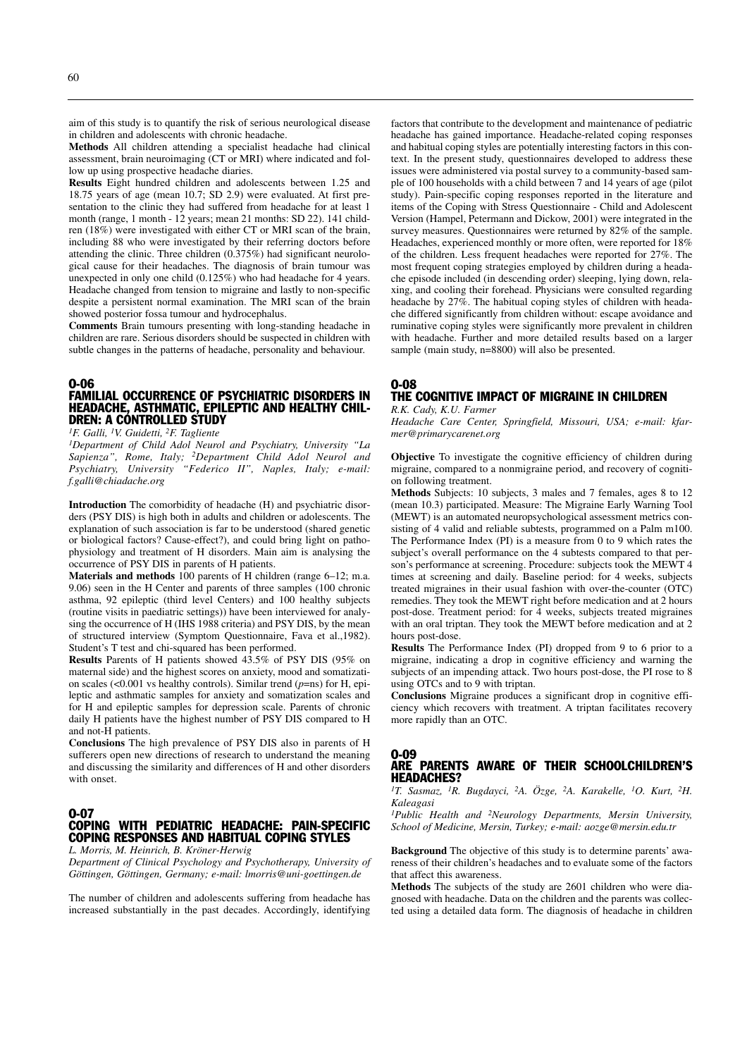aim of this study is to quantify the risk of serious neurological disease in children and adolescents with chronic headache.

**Methods** All children attending a specialist headache had clinical assessment, brain neuroimaging (CT or MRI) where indicated and follow up using prospective headache diaries.

**Results** Eight hundred children and adolescents between 1.25 and 18.75 years of age (mean 10.7; SD 2.9) were evaluated. At first presentation to the clinic they had suffered from headache for at least 1 month (range, 1 month - 12 years; mean 21 months: SD 22). 141 children (18%) were investigated with either CT or MRI scan of the brain, including 88 who were investigated by their referring doctors before attending the clinic. Three children (0.375%) had significant neurological cause for their headaches. The diagnosis of brain tumour was unexpected in only one child (0.125%) who had headache for 4 years. Headache changed from tension to migraine and lastly to non-specific despite a persistent normal examination. The MRI scan of the brain showed posterior fossa tumour and hydrocephalus.

**Comments** Brain tumours presenting with long-standing headache in children are rare. Serious disorders should be suspected in children with subtle changes in the patterns of headache, personality and behaviour.

## O-06
## FAMILIAL OCCURRENCE OF PSYCHIATRIC DISORDERS IN HEADACHE, ASTHMATIC, EPILEPTIC AND HEALTHY CHILDREN: A CONTROLLED STUDY

*[1]F. Galli, [1]V. Guidetti, [2]F. Tagliente*

*[1]Department of Child Adol Neurol and Psychiatry, University "La Sapienza", Rome, Italy; [2]Department Child Adol Neurol and Psychiatry, University "Federico II", Naples, Italy; e-mail: f.galli@chiadache.org*

**Introduction** The comorbidity of headache (H) and psychiatric disorders (PSY DIS) is high both in adults and children or adolescents. The explanation of such association is far to be understood (shared genetic or biological factors? Cause-effect?), and could bring light on pathophysiology and treatment of H disorders. Main aim is analysing the occurrence of PSY DIS in parents of H patients.

**Materials and methods** 100 parents of H children (range 6–12; m.a. 9.06) seen in the H Center and parents of three samples (100 chronic asthma, 92 epileptic (third level Centers) and 100 healthy subjects (routine visits in paediatric settings)) have been interviewed for analysing the occurrence of H (IHS 1988 criteria) and PSY DIS, by the mean of structured interview (Symptom Questionnaire, Fava et al.,1982). Student's T test and chi-squared has been performed.

**Results** Parents of H patients showed 43.5% of PSY DIS (95% on maternal side) and the highest scores on anxiety, mood and somatization scales (<0.001 vs healthy controls). Similar trend (*p*=ns) for H, epileptic and asthmatic samples for anxiety and somatization scales and for H and epileptic samples for depression scale. Parents of chronic daily H patients have the highest number of PSY DIS compared to H and not-H patients.

**Conclusions** The high prevalence of PSY DIS also in parents of H sufferers open new directions of research to understand the meaning and discussing the similarity and differences of H and other disorders with onset.

## O-07
## COPING WITH PEDIATRIC HEADACHE: PAIN-SPECIFIC COPING RESPONSES AND HABITUAL COPING STYLES

*L. Morris, M. Heinrich, B. Kröner-Herwig*

*Department of Clinical Psychology and Psychotherapy, University of Göttingen, Göttingen, Germany; e-mail: lmorris@uni-goettingen.de*

The number of children and adolescents suffering from headache has increased substantially in the past decades. Accordingly, identifying factors that contribute to the development and maintenance of pediatric headache has gained importance. Headache-related coping responses and habitual coping styles are potentially interesting factors in this context. In the present study, questionnaires developed to address these issues were administered via postal survey to a community-based sample of 100 households with a child between 7 and 14 years of age (pilot study). Pain-specific coping responses reported in the literature and items of the Coping with Stress Questionnaire - Child and Adolescent Version (Hampel, Petermann and Dickow, 2001) were integrated in the survey measures. Questionnaires were returned by 82% of the sample. Headaches, experienced monthly or more often, were reported for 18% of the children. Less frequent headaches were reported for 27%. The most frequent coping strategies employed by children during a headache episode included (in descending order) sleeping, lying down, relaxing, and cooling their forehead. Physicians were consulted regarding headache by 27%. The habitual coping styles of children with headache differed significantly from children without: escape avoidance and ruminative coping styles were significantly more prevalent in children with headache. Further and more detailed results based on a larger sample (main study, n=8800) will also be presented.

## O-08
## THE COGNITIVE IMPACT OF MIGRAINE IN CHILDREN

*R.K. Cady, K.U. Farmer*

*Headache Care Center, Springfield, Missouri, USA; e-mail: kfarmer@primarycarenet.org*

**Objective** To investigate the cognitive efficiency of children during migraine, compared to a nonmigraine period, and recovery of cognition following treatment.

**Methods** Subjects: 10 subjects, 3 males and 7 females, ages 8 to 12 (mean 10.3) participated. Measure: The Migraine Early Warning Tool (MEWT) is an automated neuropsychological assessment metrics consisting of 4 valid and reliable subtests, programmed on a Palm m100. The Performance Index (PI) is a measure from 0 to 9 which rates the subject's overall performance on the 4 subtests compared to that person's performance at screening. Procedure: subjects took the MEWT 4 times at screening and daily. Baseline period: for 4 weeks, subjects treated migraines in their usual fashion with over-the-counter (OTC) remedies. They took the MEWT right before medication and at 2 hours post-dose. Treatment period: for 4 weeks, subjects treated migraines with an oral triptan. They took the MEWT before medication and at 2 hours post-dose.

**Results** The Performance Index (PI) dropped from 9 to 6 prior to a migraine, indicating a drop in cognitive efficiency and warning the subjects of an impending attack. Two hours post-dose, the PI rose to 8 using OTCs and to 9 with triptan.

**Conclusions** Migraine produces a significant drop in cognitive efficiency which recovers with treatment. A triptan facilitates recovery more rapidly than an OTC.

## O-09
## ARE PARENTS AWARE OF THEIR SCHOOLCHILDREN'S HEADACHES?

*[1]T. Sasmaz, [1]R. Bugdayci, [2]A. Özge, [2]A. Karakelle, [1]O. Kurt, [2]H. Kaleagasi*

*[1]Public Health and [2]Neurology Departments, Mersin University, School of Medicine, Mersin, Turkey; e-mail: aozge@mersin.edu.tr*

**Background** The objective of this study is to determine parents' awareness of their children's headaches and to evaluate some of the factors that affect this awareness.

**Methods** The subjects of the study are 2601 children who were diagnosed with headache. Data on the children and the parents was collected using a detailed data form. The diagnosis of headache in children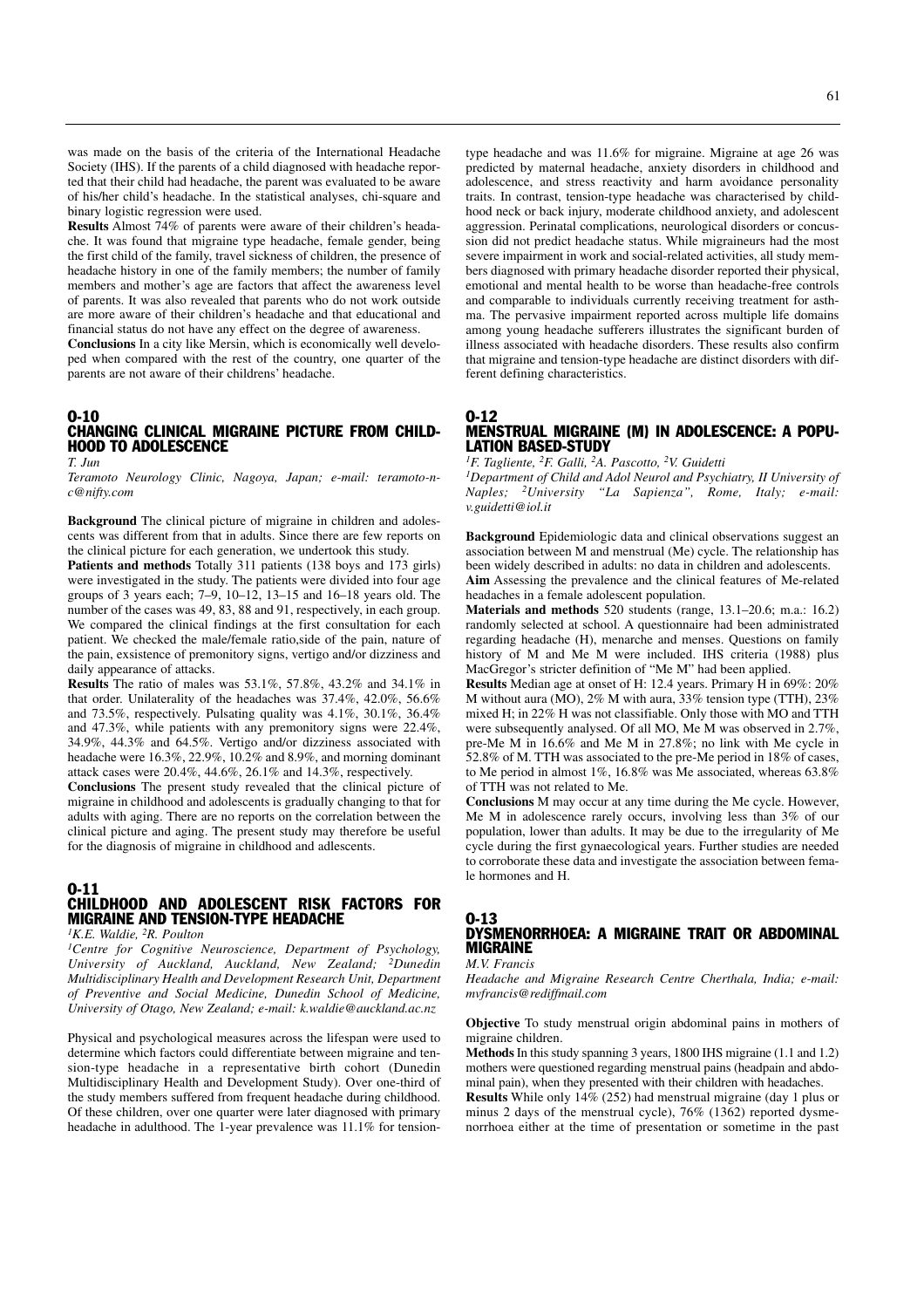was made on the basis of the criteria of the International Headache Society (IHS). If the parents of a child diagnosed with headache reported that their child had headache, the parent was evaluated to be aware of his/her child's headache. In the statistical analyses, chi-square and binary logistic regression were used.

**Results** Almost 74% of parents were aware of their children's headache. It was found that migraine type headache, female gender, being the first child of the family, travel sickness of children, the presence of headache history in one of the family members; the number of family members and mother's age are factors that affect the awareness level of parents. It was also revealed that parents who do not work outside are more aware of their children's headache and that educational and financial status do not have any effect on the degree of awareness.

**Conclusions** In a city like Mersin, which is economically well developed when compared with the rest of the country, one quarter of the parents are not aware of their childrens' headache.

## O-10
## CHANGING CLINICAL MIGRAINE PICTURE FROM CHILDHOOD TO ADOLESCENCE

*T. Jun*

*Teramoto Neurology Clinic, Nagoya, Japan; e-mail: teramoto-n-c@nifty.com*

**Background** The clinical picture of migraine in children and adolescents was different from that in adults. Since there are few reports on the clinical picture for each generation, we undertook this study.

**Patients and methods** Totally 311 patients (138 boys and 173 girls) were investigated in the study. The patients were divided into four age groups of 3 years each; 7–9, 10–12, 13–15 and 16–18 years old. The number of the cases was 49, 83, 88 and 91, respectively, in each group. We compared the clinical findings at the first consultation for each patient. We checked the male/female ratio,side of the pain, nature of the pain, exsistence of premonitory signs, vertigo and/or dizziness and daily appearance of attacks.

**Results** The ratio of males was 53.1%, 57.8%, 43.2% and 34.1% in that order. Unilaterality of the headaches was 37.4%, 42.0%, 56.6% and 73.5%, respectively. Pulsating quality was 4.1%, 30.1%, 36.4% and 47.3%, while patients with any premonitory signs were 22.4%, 34.9%, 44.3% and 64.5%. Vertigo and/or dizziness associated with headache were 16.3%, 22.9%, 10.2% and 8.9%, and morning dominant attack cases were 20.4%, 44.6%, 26.1% and 14.3%, respectively.

**Conclusions** The present study revealed that the clinical picture of migraine in childhood and adolescents is gradually changing to that for adults with aging. There are no reports on the correlation between the clinical picture and aging. The present study may therefore be useful for the diagnosis of migraine in childhood and adlescents.

## O-11
## CHILDHOOD AND ADOLESCENT RISK FACTORS FOR MIGRAINE AND TENSION-TYPE HEADACHE

*[1]K.E. Waldie, [2]R. Poulton*

*[1]Centre for Cognitive Neuroscience, Department of Psychology, University of Auckland, Auckland, New Zealand; [2]Dunedin Multidisciplinary Health and Development Research Unit, Department of Preventive and Social Medicine, Dunedin School of Medicine, University of Otago, New Zealand; e-mail: k.waldie@auckland.ac.nz*

Physical and psychological measures across the lifespan were used to determine which factors could differentiate between migraine and tension-type headache in a representative birth cohort (Dunedin Multidisciplinary Health and Development Study). Over one-third of the study members suffered from frequent headache during childhood. Of these children, over one quarter were later diagnosed with primary headache in adulthood. The 1-year prevalence was 11.1% for tension-type headache and was 11.6% for migraine. Migraine at age 26 was predicted by maternal headache, anxiety disorders in childhood and adolescence, and stress reactivity and harm avoidance personality traits. In contrast, tension-type headache was characterised by childhood neck or back injury, moderate childhood anxiety, and adolescent aggression. Perinatal complications, neurological disorders or concussion did not predict headache status. While migraineurs had the most severe impairment in work and social-related activities, all study members diagnosed with primary headache disorder reported their physical, emotional and mental health to be worse than headache-free controls and comparable to individuals currently receiving treatment for asthma. The pervasive impairment reported across multiple life domains among young headache sufferers illustrates the significant burden of illness associated with headache disorders. These results also confirm that migraine and tension-type headache are distinct disorders with different defining characteristics.

## O-12
## MENSTRUAL MIGRAINE (M) IN ADOLESCENCE: A POPULATION BASED-STUDY

*[1]F. Tagliente, [2]F. Galli, [2]A. Pascotto, [2]V. Guidetti*

*[1]Department of Child and Adol Neurol and Psychiatry, II University of Naples; [2]University "La Sapienza", Rome, Italy; e-mail: v.guidetti@iol.it*

**Background** Epidemiologic data and clinical observations suggest an association between M and menstrual (Me) cycle. The relationship has been widely described in adults: no data in children and adolescents.

**Aim** Assessing the prevalence and the clinical features of Me-related headaches in a female adolescent population.

**Materials and methods** 520 students (range, 13.1–20.6; m.a.: 16.2) randomly selected at school. A questionnaire had been administrated regarding headache (H), menarche and menses. Questions on family history of M and Me M were included. IHS criteria (1988) plus MacGregor's stricter definition of "Me M" had been applied.

**Results** Median age at onset of H: 12.4 years. Primary H in 69%: 20% M without aura (MO), 2% M with aura, 33% tension type (TTH), 23% mixed H; in 22% H was not classifiable. Only those with MO and TTH were subsequently analysed. Of all MO, Me M was observed in 2.7%, pre-Me M in 16.6% and Me M in 27.8%; no link with Me cycle in 52.8% of M. TTH was associated to the pre-Me period in 18% of cases, to Me period in almost 1%, 16.8% was Me associated, whereas 63.8% of TTH was not related to Me.

**Conclusions** M may occur at any time during the Me cycle. However, Me M in adolescence rarely occurs, involving less than 3% of our population, lower than adults. It may be due to the irregularity of Me cycle during the first gynaecological years. Further studies are needed to corroborate these data and investigate the association between female hormones and H.

## O-13
## DYSMENORRHOEA: A MIGRAINE TRAIT OR ABDOMINAL MIGRAINE

*M.V. Francis*

*Headache and Migraine Research Centre Cherthala, India; e-mail: mvfrancis@rediffmail.com*

**Objective** To study menstrual origin abdominal pains in mothers of migraine children.

**Methods** In this study spanning 3 years, 1800 IHS migraine (1.1 and 1.2) mothers were questioned regarding menstrual pains (headpain and abdominal pain), when they presented with their children with headaches.

**Results** While only 14% (252) had menstrual migraine (day 1 plus or minus 2 days of the menstrual cycle), 76% (1362) reported dysmenorrhoea either at the time of presentation or sometime in the past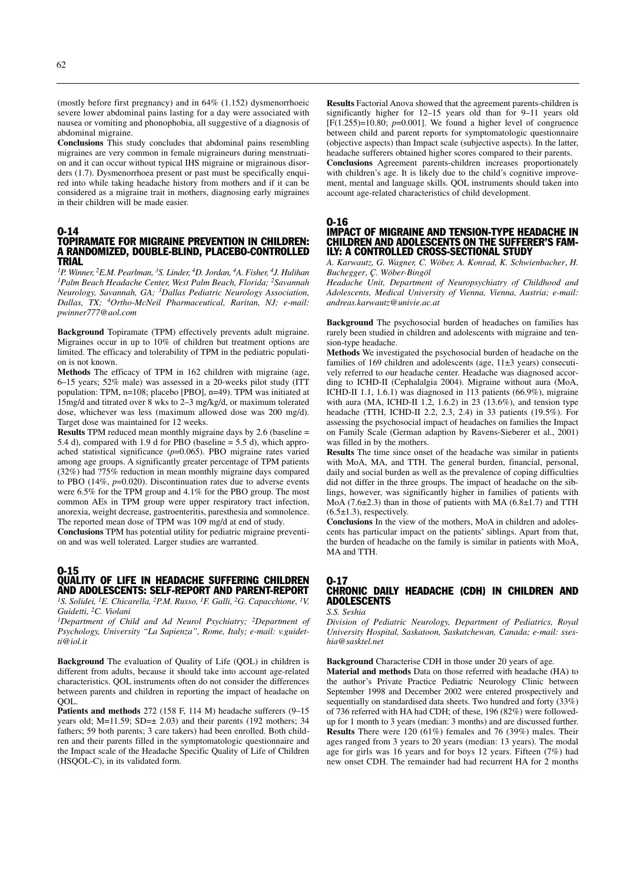(mostly before first pregnancy) and in 64% (1.152) dysmenorrhoeic severe lower abdominal pains lasting for a day were associated with nausea or vomiting and phonophobia, all suggestive of a diagnosis of abdominal migraine.

**Conclusions** This study concludes that abdominal pains resembling migraines are very common in female migraineurs during menstruation and it can occur without typical IHS migraine or migrainous disorders (1.7). Dysmenorrhoea present or past must be specifically enquired into while taking headache history from mothers and if it can be considered as a migraine trait in mothers, diagnosing early migraines in their children will be made easier.

## O-14
## TOPIRAMATE FOR MIGRAINE PREVENTION IN CHILDREN: A RANDOMIZED, DOUBLE-BLIND, PLACEBO-CONTROLLED TRIAL

*[1]P. Winner, [2]E.M. Pearlman, [3]S. Linder, [4]D. Jordan, [4]A. Fisher, [4]J. Hulihan*
*[1]Palm Beach Headache Center, West Palm Beach, Florida; [2]Savannah Neurology, Savannah, GA; [3]Dallas Pediatric Neurology Association, Dallas, TX; [4]Ortho-McNeil Pharmaceutical, Raritan, NJ; e-mail: pwinner777@aol.com*

**Background** Topiramate (TPM) effectively prevents adult migraine. Migraines occur in up to 10% of children but treatment options are limited. The efficacy and tolerability of TPM in the pediatric population is not known.

**Methods** The efficacy of TPM in 162 children with migraine (age, 6–15 years; 52% male) was assessed in a 20-weeks pilot study (ITT population: TPM, n=108; placebo [PBO], n=49). TPM was initiated at 15mg/d and titrated over 8 wks to 2–3 mg/kg/d, or maximum tolerated dose, whichever was less (maximum allowed dose was 200 mg/d). Target dose was maintained for 12 weeks.

**Results** TPM reduced mean monthly migraine days by 2.6 (baseline = 5.4 d), compared with 1.9 d for PBO (baseline = 5.5 d), which approached statistical significance (*p*=0.065). PBO migraine rates varied among age groups. A significantly greater percentage of TPM patients (32%) had ?75% reduction in mean monthly migraine days compared to PBO (14%, *p*=0.020). Discontinuation rates due to adverse events were 6.5% for the TPM group and 4.1% for the PBO group. The most common AEs in TPM group were upper respiratory tract infection, anorexia, weight decrease, gastroenteritis, paresthesia and somnolence. The reported mean dose of TPM was 109 mg/d at end of study.

**Conclusions** TPM has potential utility for pediatric migraine prevention and was well tolerated. Larger studies are warranted.

## O-15
## QUALITY OF LIFE IN HEADACHE SUFFERING CHILDREN AND ADOLESCENTS: SELF-REPORT AND PARENT-REPORT

*[1]S. Solidei, [1]E. Chicarella, [2]P.M. Russo, [1]F. Galli, [2]G. Capacchione, [1]V. Guidetti, [2]C. Violani*
*[1]Department of Child and Ad Neurol Psychiatry; [2]Department of Psychology, University "La Sapienza", Rome, Italy; e-mail: v.guidetti@iol.it*

**Background** The evaluation of Quality of Life (QOL) in children is different from adults, because it should take into account age-related characteristics. QOL instruments often do not consider the differences between parents and children in reporting the impact of headache on QOL.

**Patients and methods** 272 (158 F, 114 M) headache sufferers (9–15 years old; M=11.59; SD=± 2.03) and their parents (192 mothers; 34 fathers; 59 both parents; 3 care takers) had been enrolled. Both children and their parents filled in the symptomatologic questionnaire and the Impact scale of the Headache Specific Quality of Life of Children (HSQOL-C), in its validated form.

**Results** Factorial Anova showed that the agreement parents-children is significantly higher for 12–15 years old than for 9–11 years old [$F(1.255)=10.80$; $p=0.001$]. We found a higher level of congruence between child and parent reports for symptomatologic questionnaire (objective aspects) than Impact scale (subjective aspects). In the latter, headache sufferers obtained higher scores compared to their parents.

**Conclusions** Agreement parents-children increases proportionately with children's age. It is likely due to the child's cognitive improvement, mental and language skills. QOL instruments should taken into account age-related characteristics of child development.

## O-16
## IMPACT OF MIGRAINE AND TENSION-TYPE HEADACHE IN CHILDREN AND ADOLESCENTS ON THE SUFFERER'S FAMILY: A CONTROLLED CROSS-SECTIONAL STUDY

*A. Karwautz, G. Wagner, C. Wöber, A. Konrad, K. Schwienbacher, H. Buchegger, Ç. Wöber-Bingöl*
*Headache Unit, Department of Neuropsychiatry of Childhood and Adolescents, Medical University of Vienna, Vienna, Austria; e-mail: andreas.karwautz@univie.ac.at*

**Background** The psychosocial burden of headaches on families has rarely been studied in children and adolescents with migraine and tension-type headache.

**Methods** We investigated the psychosocial burden of headache on the families of 169 children and adolescents (age, 11±3 years) consecutively referred to our headache center. Headache was diagnosed according to ICHD-II (Cephalalgia 2004). Migraine without aura (MoA, ICHD-II 1.1, 1.6.1) was diagnosed in 113 patients (66.9%), migraine with aura (MA, ICHD-II 1.2, 1.6.2) in 23 (13.6%), and tension type headache (TTH, ICHD-II 2.2, 2.3, 2.4) in 33 patients (19.5%). For assessing the psychosocial impact of headaches on families the Impact on Family Scale (German adaption by Ravens-Sieberer et al., 2001) was filled in by the mothers.

**Results** The time since onset of the headache was similar in patients with MoA, MA, and TTH. The general burden, financial, personal, daily and social burden as well as the prevalence of coping difficulties did not differ in the three groups. The impact of headache on the siblings, however, was significantly higher in families of patients with MoA (7.6±2.3) than in those of patients with MA (6.8±1.7) and TTH (6.5±1.3), respectively.

**Conclusions** In the view of the mothers, MoA in children and adolescents has particular impact on the patients' siblings. Apart from that, the burden of headache on the family is similar in patients with MoA, MA and TTH.

## O-17
## CHRONIC DAILY HEADACHE (CDH) IN CHILDREN AND ADOLESCENTS

*S.S. Seshia*
*Division of Pediatric Neurology, Department of Pediatrics, Royal University Hospital, Saskatoon, Saskatchewan, Canada; e-mail: sseshia@sasktel.net*

**Background** Characterise CDH in those under 20 years of age.

**Material and methods** Data on those referred with headache (HA) to the author's Private Practice Pediatric Neurology Clinic between September 1998 and December 2002 were entered prospectively and sequentially on standardised data sheets. Two hundred and forty (33%) of 736 referred with HA had CDH; of these, 196 (82%) were followed-up for 1 month to 3 years (median: 3 months) and are discussed further.

**Results** There were 120 (61%) females and 76 (39%) males. Their ages ranged from 3 years to 20 years (median: 13 years). The modal age for girls was 16 years and for boys 12 years. Fifteen (7%) had new onset CDH. The remainder had had recurrent HA for 2 months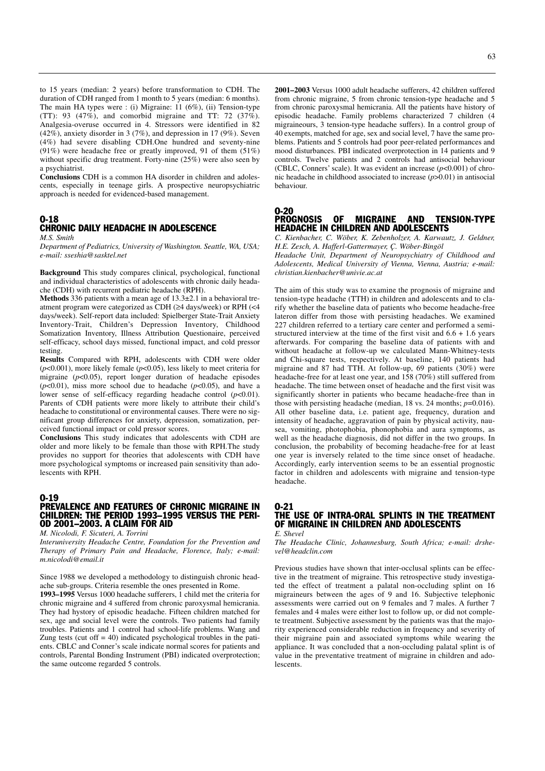to 15 years (median: 2 years) before transformation to CDH. The duration of CDH ranged from 1 month to 5 years (median: 6 months). The main HA types were : (i) Migraine: 11 (6%), (ii) Tension-type (TT): 93 (47%), and comorbid migraine and TT: 72 (37%). Analgesia-overuse occurred in 4. Stressors were identified in 82 (42%), anxiety disorder in 3 (7%), and depression in 17 (9%). Seven (4%) had severe disabling CDH.One hundred and seventy-nine (91%) were headache free or greatly improved, 91 of them (51%) without specific drug treatment. Forty-nine (25%) were also seen by a psychiatrist.

**Conclusions** CDH is a common HA disorder in children and adolescents, especially in teenage girls. A prospective neuropsychiatric approach is needed for evidenced-based management.

## O-18
## CHRONIC DAILY HEADACHE IN ADOLESCENCE

*M.S. Smith*

*Department of Pediatrics, University of Washington. Seattle, WA, USA; e-mail: sseshia@sasktel.net*

**Background** This study compares clinical, psychological, functional and individual characteristics of adolescents with chronic daily headache (CDH) with recurrent pediatric headache (RPH).

**Methods** 336 patients with a mean age of 13.3±2.1 in a behavioral treatment program were categorized as CDH (≥4 days/week) or RPH (<4 days/week). Self-report data included: Spielberger State-Trait Anxiety Inventory-Trait, Children's Depression Inventory, Childhood Somatization Inventory, Illness Attribution Questionaire, perceived self-efficacy, school days missed, functional impact, and cold pressor testing.

**Results** Compared with RPH, adolescents with CDH were older ($p$<0.001), more likely female ($p$<0.05), less likely to meet criteria for migraine ($p$<0.05), report longer duration of headache episodes ($p$<0.01), miss more school due to headache ($p$<0.05), and have a lower sense of self-efficacy regarding headache control ($p$<0.01). Parents of CDH patients were more likely to attribute their child's headache to constitutional or environmental causes. There were no significant group differences for anxiety, depression, somatization, perceived functional impact or cold pressor scores.

**Conclusions** This study indicates that adolescents with CDH are older and more likely to be female than those with RPH.The study provides no support for theories that adolescents with CDH have more psychological symptoms or increased pain sensitivity than adolescents with RPH.

## O-19
## PREVALENCE AND FEATURES OF CHRONIC MIGRAINE IN CHILDREN: THE PERIOD 1993–1995 VERSUS THE PERIOD 2001–2003. A CLAIM FOR AID

*M. Nicolodi, F. Sicuteri, A. Torrini*

*Interuniversity Headache Centre, Foundation for the Prevention and Therapy of Primary Pain and Headache, Florence, Italy; e-mail: m.nicolodi@email.it*

Since 1988 we developed a methodology to distinguish chronic headache sub-groups. Criteria resemble the ones presented in Rome.

**1993–1995** Versus 1000 headache sufferers, 1 child met the criteria for chronic migraine and 4 suffered from chronic paroxysmal hemicrania. They had hystory of episodic headache. Fifteen children matched for sex, age and social level were the controls. Two patients had family troubles. Patients and 1 control had school-life problems. Wang and Zung tests (cut off = 40) indicated psychological troubles in the patients. CBLC and Conner's scale indicate normal scores for patients and controls, Parental Bonding Instrument (PBI) indicated overprotection; the same outcome regarded 5 controls.

**2001–2003** Versus 1000 adult headache sufferers, 42 children suffered from chronic migraine, 5 from chronic tension-type headache and 5 from chronic paroxysmal hemicrania. All the patients have history of episodic headache. Family problems characterized 7 children (4 migraineurs, 3 tension-type headache suffers). In a control group of 40 exempts, matched for age, sex and social level, 7 have the same problems. Patients and 5 controls had poor peer-related performances and mood disturbances. PBI indicated overprotection in 14 patients and 9 controls. Twelve patients and 2 controls had antisocial behaviour (CBLC, Conners' scale). It was evident an increase ($p$<0.001) of chronic headache in childhood associated to increase ($p$>0.01) in antisocial behaviour.

## O-20
## PROGNOSIS OF MIGRAINE AND TENSION-TYPE HEADACHE IN CHILDREN AND ADOLESCENTS

*C. Kienbacher, C. Wöber, K. Zebenholzer, A. Karwautz, J. Geldner, H.E. Zesch, A. Hafferl-Gattermayer, Ç. Wöber-Bingöl*

*Headache Unit, Department of Neuropsychiatry of Childhood and Adolescents, Medical University of Vienna, Vienna, Austria; e-mail: christian.kienbacher@univie.ac.at*

The aim of this study was to examine the prognosis of migraine and tension-type headache (TTH) in children and adolescents and to clarify whether the baseline data of patients who become headache-free lateron differ from those with persisting headaches. We examined 227 children referred to a tertiary care center and performed a semi-structured interview at the time of the first visit and 6.6 + 1.6 years afterwards. For comparing the baseline data of patients with and without headache at follow-up we calculated Mann-Whitney-tests and Chi-square tests, respectively. At baseline, 140 patients had migraine and 87 had TTH. At follow-up, 69 patients (30%) were headache-free for at least one year, and 158 (70%) still suffered from headache. The time between onset of headache and the first visit was significantly shorter in patients who became headache-free than in those with persisting headache (median, 18 vs. 24 months; $p$=0.016). All other baseline data, i.e. patient age, frequency, duration and intensity of headache, aggravation of pain by physical activity, nausea, vomiting, photophobia, phonophobia and aura symptoms, as well as the headache diagnosis, did not differ in the two groups. In conclusion, the probability of becoming headache-free for at least one year is inversely related to the time since onset of headache. Accordingly, early intervention seems to be an essential prognostic factor in children and adolescents with migraine and tension-type headache.

## O-21
## THE USE OF INTRA-ORAL SPLINTS IN THE TREATMENT OF MIGRAINE IN CHILDREN AND ADOLESCENTS

*E. Shevel*

*The Headache Clinic, Johannesburg, South Africa; e-mail: drshevel@headclin.com*

Previous studies have shown that inter-occlusal splints can be effective in the treatment of migraine. This retrospective study investigated the effect of treatment a palatal non-occluding splint on 16 migraineurs between the ages of 9 and 16. Subjective telephonic assessments were carried out on 9 females and 7 males. A further 7 females and 4 males were either lost to follow up, or did not complete treatment. Subjective assessment by the patients was that the majority experienced considerable reduction in frequency and severity of their migraine pain and associated symptoms while wearing the appliance. It was concluded that a non-occluding palatal splint is of value in the preventative treatment of migraine in children and adolescents.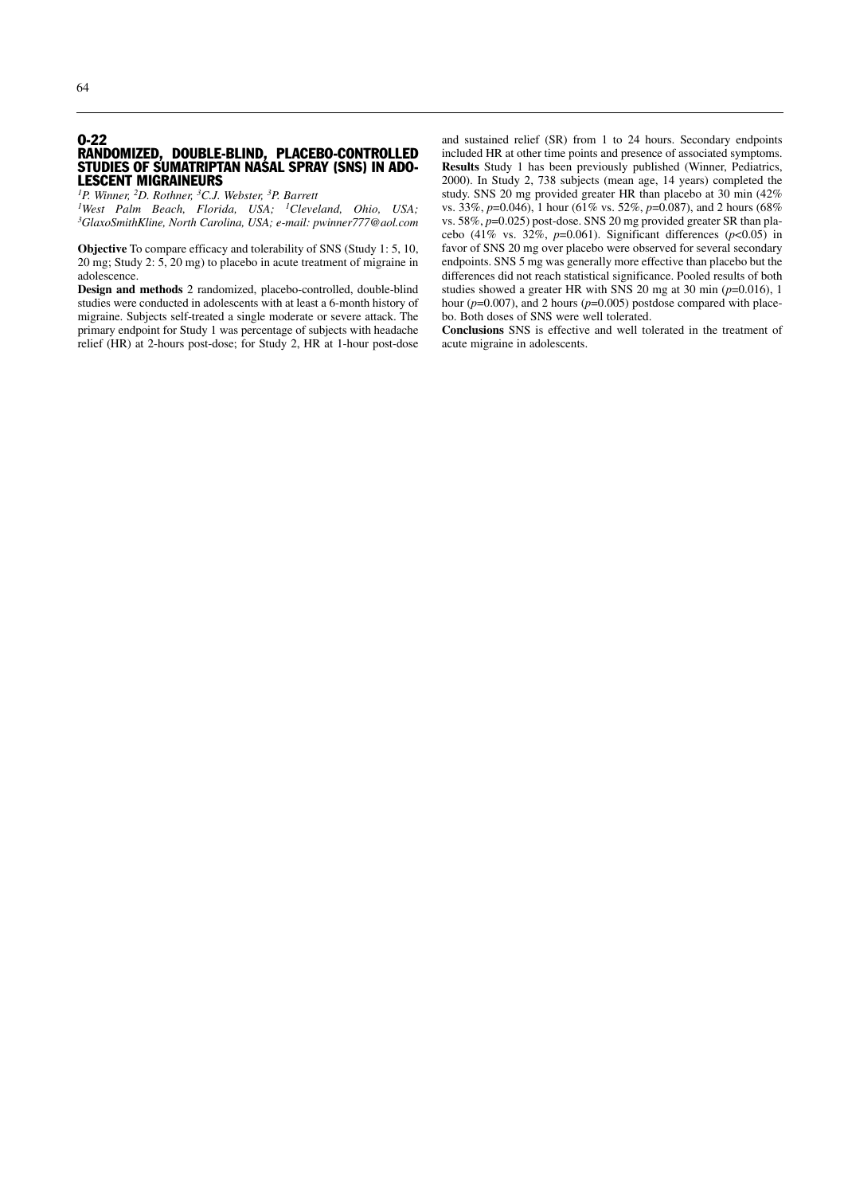## O-22

## RANDOMIZED, DOUBLE-BLIND, PLACEBO-CONTROLLED STUDIES OF SUMATRIPTAN NASAL SPRAY (SNS) IN ADOLESCENT MIGRAINEURS

*[1]P. Winner, [2]D. Rothner, [3]C.J. Webster, [3]P. Barrett*

*[1]West Palm Beach, Florida, USA; [1]Cleveland, Ohio, USA; [3]GlaxoSmithKline, North Carolina, USA; e-mail: pwinner777@aol.com*

**Objective** To compare efficacy and tolerability of SNS (Study 1: 5, 10, 20 mg; Study 2: 5, 20 mg) to placebo in acute treatment of migraine in adolescence.

**Design and methods** 2 randomized, placebo-controlled, double-blind studies were conducted in adolescents with at least a 6-month history of migraine. Subjects self-treated a single moderate or severe attack. The primary endpoint for Study 1 was percentage of subjects with headache relief (HR) at 2-hours post-dose; for Study 2, HR at 1-hour post-dose and sustained relief (SR) from 1 to 24 hours. Secondary endpoints included HR at other time points and presence of associated symptoms.

**Results** Study 1 has been previously published (Winner, Pediatrics, 2000). In Study 2, 738 subjects (mean age, 14 years) completed the study. SNS 20 mg provided greater HR than placebo at 30 min (42% vs. 33%, $p$=0.046), 1 hour (61% vs. 52%, $p$=0.087), and 2 hours (68% vs. 58%, $p$=0.025) post-dose. SNS 20 mg provided greater SR than placebo (41% vs. 32%, $p$=0.061). Significant differences ($p$<0.05) in favor of SNS 20 mg over placebo were observed for several secondary endpoints. SNS 5 mg was generally more effective than placebo but the differences did not reach statistical significance. Pooled results of both studies showed a greater HR with SNS 20 mg at 30 min ($p$=0.016), 1 hour ($p$=0.007), and 2 hours ($p$=0.005) postdose compared with placebo. Both doses of SNS were well tolerated.

**Conclusions** SNS is effective and well tolerated in the treatment of acute migraine in adolescents.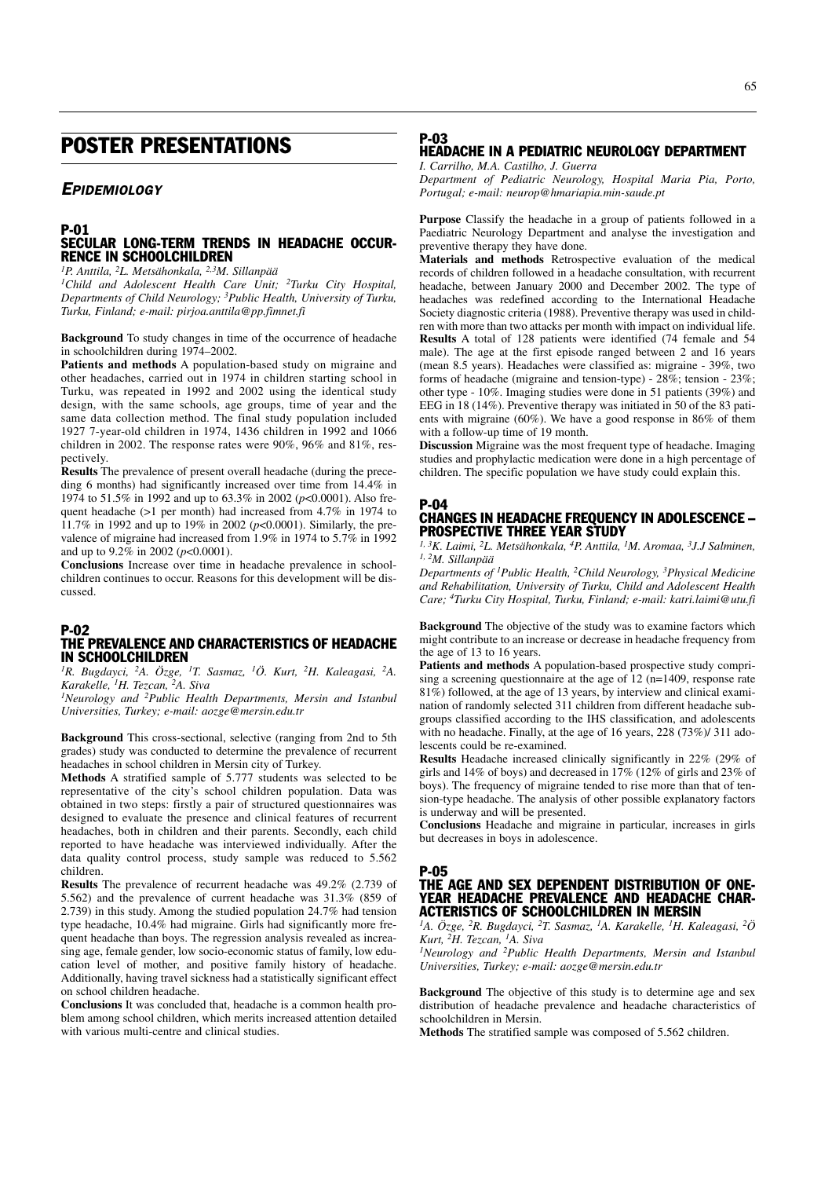# POSTER PRESENTATIONS

## *EPIDEMIOLOGY*

### P-01
### SECULAR LONG-TERM TRENDS IN HEADACHE OCCURRENCE IN SCHOOLCHILDREN

*[1]P. Anttila, [2]L. Metsähonkala, [2,3]M. Sillanpää*

*[1]Child and Adolescent Health Care Unit; [2]Turku City Hospital, Departments of Child Neurology; [3]Public Health, University of Turku, Turku, Finland; e-mail: pirjoa.anttila@pp.fimnet.fi*

**Background** To study changes in time of the occurrence of headache in schoolchildren during 1974–2002.

**Patients and methods** A population-based study on migraine and other headaches, carried out in 1974 in children starting school in Turku, was repeated in 1992 and 2002 using the identical study design, with the same schools, age groups, time of year and the same data collection method. The final study population included 1927 7-year-old children in 1974, 1436 children in 1992 and 1066 children in 2002. The response rates were 90%, 96% and 81%, respectively.

**Results** The prevalence of present overall headache (during the preceding 6 months) had significantly increased over time from 14.4% in 1974 to 51.5% in 1992 and up to 63.3% in 2002 ($p$<0.0001). Also frequent headache (>1 per month) had increased from 4.7% in 1974 to 11.7% in 1992 and up to 19% in 2002 ($p$<0.0001). Similarly, the prevalence of migraine had increased from 1.9% in 1974 to 5.7% in 1992 and up to 9.2% in 2002 ($p$<0.0001).

**Conclusions** Increase over time in headache prevalence in schoolchildren continues to occur. Reasons for this development will be discussed.

### P-02
### THE PREVALENCE AND CHARACTERISTICS OF HEADACHE IN SCHOOLCHILDREN

*[1]R. Bugdayci, [2]A. Özge, [1]T. Sasmaz, [1]Ö. Kurt, [2]H. Kaleagasi, [2]A. Karakelle, [1]H. Tezcan, [2]A. Siva*

*[1]Neurology and [2]Public Health Departments, Mersin and Istanbul Universities, Turkey; e-mail: aozge@mersin.edu.tr*

**Background** This cross-sectional, selective (ranging from 2nd to 5th grades) study was conducted to determine the prevalence of recurrent headaches in school children in Mersin city of Turkey.

**Methods** A stratified sample of 5.777 students was selected to be representative of the city's school children population. Data was obtained in two steps: firstly a pair of structured questionnaires was designed to evaluate the presence and clinical features of recurrent headaches, both in children and their parents. Secondly, each child reported to have headache was interviewed individually. After the data quality control process, study sample was reduced to 5.562 children.

**Results** The prevalence of recurrent headache was 49.2% (2.739 of 5.562) and the prevalence of current headache was 31.3% (859 of 2.739) in this study. Among the studied population 24.7% had tension type headache, 10.4% had migraine. Girls had significantly more frequent headache than boys. The regression analysis revealed as increasing age, female gender, low socio-economic status of family, low education level of mother, and positive family history of headache. Additionally, having travel sickness had a statistically significant effect on school children headache.

**Conclusions** It was concluded that, headache is a common health problem among school children, which merits increased attention detailed with various multi-centre and clinical studies.

### P-03
### HEADACHE IN A PEDIATRIC NEUROLOGY DEPARTMENT

*I. Carrilho, M.A. Castilho, J. Guerra*

*Department of Pediatric Neurology, Hospital Maria Pia, Porto, Portugal; e-mail: neurop@hmariapia.min-saude.pt*

**Purpose** Classify the headache in a group of patients followed in a Paediatric Neurology Department and analyse the investigation and preventive therapy they have done.

**Materials and methods** Retrospective evaluation of the medical records of children followed in a headache consultation, with recurrent headache, between January 2000 and December 2002. The type of headaches was redefined according to the International Headache Society diagnostic criteria (1988). Preventive therapy was used in children with more than two attacks per month with impact on individual life.

**Results** A total of 128 patients were identified (74 female and 54 male). The age at the first episode ranged between 2 and 16 years (mean 8.5 years). Headaches were classified as: migraine - 39%, two forms of headache (migraine and tension-type) - 28%; tension - 23%; other type - 10%. Imaging studies were done in 51 patients (39%) and EEG in 18 (14%). Preventive therapy was initiated in 50 of the 83 patients with migraine (60%). We have a good response in 86% of them with a follow-up time of 19 month.

**Discussion** Migraine was the most frequent type of headache. Imaging studies and prophylactic medication were done in a high percentage of children. The specific population we have study could explain this.

### P-04
### CHANGES IN HEADACHE FREQUENCY IN ADOLESCENCE – PROSPECTIVE THREE YEAR STUDY

*[1,3]K. Laimi, [2]L. Metsähonkala, [4]P. Anttila, [1]M. Aromaa, [3]J.J Salminen, [1,2]M. Sillanpää*

*Departments of [1]Public Health, [2]Child Neurology, [3]Physical Medicine and Rehabilitation, University of Turku, Child and Adolescent Health Care; [4]Turku City Hospital, Turku, Finland; e-mail: katri.laimi@utu.fi*

**Background** The objective of the study was to examine factors which might contribute to an increase or decrease in headache frequency from the age of 13 to 16 years.

**Patients and methods** A population-based prospective study comprising a screening questionnaire at the age of 12 (n=1409, response rate 81%) followed, at the age of 13 years, by interview and clinical examination of randomly selected 311 children from different headache subgroups classified according to the IHS classification, and adolescents with no headache. Finally, at the age of 16 years, 228 (73%)/ 311 adolescents could be re-examined.

**Results** Headache increased clinically significantly in 22% (29% of girls and 14% of boys) and decreased in 17% (12% of girls and 23% of boys). The frequency of migraine tended to rise more than that of tension-type headache. The analysis of other possible explanatory factors is underway and will be presented.

**Conclusions** Headache and migraine in particular, increases in girls but decreases in boys in adolescence.

### P-05
### THE AGE AND SEX DEPENDENT DISTRIBUTION OF ONE-YEAR HEADACHE PREVALENCE AND HEADACHE CHARACTERISTICS OF SCHOOLCHILDREN IN MERSIN

*[1]A. Özge, [2]R. Bugdayci, [2]T. Sasmaz, [1]A. Karakelle, [1]H. Kaleagasi, [2]Ö Kurt, [2]H. Tezcan, [1]A. Siva*

*[1]Neurology and [2]Public Health Departments, Mersin and Istanbul Universities, Turkey; e-mail: aozge@mersin.edu.tr*

**Background** The objective of this study is to determine age and sex distribution of headache prevalence and headache characteristics of schoolchildren in Mersin.

**Methods** The stratified sample was composed of 5.562 children.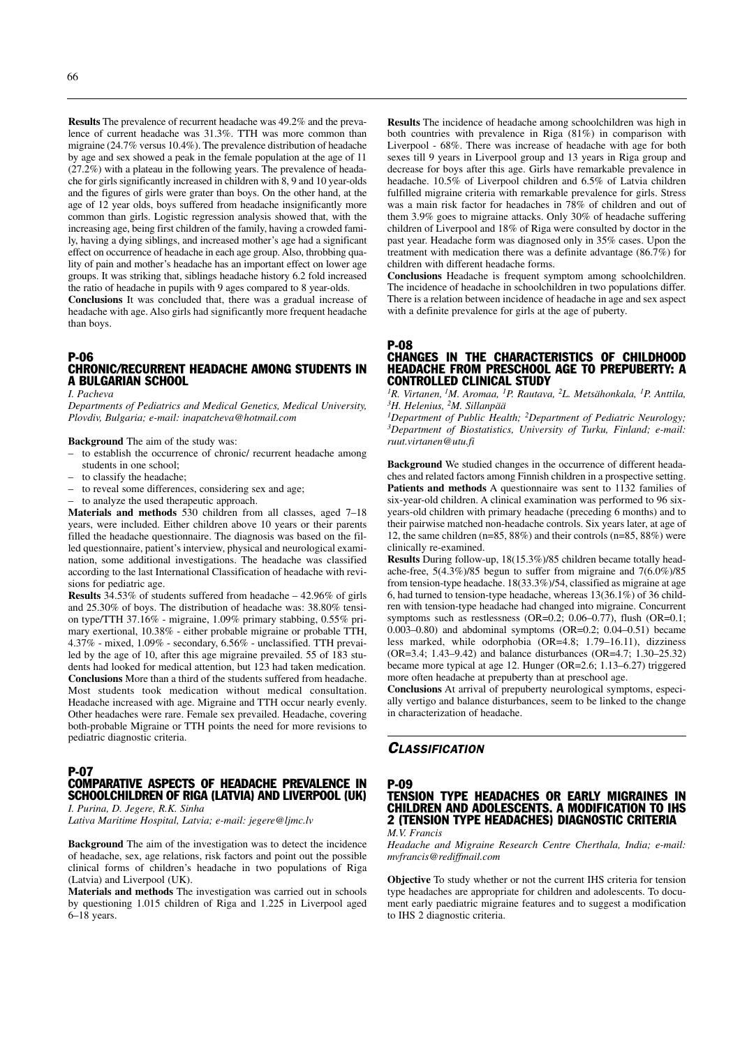**Results** The prevalence of recurrent headache was 49.2% and the prevalence of current headache was 31.3%. TTH was more common than migraine (24.7% versus 10.4%). The prevalence distribution of headache by age and sex showed a peak in the female population at the age of 11 (27.2%) with a plateau in the following years. The prevalence of headache for girls significantly increased in children with 8, 9 and 10 year-olds and the figures of girls were grater than boys. On the other hand, at the age of 12 year olds, boys suffered from headache insignificantly more common than girls. Logistic regression analysis showed that, with the increasing age, being first children of the family, having a crowded family, having a dying siblings, and increased mother's age had a significant effect on occurrence of headache in each age group. Also, throbbing quality of pain and mother's headache has an important effect on lower age groups. It was striking that, siblings headache history 6.2 fold increased the ratio of headache in pupils with 9 ages compared to 8 year-olds.

**Conclusions** It was concluded that, there was a gradual increase of headache with age. Also girls had significantly more frequent headache than boys.

## P-06
## CHRONIC/RECURRENT HEADACHE AMONG STUDENTS IN A BULGARIAN SCHOOL

*I. Pacheva*

*Departments of Pediatrics and Medical Genetics, Medical University, Plovdiv, Bulgaria; e-mail: inapatcheva@hotmail.com*

**Background** The aim of the study was:

- to establish the occurrence of chronic/ recurrent headache among students in one school;
- to classify the headache;
- to reveal some differences, considering sex and age;
- to analyze the used therapeutic approach.

**Materials and methods** 530 children from all classes, aged 7–18 years, were included. Either children above 10 years or their parents filled the headache questionnaire. The diagnosis was based on the filled questionnaire, patient's interview, physical and neurological examination, some additional investigations. The headache was classified according to the last International Classification of headache with revisions for pediatric age.

**Results** 34.53% of students suffered from headache – 42.96% of girls and 25.30% of boys. The distribution of headache was: 38.80% tension type/TTH 37.16% - migraine, 1.09% primary stabbing, 0.55% primary exertional, 10.38% - either probable migraine or probable TTH, 4.37% - mixed, 1.09% - secondary, 6.56% - unclassified. TTH prevailed by the age of 10, after this age migraine prevailed. 55 of 183 students had looked for medical attention, but 123 had taken medication.

**Conclusions** More than a third of the students suffered from headache. Most students took medication without medical consultation. Headache increased with age. Migraine and TTH occur nearly evenly. Other headaches were rare. Female sex prevailed. Headache, covering both-probable Migraine or TTH points the need for more revisions to pediatric diagnostic criteria.

## P-07
## COMPARATIVE ASPECTS OF HEADACHE PREVALENCE IN SCHOOLCHILDREN OF RIGA (LATVIA) AND LIVERPOOL (UK)

*I. Purina, D. Jegere, R.K. Sinha*

*Lativa Maritime Hospital, Latvia; e-mail: jegere@ljmc.lv*

**Background** The aim of the investigation was to detect the incidence of headache, sex, age relations, risk factors and point out the possible clinical forms of children's headache in two populations of Riga (Latvia) and Liverpool (UK).

**Materials and methods** The investigation was carried out in schools by questioning 1.015 children of Riga and 1.225 in Liverpool aged 6–18 years.

**Results** The incidence of headache among schoolchildren was high in both countries with prevalence in Riga (81%) in comparison with Liverpool - 68%. There was increase of headache with age for both sexes till 9 years in Liverpool group and 13 years in Riga group and decrease for boys after this age. Girls have remarkable prevalence in headache. 10.5% of Liverpool children and 6.5% of Latvia children fulfilled migraine criteria with remarkable prevalence for girls. Stress was a main risk factor for headaches in 78% of children and out of them 3.9% goes to migraine attacks. Only 30% of headache suffering children of Liverpool and 18% of Riga were consulted by doctor in the past year. Headache form was diagnosed only in 35% cases. Upon the treatment with medication there was a definite advantage (86.7%) for children with different headache forms.

**Conclusions** Headache is frequent symptom among schoolchildren. The incidence of headache in schoolchildren in two populations differ. There is a relation between incidence of headache in age and sex aspect with a definite prevalence for girls at the age of puberty.

## P-08
## CHANGES IN THE CHARACTERISTICS OF CHILDHOOD HEADACHE FROM PRESCHOOL AGE TO PREPUBERTY: A CONTROLLED CLINICAL STUDY

*[1]R. Virtanen, [1]M. Aromaa, [1]P. Rautava, [2]L. Metsähonkala, [1]P. Anttila, [3]H. Helenius, [2]M. Sillanpää*

*[1]Department of Public Health; [2]Department of Pediatric Neurology; [3]Department of Biostatistics, University of Turku, Finland; e-mail: ruut.virtanen@utu.fi*

**Background** We studied changes in the occurrence of different headaches and related factors among Finnish children in a prospective setting.

**Patients and methods** A questionnaire was sent to 1132 families of six-year-old children. A clinical examination was performed to 96 six-years-old children with primary headache (preceding 6 months) and to their pairwise matched non-headache controls. Six years later, at age of 12, the same children (n=85, 88%) and their controls (n=85, 88%) were clinically re-examined.

**Results** During follow-up, 18(15.3%)/85 children became totally headache-free, 5(4.3%)/85 begun to suffer from migraine and 7(6.0%)/85 from tension-type headache. 18(33.3%)/54, classified as migraine at age 6, had turned to tension-type headache, whereas 13(36.1%) of 36 children with tension-type headache had changed into migraine. Concurrent symptoms such as restlessness (OR=0.2; 0.06–0.77), flush (OR=0.1; 0.003–0.80) and abdominal symptoms (OR=0.2; 0.04–0.51) became less marked, while odorphobia (OR=4.8; 1.79–16.11), dizziness (OR=3.4; 1.43–9.42) and balance disturbances (OR=4.7; 1.30–25.32) became more typical at age 12. Hunger (OR=2.6; 1.13–6.27) triggered more often headache at prepuberty than at preschool age.

**Conclusions** At arrival of prepuberty neurological symptoms, especially vertigo and balance disturbances, seem to be linked to the change in characterization of headache.

# *CLASSIFICATION*

## P-09
## TENSION TYPE HEADACHES OR EARLY MIGRAINES IN CHILDREN AND ADOLESCENTS. A MODIFICATION TO IHS 2 (TENSION TYPE HEADACHES) DIAGNOSTIC CRITERIA

*M.V. Francis*

*Headache and Migraine Research Centre Cherthala, India; e-mail: mvfrancis@rediffmail.com*

**Objective** To study whether or not the current IHS criteria for tension type headaches are appropriate for children and adolescents. To document early paediatric migraine features and to suggest a modification to IHS 2 diagnostic criteria.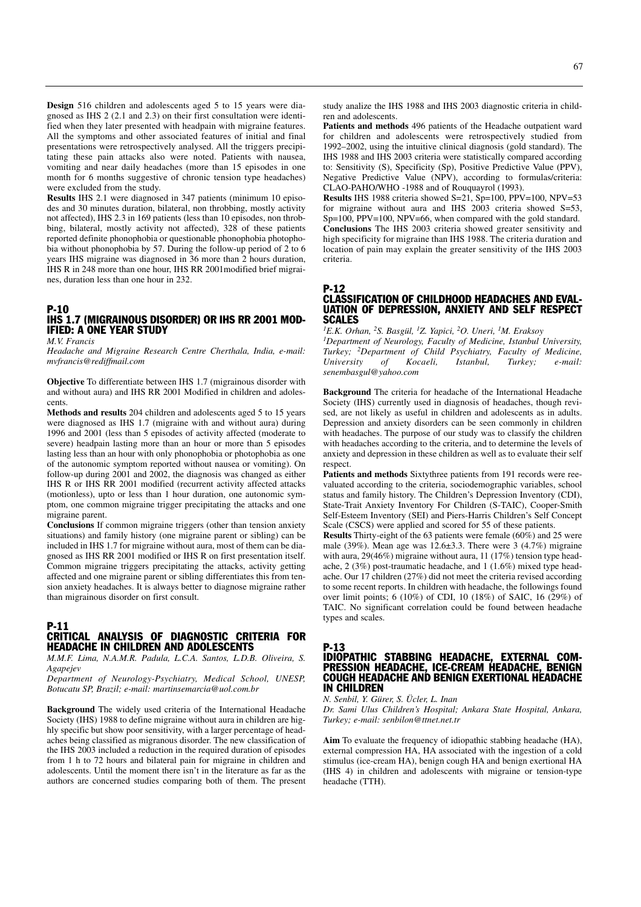**Design** 516 children and adolescents aged 5 to 15 years were diagnosed as IHS 2 (2.1 and 2.3) on their first consultation were identified when they later presented with headpain with migraine features. All the symptoms and other associated features of initial and final presentations were retrospectively analysed. All the triggers precipitating these pain attacks also were noted. Patients with nausea, vomiting and near daily headaches (more than 15 episodes in one month for 6 months suggestive of chronic tension type headaches) were excluded from the study.

**Results** IHS 2.1 were diagnosed in 347 patients (minimum 10 episodes and 30 minutes duration, bilateral, non throbbing, mostly activity not affected), IHS 2.3 in 169 patients (less than 10 episodes, non throbbing, bilateral, mostly activity not affected), 328 of these patients reported definite phonophobia or questionable phonophobia photophobia without phonophobia by 57. During the follow-up period of 2 to 6 years IHS migraine was diagnosed in 36 more than 2 hours duration, IHS R in 248 more than one hour, IHS RR 2001modified brief migraines, duration less than one hour in 232.

## P-10

## IHS 1.7 (MIGRAINOUS DISORDER) OR IHS RR 2001 MODIFIED: A ONE YEAR STUDY

*M.V. Francis*

*Headache and Migraine Research Centre Cherthala, India, e-mail: mvfrancis@rediffmail.com*

**Objective** To differentiate between IHS 1.7 (migrainous disorder with and without aura) and IHS RR 2001 Modified in children and adolescents.

**Methods and results** 204 children and adolescents aged 5 to 15 years were diagnosed as IHS 1.7 (migraine with and without aura) during 1996 and 2001 (less than 5 episodes of activity affected (moderate to severe) headpain lasting more than an hour or more than 5 episodes lasting less than an hour with only phonophobia or photophobia as one of the autonomic symptom reported without nausea or vomiting). On follow-up during 2001 and 2002, the diagnosis was changed as either IHS R or IHS RR 2001 modified (recurrent activity affected attacks (motionless), upto or less than 1 hour duration, one autonomic symptom, one common migraine trigger precipitating the attacks and one migraine parent.

**Conclusions** If common migraine triggers (other than tension anxiety situations) and family history (one migraine parent or sibling) can be included in IHS 1.7 for migraine without aura, most of them can be diagnosed as IHS RR 2001 modified or IHS R on first presentation itself. Common migraine triggers precipitating the attacks, activity getting affected and one migraine parent or sibling differentiates this from tension anxiety headaches. It is always better to diagnose migraine rather than migrainous disorder on first consult.

## P-11

## CRITICAL ANALYSIS OF DIAGNOSTIC CRITERIA FOR HEADACHE IN CHILDREN AND ADOLESCENTS

*M.M.F. Lima, N.A.M.R. Padula, L.C.A. Santos, L.D.B. Oliveira, S. Agapejev*

*Department of Neurology-Psychiatry, Medical School, UNESP, Botucatu SP, Brazil; e-mail: martinsemarcia@uol.com.br*

**Background** The widely used criteria of the International Headache Society (IHS) 1988 to define migraine without aura in children are highly specific but show poor sensitivity, with a larger percentage of headaches being classified as migranous disorder. The new classification of the IHS 2003 included a reduction in the required duration of episodes from 1 h to 72 hours and bilateral pain for migraine in children and adolescents. Until the moment there isn't in the literature as far as the authors are concerned studies comparing both of them. The present study analize the IHS 1988 and IHS 2003 diagnostic criteria in children and adolescents.

**Patients and methods** 496 patients of the Headache outpatient ward for children and adolescents were retrospectively studied from 1992–2002, using the intuitive clinical diagnosis (gold standard). The IHS 1988 and IHS 2003 criteria were statistically compared according to: Sensitivity (S), Specificity (Sp), Positive Predictive Value (PPV), Negative Predictive Value (NPV), according to formulas/criteria: CLAO-PAHO/WHO -1988 and of Rouquayrol (1993).

**Results** IHS 1988 criteria showed S=21, Sp=100, PPV=100, NPV=53 for migraine without aura and IHS 2003 criteria showed S=53, Sp=100, PPV=100, NPV=66, when compared with the gold standard.

**Conclusions** The IHS 2003 criteria showed greater sensitivity and high specificity for migraine than IHS 1988. The criteria duration and location of pain may explain the greater sensitivity of the IHS 2003 criteria.

## P-12

## CLASSIFICATION OF CHILDHOOD HEADACHES AND EVALUATION OF DEPRESSION, ANXIETY AND SELF RESPECT SCALES

*[1]E.K. Orhan, [2]S. Basgül, [1]Z. Yapici, [2]O. Uneri, [1]M. Eraksoy*

*[1]Department of Neurology, Faculty of Medicine, Istanbul University, Turkey; [2]Department of Child Psychiatry, Faculty of Medicine, University of Kocaeli, Istanbul, Turkey; e-mail: senembasgul@yahoo.com*

**Background** The criteria for headache of the International Headache Society (IHS) currently used in diagnosis of headaches, though revised, are not likely as useful in children and adolescents as in adults. Depression and anxiety disorders can be seen commonly in children with headaches. The purpose of our study was to classify the children with headaches according to the criteria, and to determine the levels of anxiety and depression in these children as well as to evaluate their self respect.

**Patients and methods** Sixtythree patients from 191 records were reevaluated according to the criteria, sociodemographic variables, school status and family history. The Children's Depression Inventory (CDI), State-Trait Anxiety Inventory For Children (S-TAIC), Cooper-Smith Self-Esteem Inventory (SEI) and Piers-Harris Children's Self Concept Scale (CSCS) were applied and scored for 55 of these patients.

**Results** Thirty-eight of the 63 patients were female (60%) and 25 were male (39%). Mean age was 12.6±3.3. There were 3 (4.7%) migraine with aura, 29(46%) migraine without aura, 11 (17%) tension type headache, 2 (3%) post-traumatic headache, and 1 (1.6%) mixed type headache. Our 17 children (27%) did not meet the criteria revised according to some recent reports. In children with headache, the followings found over limit points; 6 (10%) of CDI, 10 (18%) of SAIC, 16 (29%) of TAIC. No significant correlation could be found between headache types and scales.

## P-13

## IDIOPATHIC STABBING HEADACHE, EXTERNAL COMPRESSION HEADACHE, ICE-CREAM HEADACHE, BENIGN COUGH HEADACHE AND BENIGN EXERTIONAL HEADACHE IN CHILDREN

*N. Senbil, Y. Gürer, S. Ücler, L. Inan*

*Dr. Sami Ulus Children's Hospital; Ankara State Hospital, Ankara, Turkey; e-mail: senbilon@ttnet.net.tr*

**Aim** To evaluate the frequency of idiopathic stabbing headache (HA), external compression HA, HA associated with the ingestion of a cold stimulus (ice-cream HA), benign cough HA and benign exertional HA (IHS 4) in children and adolescents with migraine or tension-type headache (TTH).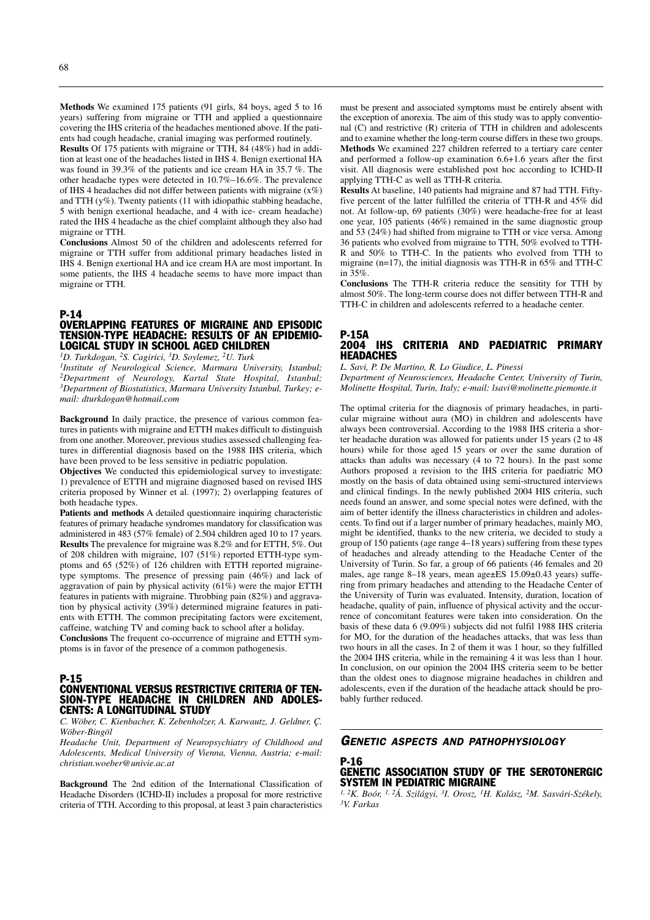**Methods** We examined 175 patients (91 girls, 84 boys, aged 5 to 16 years) suffering from migraine or TTH and applied a questionnaire covering the IHS criteria of the headaches mentioned above. If the patients had cough headache, cranial imaging was performed routinely.

**Results** Of 175 patients with migraine or TTH, 84 (48%) had in addition at least one of the headaches listed in IHS 4. Benign exertional HA was found in 39.3% of the patients and ice cream HA in 35.7 %. The other headache types were detected in 10.7%–16.6%. The prevalence of IHS 4 headaches did not differ between patients with migraine (x%) and TTH (y%). Twenty patients (11 with idiopathic stabbing headache, 5 with benign exertional headache, and 4 with ice- cream headache) rated the IHS 4 headache as the chief complaint although they also had migraine or TTH.

**Conclusions** Almost 50 of the children and adolescents referred for migraine or TTH suffer from additional primary headaches listed in IHS 4. Benign exertional HA and ice cream HA are most important. In some patients, the IHS 4 headache seems to have more impact than migraine or TTH.

## P-14
## OVERLAPPING FEATURES OF MIGRAINE AND EPISODIC TENSION-TYPE HEADACHE: RESULTS OF AN EPIDEMIOLOGICAL STUDY IN SCHOOL AGED CHILDREN

*[1]D. Turkdogan, [2]S. Cagirici, [3]D. Soylemez, [2]U. Turk*

*[1]Institute of Neurological Science, Marmara University, Istanbul; [2]Department of Neurology, Kartal State Hospital, Istanbul; [3]Department of Biostatistics, Marmara University Istanbul, Turkey; e-mail: dturkdogan@hotmail.com*

**Background** In daily practice, the presence of various common features in patients with migraine and ETTH makes difficult to distinguish from one another. Moreover, previous studies assessed challenging features in differential diagnosis based on the 1988 IHS criteria, which have been proved to be less sensitive in pediatric population.

**Objectives** We conducted this epidemiological survey to investigate: 1) prevalence of ETTH and migraine diagnosed based on revised IHS criteria proposed by Winner et al. (1997); 2) overlapping features of both headache types.

**Patients and methods** A detailed questionnaire inquiring characteristic features of primary headache syndromes mandatory for classification was administered in 483 (57% female) of 2.504 children aged 10 to 17 years.

**Results** The prevalence for migraine was 8.2% and for ETTH, 5%. Out of 208 children with migraine, 107 (51%) reported ETTH-type symptoms and 65 (52%) of 126 children with ETTH reported migraine-type symptoms. The presence of pressing pain (46%) and lack of aggravation of pain by physical activity (61%) were the major ETTH features in patients with migraine. Throbbing pain (82%) and aggravation by physical activity (39%) determined migraine features in patients with ETTH. The common precipitating factors were excitement, caffeine, watching TV and coming back to school after a holiday.

**Conclusions** The frequent co-occurrence of migraine and ETTH symptoms is in favor of the presence of a common pathogenesis.

## P-15
## CONVENTIONAL VERSUS RESTRICTIVE CRITERIA OF TENSION-TYPE HEADACHE IN CHILDREN AND ADOLESCENTS: A LONGITUDINAL STUDY

*C. Wöber, C. Kienbacher, K. Zebenholzer, A. Karwautz, J. Geldner, Ç. Wöber-Bingöl*

*Headache Unit, Department of Neuropsychiatry of Childhood and Adolescents, Medical University of Vienna, Vienna, Austria; e-mail: christian.woeber@univie.ac.at*

**Background** The 2nd edition of the International Classification of Headache Disorders (ICHD-II) includes a proposal for more restrictive criteria of TTH. According to this proposal, at least 3 pain characteristics must be present and associated symptoms must be entirely absent with the exception of anorexia. The aim of this study was to apply conventional (C) and restrictive (R) criteria of TTH in children and adolescents and to examine whether the long-term course differs in these two groups.

**Methods** We examined 227 children referred to a tertiary care center and performed a follow-up examination 6.6+1.6 years after the first visit. All diagnosis were established post hoc according to ICHD-II applying TTH-C as well as TTH-R criteria.

**Results** At baseline, 140 patients had migraine and 87 had TTH. Fifty-five percent of the latter fulfilled the criteria of TTH-R and 45% did not. At follow-up, 69 patients (30%) were headache-free for at least one year, 105 patients (46%) remained in the same diagnostic group and 53 (24%) had shifted from migraine to TTH or vice versa. Among 36 patients who evolved from migraine to TTH, 50% evolved to TTH-R and 50% to TTH-C. In the patients who evolved from TTH to migraine (n=17), the initial diagnosis was TTH-R in 65% and TTH-C in 35%.

**Conclusions** The TTH-R criteria reduce the sensitity for TTH by almost 50%. The long-term course does not differ between TTH-R and TTH-C in children and adolescents referred to a headache center.

## P-15A
## 2004 IHS CRITERIA AND PAEDIATRIC PRIMARY HEADACHES

*L. Savi, P. De Martino, R. Lo Giudice, L. Pinessi*

*Department of Neurosciences, Headache Center, University of Turin, Molinette Hospital, Turin, Italy; e-mail: lsavi@molinette.piemonte.it*

The optimal criteria for the diagnosis of primary headaches, in particular migraine without aura (MO) in children and adolescents have always been controversial. According to the 1988 IHS criteria a shorter headache duration was allowed for patients under 15 years (2 to 48 hours) while for those aged 15 years or over the same duration of attacks than adults was necessary (4 to 72 hours). In the past some Authors proposed a revision to the IHS criteria for paediatric MO mostly on the basis of data obtained using semi-structured interviews and clinical findings. In the newly published 2004 HIS criteria, such needs found an answer, and some special notes were defined, with the aim of better identify the illness characteristics in children and adolescents. To find out if a larger number of primary headaches, mainly MO, might be identified, thanks to the new criteria, we decided to study a group of 150 patients (age range 4–18 years) suffering from these types of headaches and already attending to the Headache Center of the University of Turin. So far, a group of 66 patients (46 females and 20 males, age range 8–18 years, mean age±ES 15.09±0.43 years) suffering from primary headaches and attending to the Headache Center of the University of Turin was evaluated. Intensity, duration, location of headache, quality of pain, influence of physical activity and the occurrence of concomitant features were taken into consideration. On the basis of these data 6 (9.09%) subjects did not fulfil 1988 IHS criteria for MO, for the duration of the headache attacks, that was less than two hours in all the cases. In 2 of them it was 1 hour, so they fulfilled the 2004 IHS criteria, while in the remaining 4 it was less than 1 hour. In conclusion, on our opinion the 2004 IHS criteria seem to be better than the oldest ones to diagnose migraine headaches in children and adolescents, even if the duration of the headache attack should be probably further reduced.

# *GENETIC ASPECTS AND PATHOPHYSIOLOGY*

## P-16
## GENETIC ASSOCIATION STUDY OF THE SEROTONERGIC SYSTEM IN PEDIATRIC MIGRAINE

*[1,2]K. Boór, [1,2]Á. Szilágyi, [3]I. Orosz, [1]H. Kalász, [2]M. Sasvári-Székely, [3]V. Farkas*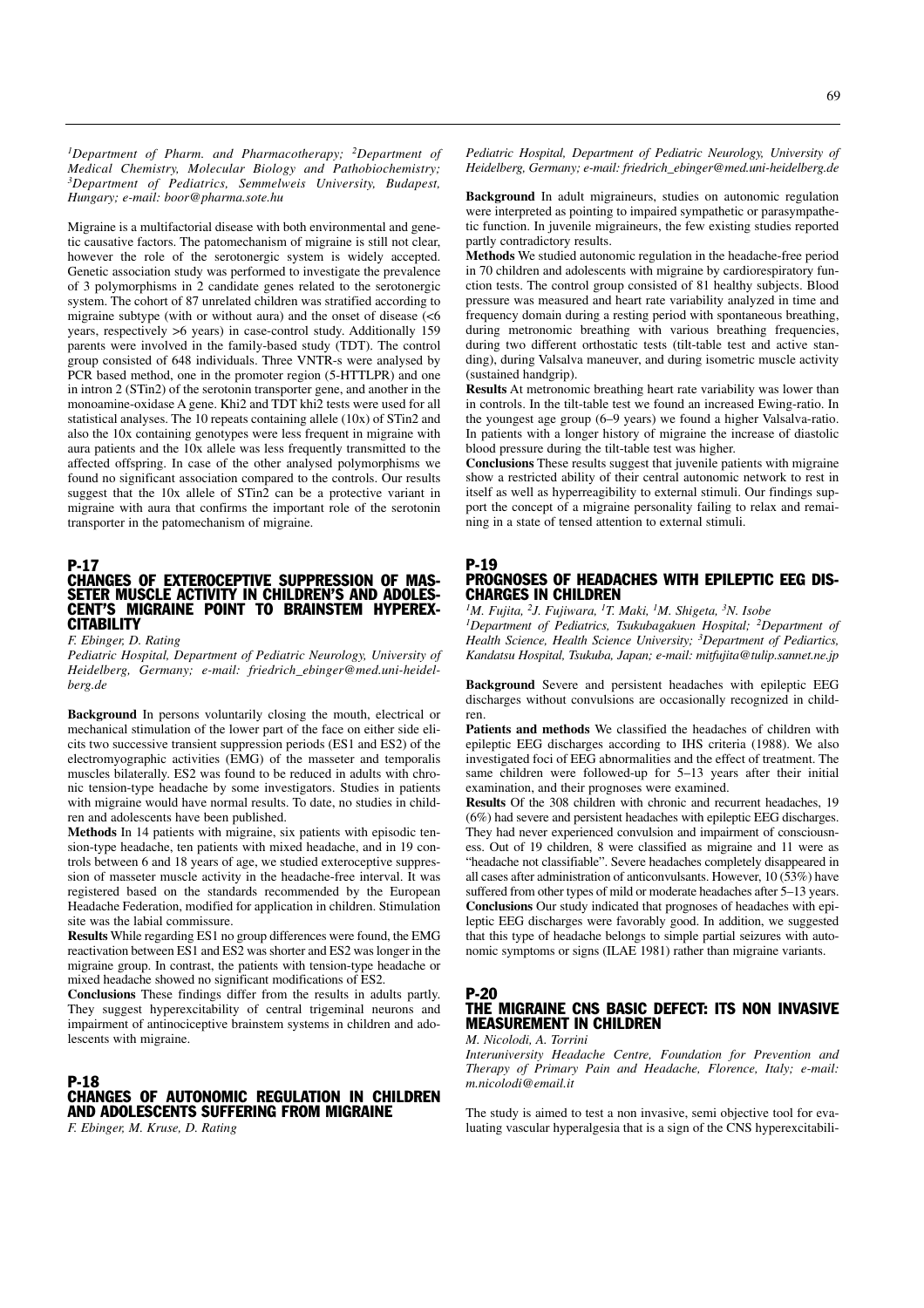[1]Department of Pharm. and Pharmacotherapy; [2]Department of Medical Chemistry, Molecular Biology and Pathobiochemistry; [3]Department of Pediatrics, Semmelweis University, Budapest, Hungary; e-mail: boor@pharma.sote.hu

Migraine is a multifactorial disease with both environmental and genetic causative factors. The patomechanism of migraine is still not clear, however the role of the serotonergic system is widely accepted. Genetic association study was performed to investigate the prevalence of 3 polymorphisms in 2 candidate genes related to the serotonergic system. The cohort of 87 unrelated children was stratified according to migraine subtype (with or without aura) and the onset of disease (<6 years, respectively >6 years) in case-control study. Additionally 159 parents were involved in the family-based study (TDT). The control group consisted of 648 individuals. Three VNTR-s were analysed by PCR based method, one in the promoter region (5-HTTLPR) and one in intron 2 (STin2) of the serotonin transporter gene, and another in the monoamine-oxidase A gene. Khi2 and TDT khi2 tests were used for all statistical analyses. The 10 repeats containing allele (10x) of STin2 and also the 10x containing genotypes were less frequent in migraine with aura patients and the 10x allele was less frequently transmitted to the affected offspring. In case of the other analysed polymorphisms we found no significant association compared to the controls. Our results suggest that the 10x allele of STin2 can be a protective variant in migraine with aura that confirms the important role of the serotonin transporter in the patomechanism of migraine.

## P-17
## CHANGES OF EXTEROCEPTIVE SUPPRESSION OF MASSETER MUSCLE ACTIVITY IN CHILDREN'S AND ADOLESCENT'S MIGRAINE POINT TO BRAINSTEM HYPEREXCITABILITY

*F. Ebinger, D. Rating*

*Pediatric Hospital, Department of Pediatric Neurology, University of Heidelberg, Germany; e-mail: friedrich_ebinger@med.uni-heidelberg.de*

**Background** In persons voluntarily closing the mouth, electrical or mechanical stimulation of the lower part of the face on either side elicits two successive transient suppression periods (ES1 and ES2) of the electromyographic activities (EMG) of the masseter and temporalis muscles bilaterally. ES2 was found to be reduced in adults with chronic tension-type headache by some investigators. Studies in patients with migraine would have normal results. To date, no studies in children and adolescents have been published.

**Methods** In 14 patients with migraine, six patients with episodic tension-type headache, ten patients with mixed headache, and in 19 controls between 6 and 18 years of age, we studied exteroceptive suppression of masseter muscle activity in the headache-free interval. It was registered based on the standards recommended by the European Headache Federation, modified for application in children. Stimulation site was the labial commissure.

**Results** While regarding ES1 no group differences were found, the EMG reactivation between ES1 and ES2 was shorter and ES2 was longer in the migraine group. In contrast, the patients with tension-type headache or mixed headache showed no significant modifications of ES2.

**Conclusions** These findings differ from the results in adults partly. They suggest hyperexcitability of central trigeminal neurons and impairment of antinociceptive brainstem systems in children and adolescents with migraine.

## P-18
## CHANGES OF AUTONOMIC REGULATION IN CHILDREN AND ADOLESCENTS SUFFERING FROM MIGRAINE

*F. Ebinger, M. Kruse, D. Rating*

*Pediatric Hospital, Department of Pediatric Neurology, University of Heidelberg, Germany; e-mail: friedrich_ebinger@med.uni-heidelberg.de*

**Background** In adult migraineurs, studies on autonomic regulation were interpreted as pointing to impaired sympathetic or parasympathetic function. In juvenile migraineurs, the few existing studies reported partly contradictory results.

**Methods** We studied autonomic regulation in the headache-free period in 70 children and adolescents with migraine by cardiorespiratory function tests. The control group consisted of 81 healthy subjects. Blood pressure was measured and heart rate variability analyzed in time and frequency domain during a resting period with spontaneous breathing, during metronomic breathing with various breathing frequencies, during two different orthostatic tests (tilt-table test and active standing), during Valsalva maneuver, and during isometric muscle activity (sustained handgrip).

**Results** At metronomic breathing heart rate variability was lower than in controls. In the tilt-table test we found an increased Ewing-ratio. In the youngest age group (6–9 years) we found a higher Valsalva-ratio. In patients with a longer history of migraine the increase of diastolic blood pressure during the tilt-table test was higher.

**Conclusions** These results suggest that juvenile patients with migraine show a restricted ability of their central autonomic network to rest in itself as well as hyperreagibility to external stimuli. Our findings support the concept of a migraine personality failing to relax and remaining in a state of tensed attention to external stimuli.

## P-19
## PROGNOSES OF HEADACHES WITH EPILEPTIC EEG DISCHARGES IN CHILDREN

*[1]M. Fujita, [2]J. Fujiwara, [1]T. Maki, [1]M. Shigeta, [3]N. Isobe*

*[1]Department of Pediatrics, Tsukubagakuen Hospital; [2]Department of Health Science, Health Science University; [3]Department of Pediartics, Kandatsu Hospital, Tsukuba, Japan; e-mail: mitfujita@tulip.sannet.ne.jp*

**Background** Severe and persistent headaches with epileptic EEG discharges without convulsions are occasionally recognized in children.

**Patients and methods** We classified the headaches of children with epileptic EEG discharges according to IHS criteria (1988). We also investigated foci of EEG abnormalities and the effect of treatment. The same children were followed-up for 5–13 years after their initial examination, and their prognoses were examined.

**Results** Of the 308 children with chronic and recurrent headaches, 19 (6%) had severe and persistent headaches with epileptic EEG discharges. They had never experienced convulsion and impairment of consciousness. Out of 19 children, 8 were classified as migraine and 11 were as "headache not classifiable". Severe headaches completely disappeared in all cases after administration of anticonvulsants. However, 10 (53%) have suffered from other types of mild or moderate headaches after 5–13 years.

**Conclusions** Our study indicated that prognoses of headaches with epileptic EEG discharges were favorably good. In addition, we suggested that this type of headache belongs to simple partial seizures with autonomic symptoms or signs (ILAE 1981) rather than migraine variants.

## P-20
## THE MIGRAINE CNS BASIC DEFECT: ITS NON INVASIVE MEASUREMENT IN CHILDREN

*M. Nicolodi, A. Torrini*

*Interuniversity Headache Centre, Foundation for Prevention and Therapy of Primary Pain and Headache, Florence, Italy; e-mail: m.nicolodi@email.it*

The study is aimed to test a non invasive, semi objective tool for evaluating vascular hyperalgesia that is a sign of the CNS hyperexcitabili-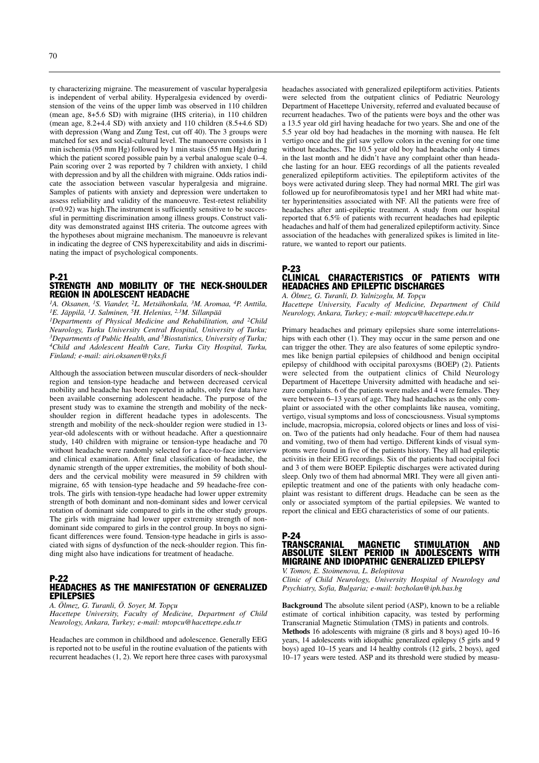ty characterizing migraine. The measurement of vascular hyperalgesia is independent of verbal ability. Hyperalgesia evidenced by overdistension of the veins of the upper limb was observed in 110 children (mean age, 8+5.6 SD) with migraine (IHS criteria), in 110 children (mean age, 8.2+4.4 SD) with anxiety and 110 children (8.5+4.6 SD) with depression (Wang and Zung Test, cut off 40). The 3 groups were matched for sex and social-cultural level. The manoeuvre consists in 1 min ischemia (95 mm Hg) followed by 1 min stasis (55 mm Hg) during which the patient scored possible pain by a verbal analogue scale 0–4. Pain scoring over 2 was reported by 7 children with anxiety, 1 child with depression and by all the children with migraine. Odds ratios indicate the association between vascular hyperalgesia and migraine. Samples of patients with anxiety and depression were undertaken to assess reliability and validity of the manoeuvre. Test-retest reliability (r=0.92) was high.The instrument is sufficiently sensitive to be successful in permitting discrimination among illness groups. Construct validity was demonstrated against IHS criteria. The outcome agrees with the hypotheses about migraine mechanism. The manoeuvre is relevant in indicating the degree of CNS hyperexcitability and aids in discriminating the impact of psychological components.

## P-21
## STRENGTH AND MOBILITY OF THE NECK-SHOULDER REGION IN ADOLESCENT HEADACHE

*[1]A. Oksanen, [1]S. Viander, [2]L. Metsähonkala, [3]M. Aromaa, [4]P. Anttila, [1]E. Jäppilä, [1]J. Salminen, [5]H. Helenius, [2,3]M. Sillanpää*

*[1]Departments of Physical Medicine and Rehabilitation, and [2]Child Neurology, Turku University Central Hospital, University of Turku; [3]Departments of Public Health, and [5]Biostatistics, University of Turku; [4]Child and Adolescent Health Care, Turku City Hospital, Turku, Finland; e-mail: airi.oksanen@tyks.fi*

Although the association between muscular disorders of neck-shoulder region and tension-type headache and between decreased cervical mobility and headache has been reported in adults, only few data have been available conserning adolescent headache. The purpose of the present study was to examine the strength and mobility of the neck-shoulder region in different headache types in adolescents. The strength and mobility of the neck-shoulder region were studied in 13-year-old adolescents with or without headache. After a questionnaire study, 140 children with migraine or tension-type headache and 70 without headache were randomly selected for a face-to-face interview and clinical examination. After final classification of headache, the dynamic strength of the upper extremities, the mobility of both shoulders and the cervical mobility were measured in 59 children with migraine, 65 with tension-type headache and 59 headache-free controls. The girls with tension-type headache had lower upper extremity strength of both dominant and non-dominant sides and lower cervical rotation of dominant side compared to girls in the other study groups. The girls with migraine had lower upper extremity strength of non-dominant side compared to girls in the control group. In boys no significant differences were found. Tension-type headache in girls is associated with signs of dysfunction of the neck-shoulder region. This finding might also have indications for treatment of headache.

## P-22
## HEADACHES AS THE MANIFESTATION OF GENERALIZED EPILEPSIES

*A. Ölmez, G. Turanli, Ö. Soyer, M. Topçu*

*Hacettepe University, Faculty of Medicine, Department of Child Neurology, Ankara, Turkey; e-mail: mtopcu@hacettepe.edu.tr*

Headaches are common in childhood and adolescence. Generally EEG is reported not to be useful in the routine evaluation of the patients with recurrent headaches (1, 2). We report here three cases with paroxysmal headaches associated with generalized epileptiform activities. Patients were selected from the outpatient clinics of Pediatric Neurology Department of Hacettepe University, referred and evaluated because of recurrent headaches. Two of the patients were boys and the other was a 13.5 year old girl having headache for two years. She and one of the 5.5 year old boy had headaches in the morning with nausea. He felt vertigo once and the girl saw yellow colors in the evening for one time without headaches. The 10.5 year old boy had headache only 4 times in the last month and he didn't have any complaint other than headache lasting for an hour. EEG recordings of all the patients revealed generalized epileptiform activities. The epileptiform activites of the boys were activated during sleep. They had normal MRI. The girl was followed up for neurofibromatosis type1 and her MRI had white matter hyperintensities associated with NF. All the patients were free of headaches after anti-epileptic treatment. A study from our hospital reported that 6.5% of patients with recurrent headaches had epileptic headaches and half of them had generalized epileptiform activity. Since association of the headaches with generalized spikes is limited in literature, we wanted to report our patients.

## P-23
## CLINICAL CHARACTERISTICS OF PATIENTS WITH HEADACHES AND EPILEPTIC DISCHARGES

*A. Ölmez, G. Turanli, D. Yalnizoglu, M. Topçu*

*Hacettepe University, Faculty of Medicine, Department of Child Neurology, Ankara, Turkey; e-mail: mtopcu@hacettepe.edu.tr*

Primary headaches and primary epilepsies share some interrelationships with each other (1). They may occur in the same person and one can trigger the other. They are also features of some epileptic syndromes like benign partial epilepsies of childhood and benign occipital epilepsy of childhood with occipital paroxysms (BOEP) (2). Patients were selected from the outpatient clinics of Child Neurology Department of Hacettepe University admitted with headache and seizure complaints. 6 of the patients were males and 4 were females. They were between 6–13 years of age. They had headaches as the only complaint or associated with the other complaints like nausea, vomiting, vertigo, visual symptoms and loss of concsciousness. Visual symptoms include, macropsia, micropsia, colored objects or lines and loss of vision. Two of the patients had only headache. Four of them had nausea and vomiting, two of them had vertigo. Different kinds of visual symptoms were found in five of the patients history. They all had epileptic activitis in their EEG recordings. Six of the patients had occipital foci and 3 of them were BOEP. Epileptic discharges were activated during sleep. Only two of them had abnormal MRI. They were all given antiepileptic treatment and one of the patients with only headache complaint was resistant to different drugs. Headache can be seen as the only or associated symptom of the partial epilepsies. We wanted to report the clinical and EEG characteristics of some of our patients.

## P-24
## TRANSCRANIAL MAGNETIC STIMULATION AND ABSOLUTE SILENT PERIOD IN ADOLESCENTS WITH MIGRAINE AND IDIOPATHIC GENERALIZED EPILEPSY

*V. Tomov, E. Stoimenova, L. Belopitova*

*Clinic of Child Neurology, University Hospital of Neurology and Psychiatry, Sofia, Bulgaria; e-mail: bozholan@iph.bas.bg*

**Background** The absolute silent period (ASP), known to be a reliable estimate of cortical inhibition capacity, was tested by performing Transcranial Magnetic Stimulation (TMS) in patients and controls.

**Methods** 16 adolescents with migraine (8 girls and 8 boys) aged 10–16 years, 14 adolescents with idiopathic generalized epilepsy (5 girls and 9 boys) aged 10–15 years and 14 healthy controls (12 girls, 2 boys), aged 10–17 years were tested. ASP and its threshold were studied by measu-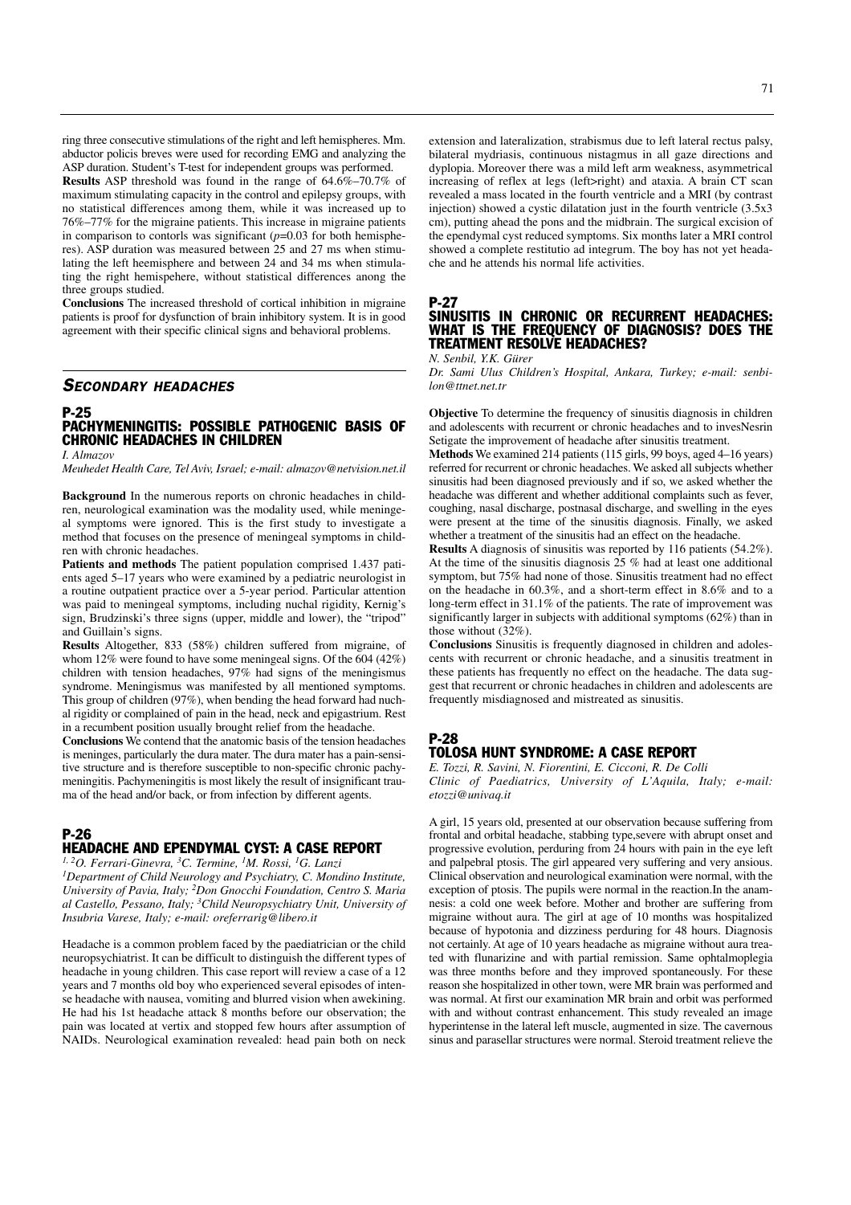ring three consecutive stimulations of the right and left hemispheres. Mm. abductor policis breves were used for recording EMG and analyzing the ASP duration. Student's T-test for independent groups was performed.

**Results** ASP threshold was found in the range of 64.6%–70.7% of maximum stimulating capacity in the control and epilepsy groups, with no statistical differences among them, while it was increased up to 76%–77% for the migraine patients. This increase in migraine patients in comparison to contorls was significant (*p*=0.03 for both hemispheres). ASP duration was measured between 25 and 27 ms when stimulating the left heemisphere and between 24 and 34 ms when stimulating the right hemispehere, without statistical differences anong the three groups studied.

**Conclusions** The increased threshold of cortical inhibition in migraine patients is proof for dysfunction of brain inhibitory system. It is in good agreement with their specific clinical signs and behavioral problems.

## *SECONDARY HEADACHES*

### P-25
### PACHYMENINGITIS: POSSIBLE PATHOGENIC BASIS OF CHRONIC HEADACHES IN CHILDREN

*I. Almazov*

*Meuhedet Health Care, Tel Aviv, Israel; e-mail: almazov@netvision.net.il*

**Background** In the numerous reports on chronic headaches in children, neurological examination was the modality used, while meningeal symptoms were ignored. This is the first study to investigate a method that focuses on the presence of meningeal symptoms in children with chronic headaches.

**Patients and methods** The patient population comprised 1.437 patients aged 5–17 years who were examined by a pediatric neurologist in a routine outpatient practice over a 5-year period. Particular attention was paid to meningeal symptoms, including nuchal rigidity, Kernig's sign, Brudzinski's three signs (upper, middle and lower), the "tripod" and Guillain's signs.

**Results** Altogether, 833 (58%) children suffered from migraine, of whom 12% were found to have some meningeal signs. Of the 604 (42%) children with tension headaches, 97% had signs of the meningismus syndrome. Meningismus was manifested by all mentioned symptoms. This group of children (97%), when bending the head forward had nuchal rigidity or complained of pain in the head, neck and epigastrium. Rest in a recumbent position usually brought relief from the headache.

**Conclusions** We contend that the anatomic basis of the tension headaches is meninges, particularly the dura mater. The dura mater has a pain-sensitive structure and is therefore susceptible to non-specific chronic pachymeningitis. Pachymeningitis is most likely the result of insignificant trauma of the head and/or back, or from infection by different agents.

### P-26
### HEADACHE AND EPENDYMAL CYST: A CASE REPORT

*[1,2]O. Ferrari-Ginevra, [3]C. Termine, [1]M. Rossi, [1]G. Lanzi*

*[1]Department of Child Neurology and Psychiatry, C. Mondino Institute, University of Pavia, Italy; [2]Don Gnocchi Foundation, Centro S. Maria al Castello, Pessano, Italy; [3]Child Neuropsychiatry Unit, University of Insubria Varese, Italy; e-mail: oreferrarig@libero.it*

Headache is a common problem faced by the paediatrician or the child neuropsychiatrist. It can be difficult to distinguish the different types of headache in young children. This case report will review a case of a 12 years and 7 months old boy who experienced several episodes of intense headache with nausea, vomiting and blurred vision when awekining. He had his 1st headache attack 8 months before our observation; the pain was located at vertix and stopped few hours after assumption of NAIDs. Neurological examination revealed: head pain both on neck extension and lateralization, strabismus due to left lateral rectus palsy, bilateral mydriasis, continuous nistagmus in all gaze directions and dyplopia. Moreover there was a mild left arm weakness, asymmetrical increasing of reflex at legs (left>right) and ataxia. A brain CT scan revealed a mass located in the fourth ventricle and a MRI (by contrast injection) showed a cystic dilatation just in the fourth ventricle (3.5x3 cm), putting ahead the pons and the midbrain. The surgical excision of the ependymal cyst reduced symptoms. Six months later a MRI control showed a complete restitutio ad integrum. The boy has not yet headache and he attends his normal life activities.

### P-27
### SINUSITIS IN CHRONIC OR RECURRENT HEADACHES: WHAT IS THE FREQUENCY OF DIAGNOSIS? DOES THE TREATMENT RESOLVE HEADACHES?

*N. Senbil, Y.K. Gürer*

*Dr. Sami Ulus Children's Hospital, Ankara, Turkey; e-mail: senbilon@ttnet.net.tr*

**Objective** To determine the frequency of sinusitis diagnosis in children and adolescents with recurrent or chronic headaches and to invesNesrin Setigate the improvement of headache after sinusitis treatment.

**Methods** We examined 214 patients (115 girls, 99 boys, aged 4–16 years) referred for recurrent or chronic headaches. We asked all subjects whether sinusitis had been diagnosed previously and if so, we asked whether the headache was different and whether additional complaints such as fever, coughing, nasal discharge, postnasal discharge, and swelling in the eyes were present at the time of the sinusitis diagnosis. Finally, we asked whether a treatment of the sinusitis had an effect on the headache.

**Results** A diagnosis of sinusitis was reported by 116 patients (54.2%). At the time of the sinusitis diagnosis 25 % had at least one additional symptom, but 75% had none of those. Sinusitis treatment had no effect on the headache in 60.3%, and a short-term effect in 8.6% and to a long-term effect in 31.1% of the patients. The rate of improvement was significantly larger in subjects with additional symptoms (62%) than in those without (32%).

**Conclusions** Sinusitis is frequently diagnosed in children and adolescents with recurrent or chronic headache, and a sinusitis treatment in these patients has frequently no effect on the headache. The data suggest that recurrent or chronic headaches in children and adolescents are frequently misdiagnosed and mistreated as sinusitis.

### P-28
### TOLOSA HUNT SYNDROME: A CASE REPORT

*E. Tozzi, R. Savini, N. Fiorentini, E. Cicconi, R. De Colli*

*Clinic of Paediatrics, University of L'Aquila, Italy; e-mail: etozzi@univaq.it*

A girl, 15 years old, presented at our observation because suffering from frontal and orbital headache, stabbing type,severe with abrupt onset and progressive evolution, perduring from 24 hours with pain in the eye left and palpebral ptosis. The girl appeared very suffering and very ansious. Clinical observation and neurological examination were normal, with the exception of ptosis. The pupils were normal in the reaction.In the anamnesis: a cold one week before. Mother and brother are suffering from migraine without aura. The girl at age of 10 months was hospitalized because of hypotonia and dizziness perduring for 48 hours. Diagnosis not certainly. At age of 10 years headache as migraine without aura treated with flunarizine and with partial remission. Same ophtalmoplegia was three months before and they improved spontaneously. For these reason she hospitalized in other town, were MR brain was performed and was normal. At first our examination MR brain and orbit was performed with and without contrast enhancement. This study revealed an image hyperintense in the lateral left muscle, augmented in size. The cavernous sinus and parasellar structures were normal. Steroid treatment relieve the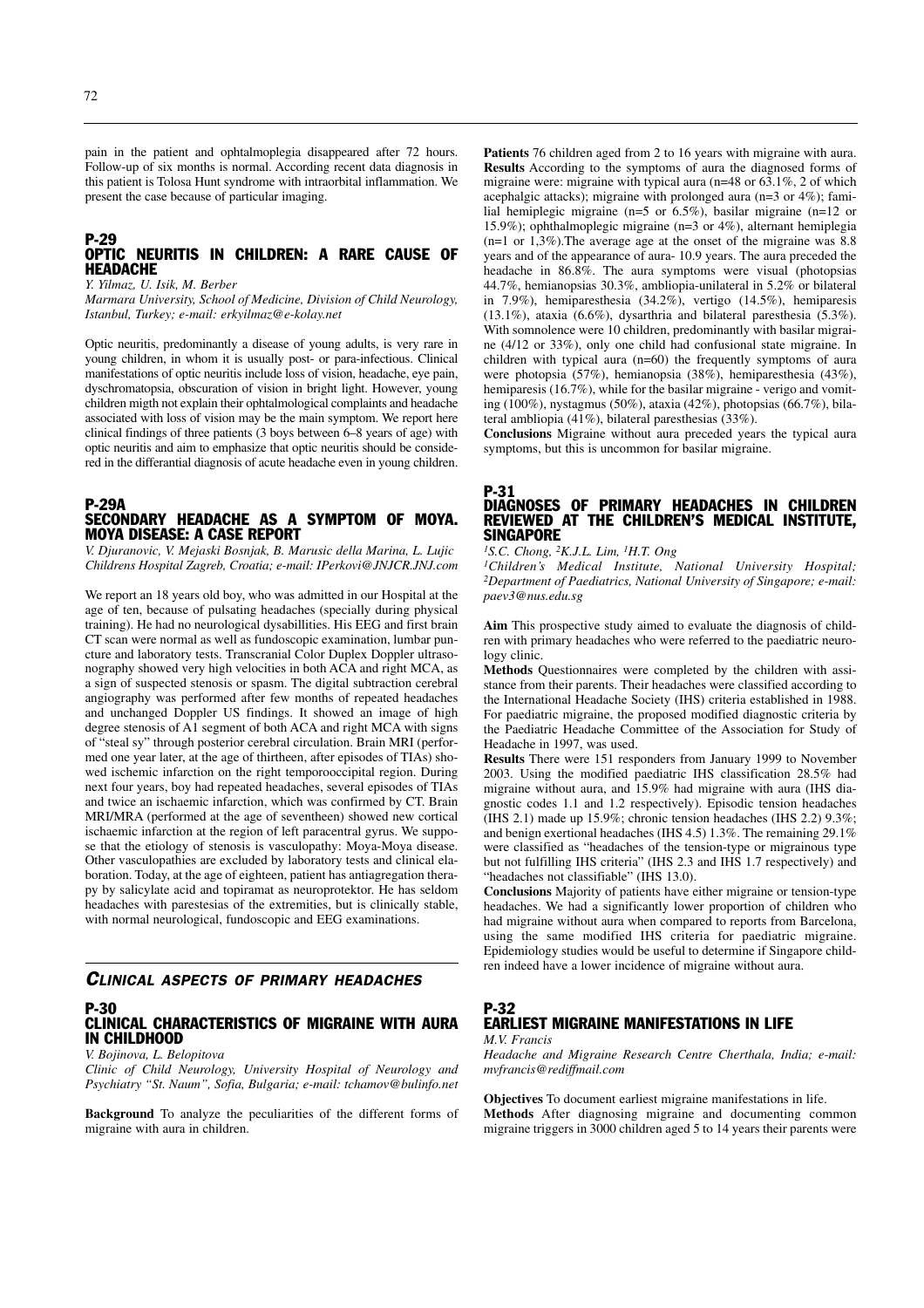pain in the patient and ophtalmoplegia disappeared after 72 hours. Follow-up of six months is normal. According recent data diagnosis in this patient is Tolosa Hunt syndrome with intraorbital inflammation. We present the case because of particular imaging.

## P-29
## OPTIC NEURITIS IN CHILDREN: A RARE CAUSE OF HEADACHE

*Y. Yilmaz, U. Isik, M. Berber*

*Marmara University, School of Medicine, Division of Child Neurology, Istanbul, Turkey; e-mail: erkyilmaz@e-kolay.net*

Optic neuritis, predominantly a disease of young adults, is very rare in young children, in whom it is usually post- or para-infectious. Clinical manifestations of optic neuritis include loss of vision, headache, eye pain, dyschromatopsia, obscuration of vision in bright light. However, young children migth not explain their ophtalmological complaints and headache associated with loss of vision may be the main symptom. We report here clinical findings of three patients (3 boys between 6–8 years of age) with optic neuritis and aim to emphasize that optic neuritis should be considered in the differantial diagnosis of acute headache even in young children.

## P-29A
## SECONDARY HEADACHE AS A SYMPTOM OF MOYA. MOYA DISEASE: A CASE REPORT

*V. Djuranovic, V. Mejaski Bosnjak, B. Marusic della Marina, L. Lujic*
*Childrens Hospital Zagreb, Croatia; e-mail: IPerkovi@JNJCR.JNJ.com*

We report an 18 years old boy, who was admitted in our Hospital at the age of ten, because of pulsating headaches (specially during physical training). He had no neurological dysabillities. His EEG and first brain CT scan were normal as well as fundoscopic examination, lumbar puncture and laboratory tests. Transcranial Color Duplex Doppler ultrasonography showed very high velocities in both ACA and right MCA, as a sign of suspected stenosis or spasm. The digital subtraction cerebral angiography was performed after few months of repeated headaches and unchanged Doppler US findings. It showed an image of high degree stenosis of A1 segment of both ACA and right MCA with signs of "steal sy" through posterior cerebral circulation. Brain MRI (performed one year later, at the age of thirtheen, after episodes of TIAs) showed ischemic infarction on the right temporooccipital region. During next four years, boy had repeated headaches, several episodes of TIAs and twice an ischaemic infarction, which was confirmed by CT. Brain MRI/MRA (performed at the age of seventheen) showed new cortical ischaemic infarction at the region of left paracentral gyrus. We suppose that the etiology of stenosis is vasculopathy: Moya-Moya disease. Other vasculopathies are excluded by laboratory tests and clinical elaboration. Today, at the age of eighteen, patient has antiagregation therapy by salicylate acid and topiramat as neuroprotektor. He has seldom headaches with parestesias of the extremities, but is clinically stable, with normal neurological, fundoscopic and EEG examinations.

# *CLINICAL ASPECTS OF PRIMARY HEADACHES*

## P-30
## CLINICAL CHARACTERISTICS OF MIGRAINE WITH AURA IN CHILDHOOD

*V. Bojinova, L. Belopitova*

*Clinic of Child Neurology, University Hospital of Neurology and Psychiatry "St. Naum", Sofia, Bulgaria; e-mail: tchamov@bulinfo.net*

**Background** To analyze the peculiarities of the different forms of migraine with aura in children.

**Patients** 76 children aged from 2 to 16 years with migraine with aura.

**Results** According to the symptoms of aura the diagnosed forms of migraine were: migraine with typical aura (n=48 or 63.1%, 2 of which acephalgic attacks); migraine with prolonged aura (n=3 or 4%); familial hemiplegic migraine (n=5 or 6.5%), basilar migraine (n=12 or 15.9%); ophthalmoplegic migraine (n=3 or 4%), alternant hemiplegia (n=1 or 1,3%).The average age at the onset of the migraine was 8.8 years and of the appearance of aura- 10.9 years. The aura preceded the headache in 86.8%. The aura symptoms were visual (photopsias 44.7%, hemianopsias 30.3%, ambliopia-unilateral in 5.2% or bilateral in 7.9%), hemiparesthesia (34.2%), vertigo (14.5%), hemiparesis (13.1%), ataxia (6.6%), dysarthria and bilateral paresthesia (5.3%). With somnolence were 10 children, predominantly with basilar migraine (4/12 or 33%), only one child had confusional state migraine. In children with typical aura (n=60) the frequently symptoms of aura were photopsia (57%), hemianopsia (38%), hemiparesthesia (43%), hemiparesis (16.7%), while for the basilar migraine - verigo and vomiting (100%), nystagmus (50%), ataxia (42%), photopsias (66.7%), bilateral ambliopia (41%), bilateral paresthesias (33%).

**Conclusions** Migraine without aura preceded years the typical aura symptoms, but this is uncommon for basilar migraine.

## P-31
## DIAGNOSES OF PRIMARY HEADACHES IN CHILDREN REVIEWED AT THE CHILDREN'S MEDICAL INSTITUTE, SINGAPORE

*[1]S.C. Chong, [2]K.J.L. Lim, [1]H.T. Ong*

*[1]Children's Medical Institute, National University Hospital; [2]Department of Paediatrics, National University of Singapore; e-mail: paev3@nus.edu.sg*

**Aim** This prospective study aimed to evaluate the diagnosis of children with primary headaches who were referred to the paediatric neurology clinic.

**Methods** Questionnaires were completed by the children with assistance from their parents. Their headaches were classified according to the International Headache Society (IHS) criteria established in 1988. For paediatric migraine, the proposed modified diagnostic criteria by the Paediatric Headache Committee of the Association for Study of Headache in 1997, was used.

**Results** There were 151 responders from January 1999 to November 2003. Using the modified paediatric IHS classification 28.5% had migraine without aura, and 15.9% had migraine with aura (IHS diagnostic codes 1.1 and 1.2 respectively). Episodic tension headaches (IHS 2.1) made up 15.9%; chronic tension headaches (IHS 2.2) 9.3%; and benign exertional headaches (IHS 4.5) 1.3%. The remaining 29.1% were classified as "headaches of the tension-type or migrainous type but not fulfilling IHS criteria" (IHS 2.3 and IHS 1.7 respectively) and "headaches not classifiable" (IHS 13.0).

**Conclusions** Majority of patients have either migraine or tension-type headaches. We had a significantly lower proportion of children who had migraine without aura when compared to reports from Barcelona, using the same modified IHS criteria for paediatric migraine. Epidemiology studies would be useful to determine if Singapore children indeed have a lower incidence of migraine without aura.

## P-32
## EARLIEST MIGRAINE MANIFESTATIONS IN LIFE

*M.V. Francis*

*Headache and Migraine Research Centre Cherthala, India; e-mail: mvfrancis@rediffmail.com*

**Objectives** To document earliest migraine manifestations in life.

**Methods** After diagnosing migraine and documenting common migraine triggers in 3000 children aged 5 to 14 years their parents were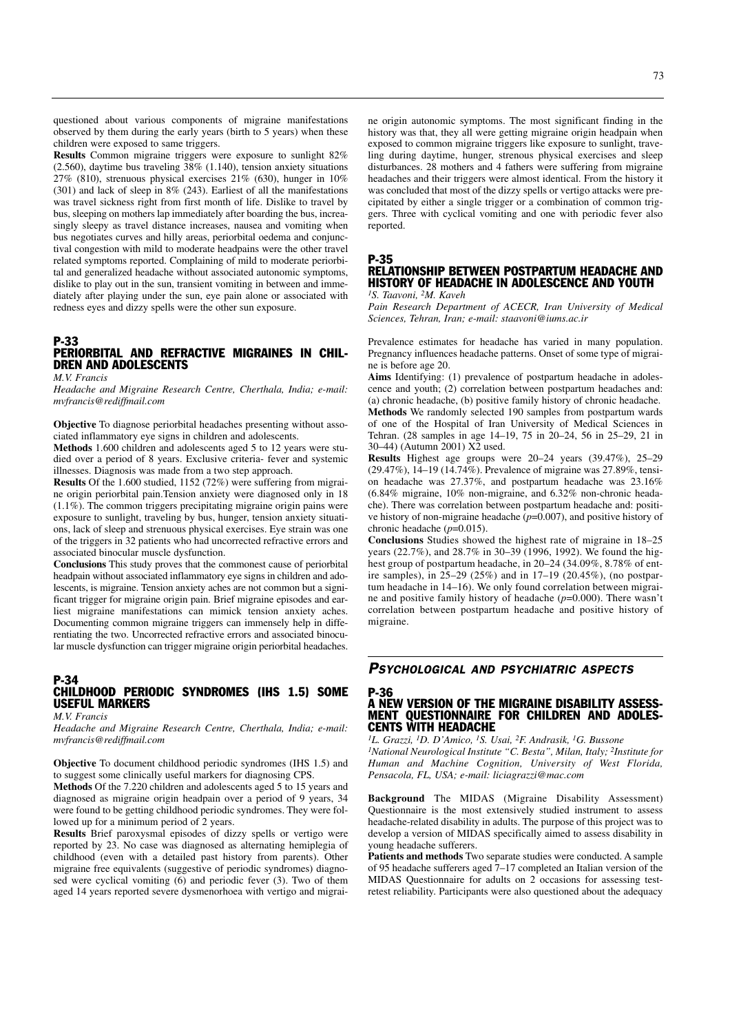questioned about various components of migraine manifestations observed by them during the early years (birth to 5 years) when these children were exposed to same triggers.

**Results** Common migraine triggers were exposure to sunlight 82% (2.560), daytime bus traveling 38% (1.140), tension anxiety situations 27% (810), strenuous physical exercises 21% (630), hunger in 10% (301) and lack of sleep in 8% (243). Earliest of all the manifestations was travel sickness right from first month of life. Dislike to travel by bus, sleeping on mothers lap immediately after boarding the bus, increasingly sleepy as travel distance increases, nausea and vomiting when bus negotiates curves and hilly areas, periorbital oedema and conjunctival congestion with mild to moderate headpains were the other travel related symptoms reported. Complaining of mild to moderate periorbital and generalized headache without associated autonomic symptoms, dislike to play out in the sun, transient vomiting in between and immediately after playing under the sun, eye pain alone or associated with redness eyes and dizzy spells were the other sun exposure.

## P-33
## PERIORBITAL AND REFRACTIVE MIGRAINES IN CHILDREN AND ADOLESCENTS

*M.V. Francis*

*Headache and Migraine Research Centre, Cherthala, India; e-mail: mvfrancis@rediffmail.com*

**Objective** To diagnose periorbital headaches presenting without associated inflammatory eye signs in children and adolescents.

**Methods** 1.600 children and adolescents aged 5 to 12 years were studied over a period of 8 years. Exclusive criteria- fever and systemic illnesses. Diagnosis was made from a two step approach.

**Results** Of the 1.600 studied, 1152 (72%) were suffering from migraine origin periorbital pain.Tension anxiety were diagnosed only in 18 (1.1%). The common triggers precipitating migraine origin pains were exposure to sunlight, traveling by bus, hunger, tension anxiety situations, lack of sleep and strenuous physical exercises. Eye strain was one of the triggers in 32 patients who had uncorrected refractive errors and associated binocular muscle dysfunction.

**Conclusions** This study proves that the commonest cause of periorbital headpain without associated inflammatory eye signs in children and adolescents, is migraine. Tension anxiety aches are not common but a significant trigger for migraine origin pain. Brief migraine episodes and earliest migraine manifestations can mimick tension anxiety aches. Documenting common migraine triggers can immensely help in differentiating the two. Uncorrected refractive errors and associated binocular muscle dysfunction can trigger migraine origin periorbital headaches.

## P-34
## CHILDHOOD PERIODIC SYNDROMES (IHS 1.5) SOME USEFUL MARKERS

*M.V. Francis*

*Headache and Migraine Research Centre, Cherthala, India; e-mail: mvfrancis@rediffmail.com*

**Objective** To document childhood periodic syndromes (IHS 1.5) and to suggest some clinically useful markers for diagnosing CPS.

**Methods** Of the 7.220 children and adolescents aged 5 to 15 years and diagnosed as migraine origin headpain over a period of 9 years, 34 were found to be getting childhood periodic syndromes. They were followed up for a minimum period of 2 years.

**Results** Brief paroxysmal episodes of dizzy spells or vertigo were reported by 23. No case was diagnosed as alternating hemiplegia of childhood (even with a detailed past history from parents). Other migraine free equivalents (suggestive of periodic syndromes) diagnosed were cyclical vomiting (6) and periodic fever (3). Two of them aged 14 years reported severe dysmenorhoea with vertigo and migraine origin autonomic symptoms. The most significant finding in the history was that, they all were getting migraine origin headpain when exposed to common migraine triggers like exposure to sunlight, traveling during daytime, hunger, strenous physical exercises and sleep disturbances. 28 mothers and 4 fathers were suffering from migraine headaches and their triggers were almost identical. From the history it was concluded that most of the dizzy spells or vertigo attacks were precipitated by either a single trigger or a combination of common triggers. Three with cyclical vomiting and one with periodic fever also reported.

## P-35
## RELATIONSHIP BETWEEN POSTPARTUM HEADACHE AND HISTORY OF HEADACHE IN ADOLESCENCE AND YOUTH

*[1]S. Taavoni, [2]M. Kaveh*

*Pain Research Department of ACECR, Iran University of Medical Sciences, Tehran, Iran; e-mail: staavoni@iums.ac.ir*

Prevalence estimates for headache has varied in many population. Pregnancy influences headache patterns. Onset of some type of migraine is before age 20.

**Aims** Identifying: (1) prevalence of postpartum headache in adolescence and youth; (2) correlation between postpartum headaches and: (a) chronic headache, (b) positive family history of chronic headache.

**Methods** We randomly selected 190 samples from postpartum wards of one of the Hospital of Iran University of Medical Sciences in Tehran. (28 samples in age 14–19, 75 in 20–24, 56 in 25–29, 21 in 30–44) (Autumn 2001) X2 used.

**Results** Highest age groups were 20–24 years (39.47%), 25–29 (29.47%), 14–19 (14.74%). Prevalence of migraine was 27.89%, tension headache was 27.37%, and postpartum headache was 23.16% (6.84% migraine, 10% non-migraine, and 6.32% non-chronic headache). There was correlation between postpartum headache and: positive history of non-migraine headache ($p$=0.007), and positive history of chronic headache ($p$=0.015).

**Conclusions** Studies showed the highest rate of migraine in 18–25 years (22.7%), and 28.7% in 30–39 (1996, 1992). We found the highest group of postpartum headache, in 20–24 (34.09%, 8.78% of entire samples), in 25–29 (25%) and in 17–19 (20.45%), (no postpartum headache in 14–16). We only found correlation between migraine and positive family history of headache ($p$=0.000). There wasn't correlation between postpartum headache and positive history of migraine.

# *Psychological and psychiatric aspects*

## P-36
## A NEW VERSION OF THE MIGRAINE DISABILITY ASSESSMENT QUESTIONNAIRE FOR CHILDREN AND ADOLESCENTS WITH HEADACHE

*[1]L. Grazzi, [1]D. D'Amico, [1]S. Usai, [2]F. Andrasik, [1]G. Bussone*

*[1]National Neurological Institute "C. Besta", Milan, Italy; [2]Institute for Human and Machine Cognition, University of West Florida, Pensacola, FL, USA; e-mail: liciagrazzi@mac.com*

**Background** The MIDAS (Migraine Disability Assessment) Questionnaire is the most extensively studied instrument to assess headache-related disability in adults. The purpose of this project was to develop a version of MIDAS specifically aimed to assess disability in young headache sufferers.

**Patients and methods** Two separate studies were conducted. A sample of 95 headache sufferers aged 7–17 completed an Italian version of the MIDAS Questionnaire for adults on 2 occasions for assessing test-retest reliability. Participants were also questioned about the adequacy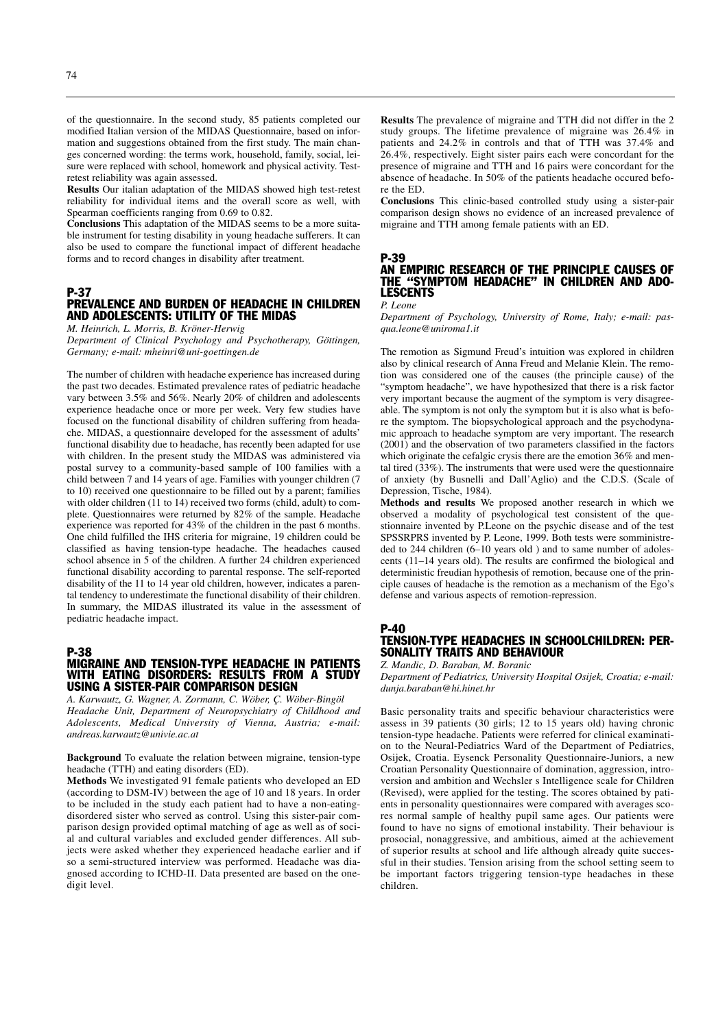of the questionnaire. In the second study, 85 patients completed our modified Italian version of the MIDAS Questionnaire, based on information and suggestions obtained from the first study. The main changes concerned wording: the terms work, household, family, social, leisure were replaced with school, homework and physical activity. Test-retest reliability was again assessed.

**Results** Our italian adaptation of the MIDAS showed high test-retest reliability for individual items and the overall score as well, with Spearman coefficients ranging from 0.69 to 0.82.

**Conclusions** This adaptation of the MIDAS seems to be a more suitable instrument for testing disability in young headache sufferers. It can also be used to compare the functional impact of different headache forms and to record changes in disability after treatment.

## P-37
## PREVALENCE AND BURDEN OF HEADACHE IN CHILDREN AND ADOLESCENTS: UTILITY OF THE MIDAS

*M. Heinrich, L. Morris, B. Kröner-Herwig*

*Department of Clinical Psychology and Psychotherapy, Göttingen, Germany; e-mail: mheinri@uni-goettingen.de*

The number of children with headache experience has increased during the past two decades. Estimated prevalence rates of pediatric headache vary between 3.5% and 56%. Nearly 20% of children and adolescents experience headache once or more per week. Very few studies have focused on the functional disability of children suffering from headache. MIDAS, a questionnaire developed for the assessment of adults' functional disability due to headache, has recently been adapted for use with children. In the present study the MIDAS was administered via postal survey to a community-based sample of 100 families with a child between 7 and 14 years of age. Families with younger children (7 to 10) received one questionnaire to be filled out by a parent; families with older children (11 to 14) received two forms (child, adult) to complete. Questionnaires were returned by 82% of the sample. Headache experience was reported for 43% of the children in the past 6 months. One child fulfilled the IHS criteria for migraine, 19 children could be classified as having tension-type headache. The headaches caused school absence in 5 of the children. A further 24 children experienced functional disability according to parental response. The self-reported disability of the 11 to 14 year old children, however, indicates a parental tendency to underestimate the functional disability of their children. In summary, the MIDAS illustrated its value in the assessment of pediatric headache impact.

## P-38
## MIGRAINE AND TENSION-TYPE HEADACHE IN PATIENTS WITH EATING DISORDERS: RESULTS FROM A STUDY USING A SISTER-PAIR COMPARISON DESIGN

*A. Karwautz, G. Wagner, A. Zormann, C. Wöber, Ç. Wöber-Bingöl*

*Headache Unit, Department of Neuropsychiatry of Childhood and Adolescents, Medical University of Vienna, Austria; e-mail: andreas.karwautz@univie.ac.at*

**Background** To evaluate the relation between migraine, tension-type headache (TTH) and eating disorders (ED).

**Methods** We investigated 91 female patients who developed an ED (according to DSM-IV) between the age of 10 and 18 years. In order to be included in the study each patient had to have a non-eating-disordered sister who served as control. Using this sister-pair comparison design provided optimal matching of age as well as of social and cultural variables and excluded gender differences. All subjects were asked whether they experienced headache earlier and if so a semi-structured interview was performed. Headache was diagnosed according to ICHD-II. Data presented are based on the one-digit level.

**Results** The prevalence of migraine and TTH did not differ in the 2 study groups. The lifetime prevalence of migraine was 26.4% in patients and 24.2% in controls and that of TTH was 37.4% and 26.4%, respectively. Eight sister pairs each were concordant for the presence of migraine and TTH and 16 pairs were concordant for the absence of headache. In 50% of the patients headache occured before the ED.

**Conclusions** This clinic-based controlled study using a sister-pair comparison design shows no evidence of an increased prevalence of migraine and TTH among female patients with an ED.

## P-39
## AN EMPIRIC RESEARCH OF THE PRINCIPLE CAUSES OF THE "SYMPTOM HEADACHE" IN CHILDREN AND ADOLESCENTS

*P. Leone*

*Department of Psychology, University of Rome, Italy; e-mail: pasqua.leone@uniroma1.it*

The remotion as Sigmund Freud's intuition was explored in children also by clinical research of Anna Freud and Melanie Klein. The remotion was considered one of the causes (the principle cause) of the "symptom headache", we have hypothesized that there is a risk factor very important because the augment of the symptom is very disagreeable. The symptom is not only the symptom but it is also what is before the symptom. The biopsychological approach and the psychodynamic approach to headache symptom are very important. The research (2001) and the observation of two parameters classified in the factors which originate the cefalgic crysis there are the emotion 36% and mental tired (33%). The instruments that were used were the questionnaire of anxiety (by Busnelli and Dall'Aglio) and the C.D.S. (Scale of Depression, Tische, 1984).

**Methods and results** We proposed another research in which we observed a modality of psychological test consistent of the questionnaire invented by P.Leone on the psychic disease and of the test SPSSRPRS invented by P. Leone, 1999. Both tests were somministreded to 244 children (6–10 years old ) and to same number of adolescents (11–14 years old). The results are confirmed the biological and deterministic freudian hypothesis of remotion, because one of the principle causes of headache is the remotion as a mechanism of the Ego's defense and various aspects of remotion-repression.

## P-40
## TENSION-TYPE HEADACHES IN SCHOOLCHILDREN: PERSONALITY TRAITS AND BEHAVIOUR

*Z. Mandic, D. Baraban, M. Boranic*

*Department of Pediatrics, University Hospital Osijek, Croatia; e-mail: dunja.baraban@hi.hinet.hr*

Basic personality traits and specific behaviour characteristics were assess in 39 patients (30 girls; 12 to 15 years old) having chronic tension-type headache. Patients were referred for clinical examination to the Neural-Pediatrics Ward of the Department of Pediatrics, Osijek, Croatia. Eysenck Personality Questionnaire-Juniors, a new Croatian Personality Questionnaire of domination, aggression, introversion and ambition and Wechsler s Intelligence scale for Children (Revised), were applied for the testing. The scores obtained by patients in personality questionnaires were compared with averages scores normal sample of healthy pupil same ages. Our patients were found to have no signs of emotional instability. Their behaviour is prosocial, nonaggressive, and ambitious, aimed at the achievement of superior results at school and life although already quite successful in their studies. Tension arising from the school setting seem to be important factors triggering tension-type headaches in these children.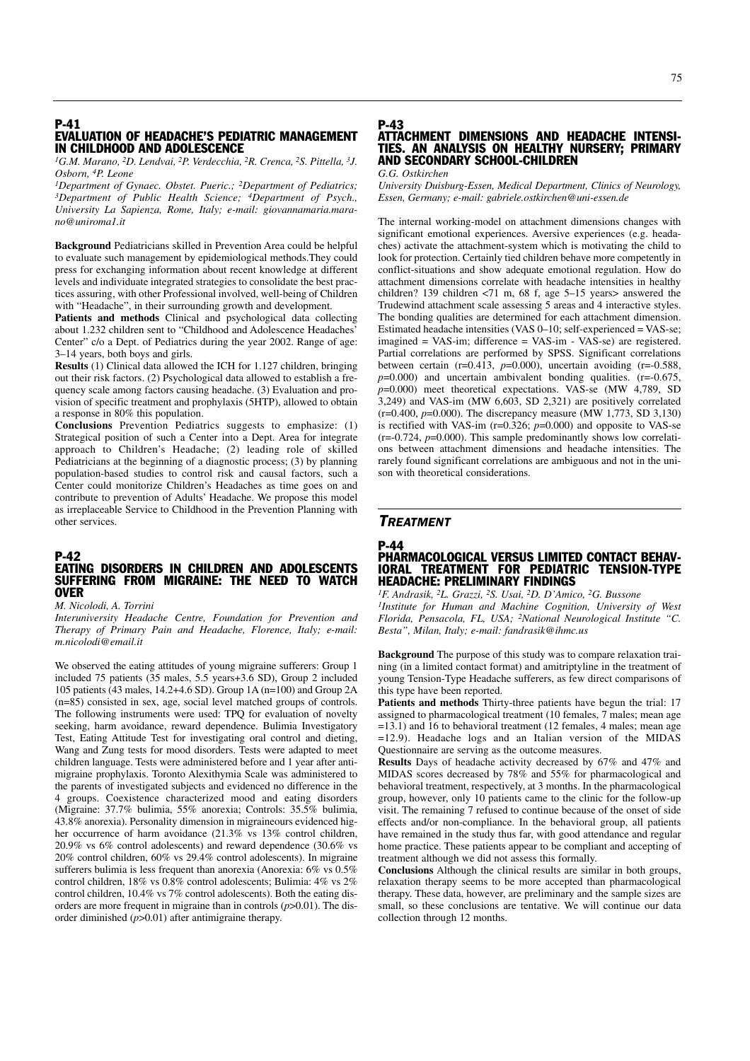## P-41

### EVALUATION OF HEADACHE'S PEDIATRIC MANAGEMENT IN CHILDHOOD AND ADOLESCENCE

*[1]G.M. Marano, [2]D. Lendvai, [2]P. Verdecchia, [2]R. Crenca, [2]S. Pittella, [3]J. Osborn, [4]P. Leone*

*[1]Department of Gynaec. Obstet. Pueric.; [2]Department of Pediatrics; [3]Department of Public Health Science; [4]Department of Psych., University La Sapienza, Rome, Italy; e-mail: giovannamaria.marano@uniroma1.it*

**Background** Pediatricians skilled in Prevention Area could be helpful to evaluate such management by epidemiological methods.They could press for exchanging information about recent knowledge at different levels and individuate integrated strategies to consolidate the best practices assuring, with other Professional involved, well-being of Children with "Headache", in their surrounding growth and development.

**Patients and methods** Clinical and psychological data collecting about 1.232 children sent to "Childhood and Adolescence Headaches' Center" c/o a Dept. of Pediatrics during the year 2002. Range of age: 3–14 years, both boys and girls.

**Results** (1) Clinical data allowed the ICH for 1.127 children, bringing out their risk factors. (2) Psychological data allowed to establish a frequency scale among factors causing headache. (3) Evaluation and provision of specific treatment and prophylaxis (5HTP), allowed to obtain a response in 80% this population.

**Conclusions** Prevention Pediatrics suggests to emphasize: (1) Strategical position of such a Center into a Dept. Area for integrate approach to Children's Headache; (2) leading role of skilled Pediatricians at the beginning of a diagnostic process; (3) by planning population-based studies to control risk and causal factors, such a Center could monitorize Children's Headaches as time goes on and contribute to prevention of Adults' Headache. We propose this model as irreplaceable Service to Childhood in the Prevention Planning with other services.

## P-42

### EATING DISORDERS IN CHILDREN AND ADOLESCENTS SUFFERING FROM MIGRAINE: THE NEED TO WATCH OVER

*M. Nicolodi, A. Torrini*

*Interuniversity Headache Centre, Foundation for Prevention and Therapy of Primary Pain and Headache, Florence, Italy; e-mail: m.nicolodi@email.it*

We observed the eating attitudes of young migraine sufferers: Group 1 included 75 patients (35 males, 5.5 years+3.6 SD), Group 2 included 105 patients (43 males, 14.2+4.6 SD). Group 1A (n=100) and Group 2A (n=85) consisted in sex, age, social level matched groups of controls. The following instruments were used: TPQ for evaluation of novelty seeking, harm avoidance, reward dependence. Bulimia Investigatory Test, Eating Attitude Test for investigating oral control and dieting, Wang and Zung tests for mood disorders. Tests were adapted to meet children language. Tests were administered before and 1 year after antimigraine prophylaxis. Toronto Alexithymia Scale was administered to the parents of investigated subjects and evidenced no difference in the 4 groups. Coexistence characterized mood and eating disorders (Migraine: 37.7% bulimia, 55% anorexia; Controls: 35.5% bulimia, 43.8% anorexia). Personality dimension in migraineours evidenced higher occurrence of harm avoidance (21.3% vs 13% control children, 20.9% vs 6% control adolescents) and reward dependence (30.6% vs 20% control children, 60% vs 29.4% control adolescents). In migraine sufferers bulimia is less frequent than anorexia (Anorexia: 6% vs 0.5% control children, 18% vs 0.8% control adolescents; Bulimia: 4% vs 2% control children, 10.4% vs 7% control adolescents). Both the eating disorders are more frequent in migraine than in controls ($p$>0.01). The disorder diminished ($p$>0.01) after antimigraine therapy.

## P-43

### ATTACHMENT DIMENSIONS AND HEADACHE INTENSITIES. AN ANALYSIS ON HEALTHY NURSERY; PRIMARY AND SECONDARY SCHOOL-CHILDREN

*G.G. Ostkirchen*

*University Duisburg-Essen, Medical Department, Clinics of Neurology, Essen, Germany; e-mail: gabriele.ostkirchen@uni-essen.de*

The internal working-model on attachment dimensions changes with significant emotional experiences. Aversive experiences (e.g. headaches) activate the attachment-system which is motivating the child to look for protection. Certainly tied children behave more competently in conflict-situations and show adequate emotional regulation. How do attachment dimensions correlate with headache intensities in healthy children? 139 children <71 m, 68 f, age 5–15 years> answered the Trudewind attachment scale assessing 5 areas and 4 interactive styles. The bonding qualities are determined for each attachment dimension. Estimated headache intensities (VAS 0–10; self-experienced = VAS-se; imagined = VAS-im; difference = VAS-im - VAS-se) are registered. Partial correlations are performed by SPSS. Significant correlations between certain (r=0.413, $p$=0.000), uncertain avoiding (r=-0.588, $p$=0.000) and uncertain ambivalent bonding qualities. (r=-0.675, $p$=0.000) meet theoretical expectations. VAS-se (MW 4,789, SD 3,249) and VAS-im (MW 6,603, SD 2,321) are positively correlated (r=0.400, $p$=0.000). The discrepancy measure (MW 1,773, SD 3,130) is rectified with VAS-im (r=0.326; $p$=0.000) and opposite to VAS-se (r=-0.724, $p$=0.000). This sample predominantly shows low correlations between attachment dimensions and headache intensities. The rarely found significant correlations are ambiguous and not in the unison with theoretical considerations.

# *TREATMENT*

## P-44

### PHARMACOLOGICAL VERSUS LIMITED CONTACT BEHAVIORAL TREATMENT FOR PEDIATRIC TENSION-TYPE HEADACHE: PRELIMINARY FINDINGS

*[1]F. Andrasik, [2]L. Grazzi, [2]S. Usai, [2]D. D'Amico, [2]G. Bussone*

*[1]Institute for Human and Machine Cognition, University of West Florida, Pensacola, FL, USA; [2]National Neurological Institute "C. Besta", Milan, Italy; e-mail: fandrasik@ihmc.us*

**Background** The purpose of this study was to compare relaxation training (in a limited contact format) and amitriptyline in the treatment of young Tension-Type Headache sufferers, as few direct comparisons of this type have been reported.

**Patients and methods** Thirty-three patients have begun the trial: 17 assigned to pharmacological treatment (10 females, 7 males; mean age =13.1) and 16 to behavioral treatment (12 females, 4 males; mean age =12.9). Headache logs and an Italian version of the MIDAS Questionnaire are serving as the outcome measures.

**Results** Days of headache activity decreased by 67% and 47% and MIDAS scores decreased by 78% and 55% for pharmacological and behavioral treatment, respectively, at 3 months. In the pharmacological group, however, only 10 patients came to the clinic for the follow-up visit. The remaining 7 refused to continue because of the onset of side effects and/or non-compliance. In the behavioral group, all patients have remained in the study thus far, with good attendance and regular home practice. These patients appear to be compliant and accepting of treatment although we did not assess this formally.

**Conclusions** Although the clinical results are similar in both groups, relaxation therapy seems to be more accepted than pharmacological therapy. These data, however, are preliminary and the sample sizes are small, so these conclusions are tentative. We will continue our data collection through 12 months.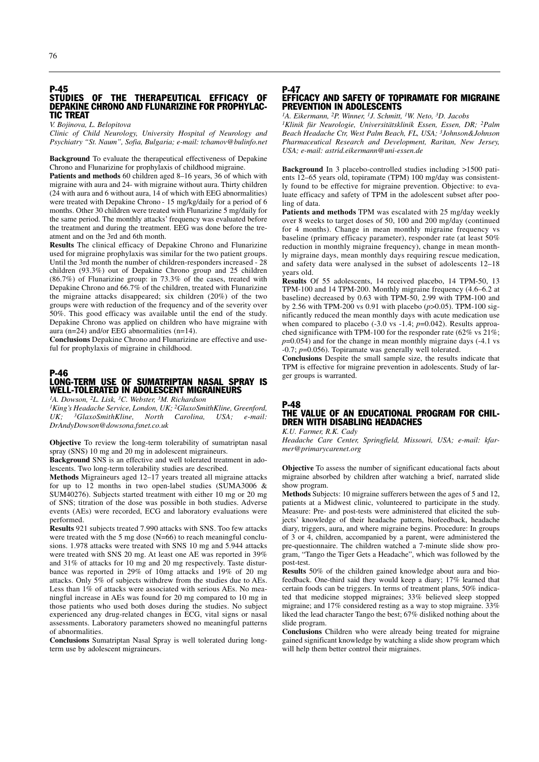## P-45
## STUDIES OF THE THERAPEUTICAL EFFICACY OF DEPAKINE CHRONO AND FLUNARIZINE FOR PROPHYLACTIC TREAT

*V. Bojinova, L. Belopitova*

*Clinic of Child Neurology, University Hospital of Neurology and Psychiatry "St. Naum", Sofia, Bulgaria; e-mail: tchamov@bulinfo.net*

**Background** To evaluate the therapeutical effectiveness of Depakine Chrono and Flunarizine for prophylaxis of childhood migraine.

**Patients and methods** 60 children aged 8–16 years, 36 of which with migraine with aura and 24- with migraine without aura. Thirty children (24 with aura and 6 without aura, 14 of which with EEG abnormalities) were treated with Depakine Chrono - 15 mg/kg/daily for a period of 6 months. Other 30 children were treated with Flunarizine 5 mg/daily for the same period. The monthly attacks' frequency was evaluated before the treatment and during the treatment. EEG was done before the treatment and on the 3rd and 6th month.

**Results** The clinical efficacy of Depakine Chrono and Flunarizine used for migraine prophylaxis was similar for the two patient groups. Until the 3rd month the number of children-responders increased - 28 children (93.3%) out of Depakine Chrono group and 25 children (86.7%) of Flunarizine group: in 73.3% of the cases, treated with Depakine Chrono and 66.7% of the children, treated with Flunarizine the migraine attacks disappeared; six children (20%) of the two groups were with reduction of the frequency and of the severity over 50%. This good efficacy was available until the end of the study. Depakine Chrono was applied on children who have migraine with aura (n=24) and/or EEG abnormalities (n=14).

**Conclusions** Depakine Chrono and Flunarizine are effective and useful for prophylaxis of migraine in childhood.

## P-46
## LONG-TERM USE OF SUMATRIPTAN NASAL SPRAY IS WELL-TOLERATED IN ADOLESCENT MIGRAINEURS

*[1]A. Dowson, [2]L. Lisk, [3]C. Webster, [3]M. Richardson*

*[1]King's Headache Service, London, UK; [2]GlaxoSmithKline, Greenford, UK; [3]GlaxoSmithKline, North Carolina, USA; e-mail: DrAndyDowson@dowsona.fsnet.co.uk*

**Objective** To review the long-term tolerability of sumatriptan nasal spray (SNS) 10 mg and 20 mg in adolescent migraineurs.

**Background** SNS is an effective and well tolerated treatment in adolescents. Two long-term tolerability studies are described.

**Methods** Migraineurs aged 12–17 years treated all migraine attacks for up to 12 months in two open-label studies (SUMA3006 & SUM40276). Subjects started treatment with either 10 mg or 20 mg of SNS; titration of the dose was possible in both studies. Adverse events (AEs) were recorded, ECG and laboratory evaluations were performed.

**Results** 921 subjects treated 7.990 attacks with SNS. Too few attacks were treated with the 5 mg dose (N=66) to reach meaningful conclusions. 1.978 attacks were treated with SNS 10 mg and 5.944 attacks were treated with SNS 20 mg. At least one AE was reported in 39% and 31% of attacks for 10 mg and 20 mg respectively. Taste disturbance was reported in 29% of 10mg attacks and 19% of 20 mg attacks. Only 5% of subjects withdrew from the studies due to AEs. Less than 1% of attacks were associated with serious AEs. No meaningful increase in AEs was found for 20 mg compared to 10 mg in those patients who used both doses during the studies. No subject experienced any drug-related changes in ECG, vital signs or nasal assessments. Laboratory parameters showed no meaningful patterns of abnormalities.

**Conclusions** Sumatriptan Nasal Spray is well tolerated during long-term use by adolescent migraineurs.

## P-47
## EFFICACY AND SAFETY OF TOPIRAMATE FOR MIGRAINE PREVENTION IN ADOLESCENTS

*[1]A. Eikermann, [2]P. Winner, [1]J. Schmitt, [1]W. Neto, [3]D. Jacobs*

*[1]Klinik für Neurologie, Universitätsklinik Essen, Essen, DR; [2]Palm Beach Headache Ctr, West Palm Beach, FL, USA; [3]Johnson&Johnson Pharmaceutical Research and Development, Raritan, New Jersey, USA; e-mail: astrid.eikermann@uni-essen.de*

**Background** In 3 placebo-controlled studies including >1500 patients 12–65 years old, topiramate (TPM) 100 mg/day was consistently found to be effective for migraine prevention. Objective: to evaluate efficacy and safety of TPM in the adolescent subset after pooling of data.

**Patients and methods** TPM was escalated with 25 mg/day weekly over 8 weeks to target doses of 50, 100 and 200 mg/day (continued for 4 months). Change in mean monthly migraine frequency vs baseline (primary efficacy parameter), responder rate (at least 50% reduction in monthly migraine frequency), change in mean monthly migraine days, mean monthly days requiring rescue medication, and safety data were analysed in the subset of adolescents 12–18 years old.

**Results** Of 55 adolescents, 14 received placebo, 14 TPM-50, 13 TPM-100 and 14 TPM-200. Monthly migraine frequency (4.6–6.2 at baseline) decreased by 0.63 with TPM-50, 2.99 with TPM-100 and by 2.56 with TPM-200 vs 0.91 with placebo ($p>0.05$). TPM-100 significantly reduced the mean monthly days with acute medication use when compared to placebo (-3.0 vs -1.4; $p=0.042$). Results approached significance with TPM-100 for the responder rate (62% vs 21%; $p=0.054$) and for the change in mean monthly migraine days (-4.1 vs -0.7; $p=0.056$). Topiramate was generally well tolerated.

**Conclusions** Despite the small sample size, the results indicate that TPM is effective for migraine prevention in adolescents. Study of larger groups is warranted.

## P-48
## THE VALUE OF AN EDUCATIONAL PROGRAM FOR CHILDREN WITH DISABLING HEADACHES

*K.U. Farmer, R.K. Cady*

*Headache Care Center, Springfield, Missouri, USA; e-mail: kfarmer@primarycarenet.org*

**Objective** To assess the number of significant educational facts about migraine absorbed by children after watching a brief, narrated slide show program.

**Methods** Subjects: 10 migraine sufferers between the ages of 5 and 12, patients at a Midwest clinic, volunteered to participate in the study. Measure: Pre- and post-tests were administered that elicited the subjects' knowledge of their headache pattern, biofeedback, headache diary, triggers, aura, and where migraine begins. Procedure: In groups of 3 or 4, children, accompanied by a parent, were administered the pre-questionnaire. The children watched a 7-minute slide show program, "Tango the Tiger Gets a Headache", which was followed by the post-test.

**Results** 50% of the children gained knowledge about aura and biofeedback. One-third said they would keep a diary; 17% learned that certain foods can be triggers. In terms of treatment plans, 50% indicated that medicine stopped migraines; 33% believed sleep stopped migraine; and 17% considered resting as a way to stop migraine. 33% liked the lead character Tango the best; 67% disliked nothing about the slide program.

**Conclusions** Children who were already being treated for migraine gained significant knowledge by watching a slide show program which will help them better control their migraines.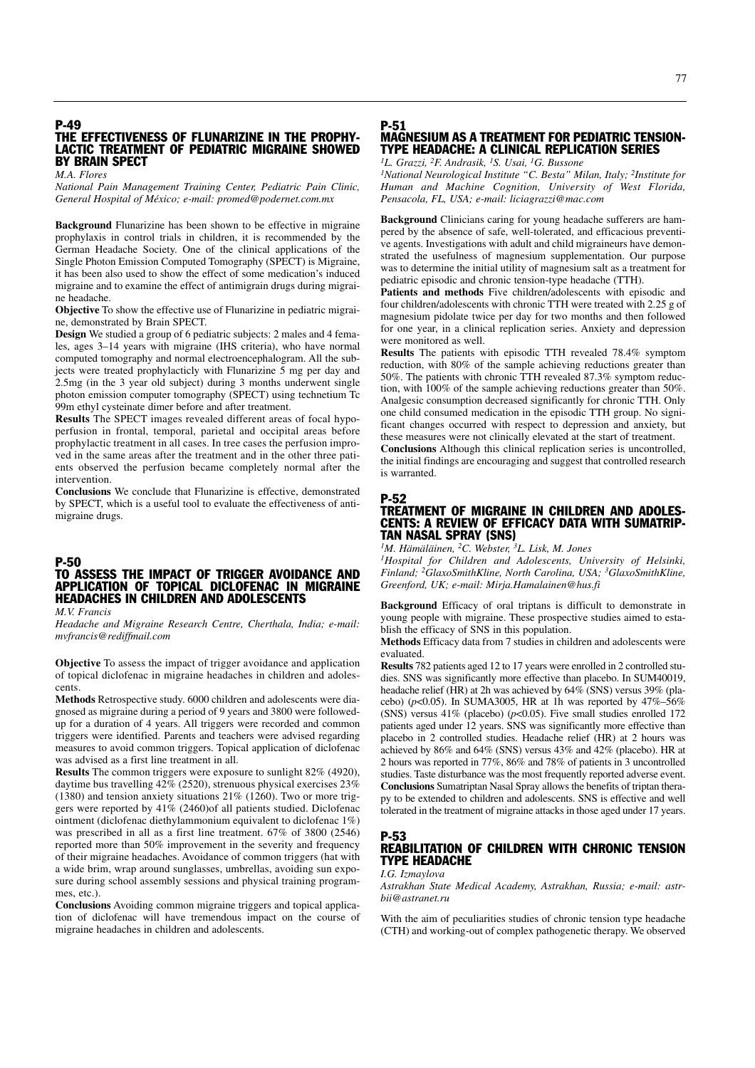## P-49

### THE EFFECTIVENESS OF FLUNARIZINE IN THE PROPHYLACTIC TREATMENT OF PEDIATRIC MIGRAINE SHOWED BY BRAIN SPECT

*M.A. Flores*

*National Pain Management Training Center, Pediatric Pain Clinic, General Hospital of México; e-mail: promed@podernet.com.mx*

**Background** Flunarizine has been shown to be effective in migraine prophylaxis in control trials in children, it is recommended by the German Headache Society. One of the clinical applications of the Single Photon Emission Computed Tomography (SPECT) is Migraine, it has been also used to show the effect of some medication's induced migraine and to examine the effect of antimigraine drugs during migraine headache.

**Objective** To show the effective use of Flunarizine in pediatric migraine, demonstrated by Brain SPECT.

**Design** We studied a group of 6 pediatric subjects: 2 males and 4 females, ages 3–14 years with migraine (IHS criteria), who have normal computed tomography and normal electroencephalogram. All the subjects were treated prophylacticly with Flunarizine 5 mg per day and 2.5mg (in the 3 year old subject) during 3 months underwent single photon emission computer tomography (SPECT) using technetium Tc 99m ethyl cysteinate dimer before and after treatment.

**Results** The SPECT images revealed different areas of focal hypoperfusion in frontal, temporal, parietal and occipital areas before prophylactic treatment in all cases. In tree cases the perfusion improved in the same areas after the treatment and in the other three patients observed the perfusion became completely normal after the intervention.

**Conclusions** We conclude that Flunarizine is effective, demonstrated by SPECT, which is a useful tool to evaluate the effectiveness of antimigraine drugs.

## P-50

### TO ASSESS THE IMPACT OF TRIGGER AVOIDANCE AND APPLICATION OF TOPICAL DICLOFENAC IN MIGRAINE HEADACHES IN CHILDREN AND ADOLESCENTS

*M.V. Francis*

*Headache and Migraine Research Centre, Cherthala, India; e-mail: mvfrancis@rediffmail.com*

**Objective** To assess the impact of trigger avoidance and application of topical diclofenac in migraine headaches in children and adolescents.

**Methods** Retrospective study. 6000 children and adolescents were diagnosed as migraine during a period of 9 years and 3800 were followed-up for a duration of 4 years. All triggers were recorded and common triggers were identified. Parents and teachers were advised regarding measures to avoid common triggers. Topical application of diclofenac was advised as a first line treatment in all.

**Results** The common triggers were exposure to sunlight 82% (4920), daytime bus travelling 42% (2520), strenuous physical exercises 23% (1380) and tension anxiety situations 21% (1260). Two or more triggers were reported by 41% (2460)of all patients studied. Diclofenac ointment (diclofenac diethylammonium equivalent to diclofenac 1%) was prescribed in all as a first line treatment. 67% of 3800 (2546) reported more than 50% improvement in the severity and frequency of their migraine headaches. Avoidance of common triggers (hat with a wide brim, wrap around sunglasses, umbrellas, avoiding sun exposure during school assembly sessions and physical training programmes, etc.).

**Conclusions** Avoiding common migraine triggers and topical application of diclofenac will have tremendous impact on the course of migraine headaches in children and adolescents.

## P-51

### MAGNESIUM AS A TREATMENT FOR PEDIATRIC TENSION-TYPE HEADACHE: A CLINICAL REPLICATION SERIES

*[1]L. Grazzi, [2]F. Andrasik, [1]S. Usai, [1]G. Bussone*

*[1]National Neurological Institute "C. Besta" Milan, Italy; [2]Institute for Human and Machine Cognition, University of West Florida, Pensacola, FL, USA; e-mail: liciagrazzi@mac.com*

**Background** Clinicians caring for young headache sufferers are hampered by the absence of safe, well-tolerated, and efficacious preventive agents. Investigations with adult and child migraineurs have demonstrated the usefulness of magnesium supplementation. Our purpose was to determine the initial utility of magnesium salt as a treatment for pediatric episodic and chronic tension-type headache (TTH).

**Patients and methods** Five children/adolescents with episodic and four children/adolescents with chronic TTH were treated with 2.25 g of magnesium pidolate twice per day for two months and then followed for one year, in a clinical replication series. Anxiety and depression were monitored as well.

**Results** The patients with episodic TTH revealed 78.4% symptom reduction, with 80% of the sample achieving reductions greater than 50%. The patients with chronic TTH revealed 87.3% symptom reduction, with 100% of the sample achieving reductions greater than 50%. Analgesic consumption decreased significantly for chronic TTH. Only one child consumed medication in the episodic TTH group. No significant changes occurred with respect to depression and anxiety, but these measures were not clinically elevated at the start of treatment.

**Conclusions** Although this clinical replication series is uncontrolled, the initial findings are encouraging and suggest that controlled research is warranted.

## P-52

### TREATMENT OF MIGRAINE IN CHILDREN AND ADOLESCENTS: A REVIEW OF EFFICACY DATA WITH SUMATRIPTAN NASAL SPRAY (SNS)

*[1]M. Hämäläinen, [2]C. Webster, [3]L. Lisk, M. Jones*

*[1]Hospital for Children and Adolescents, University of Helsinki, Finland; [2]GlaxoSmithKline, North Carolina, USA; [3]GlaxoSmithKline, Greenford, UK; e-mail: Mirja.Hamalainen@hus.fi*

**Background** Efficacy of oral triptans is difficult to demonstrate in young people with migraine. These prospective studies aimed to establish the efficacy of SNS in this population.

**Methods** Efficacy data from 7 studies in children and adolescents were evaluated.

**Results** 782 patients aged 12 to 17 years were enrolled in 2 controlled studies. SNS was significantly more effective than placebo. In SUM40019, headache relief (HR) at 2h was achieved by 64% (SNS) versus 39% (placebo) ($p$<0.05). In SUMA3005, HR at 1h was reported by 47%–56% (SNS) versus 41% (placebo) ($p$<0.05). Five small studies enrolled 172 patients aged under 12 years. SNS was significantly more effective than placebo in 2 controlled studies. Headache relief (HR) at 2 hours was achieved by 86% and 64% (SNS) versus 43% and 42% (placebo). HR at 2 hours was reported in 77%, 86% and 78% of patients in 3 uncontrolled studies. Taste disturbance was the most frequently reported adverse event.

**Conclusions** Sumatriptan Nasal Spray allows the benefits of triptan therapy to be extended to children and adolescents. SNS is effective and well tolerated in the treatment of migraine attacks in those aged under 17 years.

## P-53

### REABILITATION OF CHILDREN WITH CHRONIC TENSION TYPE HEADACHE

*I.G. Izmaylova*

*Astrakhan State Medical Academy, Astrakhan, Russia; e-mail: astrbii@astranet.ru*

With the aim of peculiarities studies of chronic tension type headache (CTH) and working-out of complex pathogenetic therapy. We observed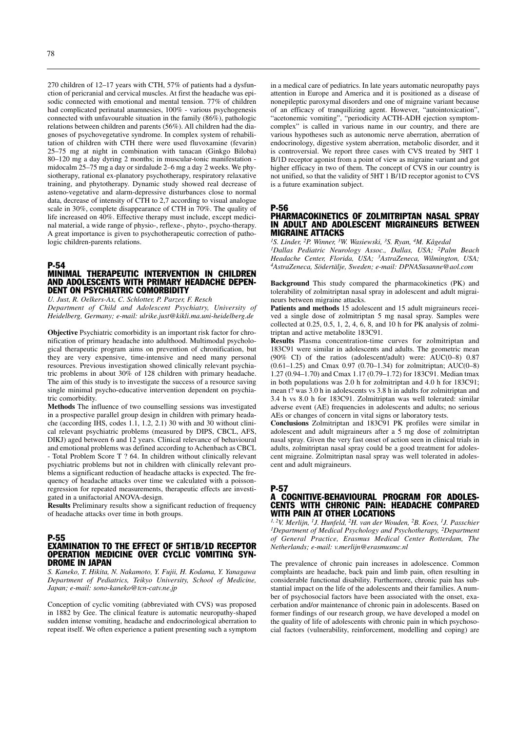270 children of 12–17 years with CTH, 57% of patients had a dysfunction of pericranial and cervical muscles. At first the headache was episodic connected with emotional and mental tension. 77% of children had complicated perinatal anamnesies, 100% - various psychogenesis connected with unfavourable situation in the family (86%), pathologic relations between children and parents (56%). All children had the diagnoses of psychovegetative syndrome. In complex system of rehabilitation of children with CTH there were used fluvoxamine (fevarin) 25–75 mg at night in combination with tanacan (Ginkgo Biloba) 80–120 mg a day dyring 2 months; in muscular-tonic manifestation - midocalm 25–75 mg a day or sirdalude 2–6 mg a day 2 weeks. We physiotherapy, rational ex-planatory psychotherapy, respiratory relaxative training, and phytotherapy. Dynamic study showed real decrease of asteno-vegetative and alarm-depressive disturbances close to normal data, decrease of intensity of CTH to 2,7 according to visual analogue scale in 30%, complete disappearance of CTH in 70%. The quality of life increased on 40%. Effective therapy must include, except medicinal material, a wide range of physio-, reflexe-, phyto-, psycho-therapy. A great importance is given to psychotherapeutic correction of pathologic children-parents relations.

## P-54
## MINIMAL THERAPEUTIC INTERVENTION IN CHILDREN AND ADOLESCENTS WITH PRIMARY HEADACHE DEPENDENT ON PSYCHIATRIC COMORBIDITY

*U. Just, R. Oelkers-Ax, C. Schlotter, P. Parzer, F. Resch*
*Department of Child and Adolescent Psychiatry, University of Heidelberg, Germany; e-mail: ulrike.just@kikli.ma.uni-heidelberg.de*

**Objective** Psychiatric comorbidity is an important risk factor for chronification of primary headache into adulthood. Multimodal psychological therapeutic program aims on prevention of chronification, but they are very expensive, time-intensive and need many personal resources. Previous investigation showed clinically relevant psychiatric problems in about 30% of 128 children with primary headache. The aim of this study is to investigate the success of a resource saving single minimal psycho-educative intervention dependent on psychiatric comorbidity.

**Methods** The influence of two counselling sessions was investigated in a prospective parallel group design in children with primary headache (according IHS, codes 1.1, 1.2, 2.1) 30 with and 30 without clinical relevant psychiatric problems (measured by DIPS, CBCL, AFS, DIKJ) aged between 6 and 12 years. Clinical relevance of behavioural and emotional problems was defined according to Achenbach as CBCL - Total Problem Score T ? 64. In children without clinically relevant psychiatric problems but not in children with clinically relevant problems a significant reduction of headache attacks is expected. The frequency of headache attacks over time we calculated with a poisson-regression for repeated measurements, therapeutic effects are investigated in a unifactorial ANOVA-design.

**Results** Preliminary results show a significant reduction of frequency of headache attacks over time in both groups.

## P-55
## EXAMINATION TO THE EFFECT OF 5HT1B/1D RECEPTOR OPERATION MEDICINE OVER CYCLIC VOMITING SYNDROME IN JAPAN

*S. Kaneko, T. Hikita, N. Nakamoto, Y. Fujii, H. Kodama, Y. Yanagawa*
*Department of Pediatrics, Teikyo University, School of Medicine, Japan; e-mail: sono-kaneko@tcn-catv.ne.jp*

Conception of cyclic vomiting (abbreviated with CVS) was proposed in 1882 by Gee. The clinical feature is automatic neuropathy-shaped sudden intense vomiting, headache and endocrinological aberration to repeat itself. We often experience a patient presenting such a symptom in a medical care of pediatrics. In late years automatic neuropathy pays attention in Europe and America and it is positioned as a disease of nonepileptic paroxysmal disorders and one of migraine variant because of an efficacy of tranquilizing agent. However, "autointoxication", "acetonemic vomiting", "periodicity ACTH-ADH ejection symptom-complex" is called in various name in our country, and there are various hypotheses such as autonomic nerve aberration, aberration of endocrinology, digestive system aberration, metabolic disorder, and it is controversial. We report three cases with CVS treated by 5HT 1 B/1D receptor agonist from a point of view as migraine variant and got higher efficacy in two of them. The concept of CVS in our country is not unified, so that the validity of 5HT 1 B/1D receptor agonist to CVS is a future examination subject.

## P-56
## PHARMACOKINETICS OF ZOLMITRIPTAN NASAL SPRAY IN ADULT AND ADOLESCENT MIGRAINEURS BETWEEN MIGRAINE ATTACKS

*[1]S. Linder, [2]P. Winner, [3]W. Wasiewski, [3]S. Ryan, [4]M. Kågedal*
*[1]Dallas Pediatric Neurology Assoc., Dallas, USA; [2]Palm Beach Headache Center, Florida, USA; [3]AstraZeneca, Wilmington, USA; [4]AstraZeneca, Södertälje, Sweden; e-mail: DPNASusanne@aol.com*

**Background** This study compared the pharmacokinetics (PK) and tolerability of zolmitriptan nasal spray in adolescent and adult migraineurs between migraine attacks.

**Patients and methods** 15 adolescent and 15 adult migraineurs received a single dose of zolmitriptan 5 mg nasal spray. Samples were collected at 0.25, 0.5, 1, 2, 4, 6, 8, and 10 h for PK analysis of zolmitriptan and active metabolite 183C91.

**Results** Plasma concentration-time curves for zolmitriptan and 183C91 were similar in adolescents and adults. The geometric mean (90% CI) of the ratios (adolescent/adult) were: AUC(0–8) 0.87 (0.61–1.25) and Cmax 0.97 (0.70–1.34) for zolmitriptan; AUC(0–8) 1.27 (0.94–1.70) and Cmax 1.17 (0.79–1.72) for 183C91. Median tmax in both populations was 2.0 h for zolmitriptan and 4.0 h for 183C91; mean t? was 3.0 h in adolescents vs 3.8 h in adults for zolmitriptan and 3.4 h vs 8.0 h for 183C91. Zolmitriptan was well tolerated: similar adverse event (AE) frequencies in adolescents and adults; no serious AEs or changes of concern in vital signs or laboratory tests.

**Conclusions** Zolmitriptan and 183C91 PK profiles were similar in adolescent and adult migraineurs after a 5 mg dose of zolmitriptan nasal spray. Given the very fast onset of action seen in clinical trials in adults, zolmitriptan nasal spray could be a good treatment for adolescent migraine. Zolmitriptan nasal spray was well tolerated in adolescent and adult migraineurs.

## P-57
## A COGNITIVE-BEHAVIOURAL PROGRAM FOR ADOLESCENTS WITH CHRONIC PAIN: HEADACHE COMPARED WITH PAIN AT OTHER LOCATIONS

*[1,2]V. Merlijn, [1]J. Hunfeld, [2]H. van der Wouden, [2]B. Koes, [1]J. Passchier*
*[1]Department of Medical Psychology and Psychotherapy, [2]Department of General Practice, Erasmus Medical Center Rotterdam, The Netherlands; e-mail: v.merlijn@erasmusmc.nl*

The prevalence of chronic pain increases in adolescence. Common complaints are headache, back pain and limb pain, often resulting in considerable functional disability. Furthermore, chronic pain has substantial impact on the life of the adolescents and their families. A number of psychosocial factors have been associated with the onset, exacerbation and/or maintenance of chronic pain in adolescents. Based on former findings of our research group, we have developed a model on the quality of life of adolescents with chronic pain in which psychosocial factors (vulnerability, reinforcement, modelling and coping) are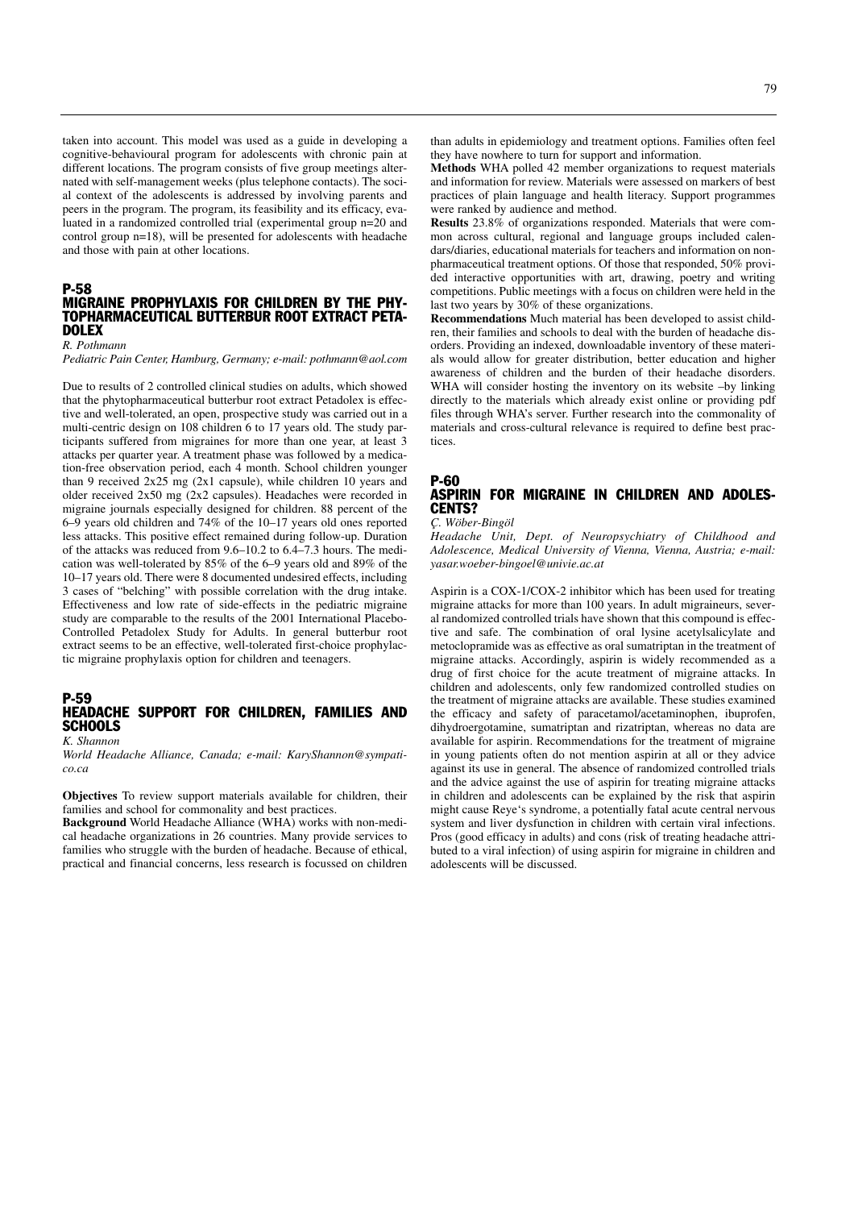taken into account. This model was used as a guide in developing a cognitive-behavioural program for adolescents with chronic pain at different locations. The program consists of five group meetings alternated with self-management weeks (plus telephone contacts). The social context of the adolescents is addressed by involving parents and peers in the program. The program, its feasibility and its efficacy, evaluated in a randomized controlled trial (experimental group n=20 and control group n=18), will be presented for adolescents with headache and those with pain at other locations.

## P-58
## MIGRAINE PROPHYLAXIS FOR CHILDREN BY THE PHYTOPHARMACEUTICAL BUTTERBUR ROOT EXTRACT PETADOLEX

*R. Pothmann*

*Pediatric Pain Center, Hamburg, Germany; e-mail: pothmann@aol.com*

Due to results of 2 controlled clinical studies on adults, which showed that the phytopharmaceutical butterbur root extract Petadolex is effective and well-tolerated, an open, prospective study was carried out in a multi-centric design on 108 children 6 to 17 years old. The study participants suffered from migraines for more than one year, at least 3 attacks per quarter year. A treatment phase was followed by a medication-free observation period, each 4 month. School children younger than 9 received 2x25 mg (2x1 capsule), while children 10 years and older received 2x50 mg (2x2 capsules). Headaches were recorded in migraine journals especially designed for children. 88 percent of the 6–9 years old children and 74% of the 10–17 years old ones reported less attacks. This positive effect remained during follow-up. Duration of the attacks was reduced from 9.6–10.2 to 6.4–7.3 hours. The medication was well-tolerated by 85% of the 6–9 years old and 89% of the 10–17 years old. There were 8 documented undesired effects, including 3 cases of "belching" with possible correlation with the drug intake. Effectiveness and low rate of side-effects in the pediatric migraine study are comparable to the results of the 2001 International Placebo-Controlled Petadolex Study for Adults. In general butterbur root extract seems to be an effective, well-tolerated first-choice prophylactic migraine prophylaxis option for children and teenagers.

## P-59
## HEADACHE SUPPORT FOR CHILDREN, FAMILIES AND SCHOOLS

*K. Shannon*

*World Headache Alliance, Canada; e-mail: KaryShannon@sympatico.ca*

**Objectives** To review support materials available for children, their families and school for commonality and best practices.

**Background** World Headache Alliance (WHA) works with non-medical headache organizations in 26 countries. Many provide services to families who struggle with the burden of headache. Because of ethical, practical and financial concerns, less research is focussed on children than adults in epidemiology and treatment options. Families often feel they have nowhere to turn for support and information.

**Methods** WHA polled 42 member organizations to request materials and information for review. Materials were assessed on markers of best practices of plain language and health literacy. Support programmes were ranked by audience and method.

**Results** 23.8% of organizations responded. Materials that were common across cultural, regional and language groups included calendars/diaries, educational materials for teachers and information on nonpharmaceutical treatment options. Of those that responded, 50% provided interactive opportunities with art, drawing, poetry and writing competitions. Public meetings with a focus on children were held in the last two years by 30% of these organizations.

**Recommendations** Much material has been developed to assist children, their families and schools to deal with the burden of headache disorders. Providing an indexed, downloadable inventory of these materials would allow for greater distribution, better education and higher awareness of children and the burden of their headache disorders. WHA will consider hosting the inventory on its website –by linking directly to the materials which already exist online or providing pdf files through WHA's server. Further research into the commonality of materials and cross-cultural relevance is required to define best practices.

## P-60
## ASPIRIN FOR MIGRAINE IN CHILDREN AND ADOLESCENTS?

*Ç. Wöber-Bingöl*

*Headache Unit, Dept. of Neuropsychiatry of Childhood and Adolescence, Medical University of Vienna, Vienna, Austria; e-mail: yasar.woeber-bingoel@univie.ac.at*

Aspirin is a COX-1/COX-2 inhibitor which has been used for treating migraine attacks for more than 100 years. In adult migraineurs, several randomized controlled trials have shown that this compound is effective and safe. The combination of oral lysine acetylsalicylate and metoclopramide was as effective as oral sumatriptan in the treatment of migraine attacks. Accordingly, aspirin is widely recommended as a drug of first choice for the acute treatment of migraine attacks. In children and adolescents, only few randomized controlled studies on the treatment of migraine attacks are available. These studies examined the efficacy and safety of paracetamol/acetaminophen, ibuprofen, dihydroergotamine, sumatriptan and rizatriptan, whereas no data are available for aspirin. Recommendations for the treatment of migraine in young patients often do not mention aspirin at all or they advice against its use in general. The absence of randomized controlled trials and the advice against the use of aspirin for treating migraine attacks in children and adolescents can be explained by the risk that aspirin might cause Reye's syndrome, a potentially fatal acute central nervous system and liver dysfunction in children with certain viral infections. Pros (good efficacy in adults) and cons (risk of treating headache attributed to a viral infection) of using aspirin for migraine in children and adolescents will be discussed.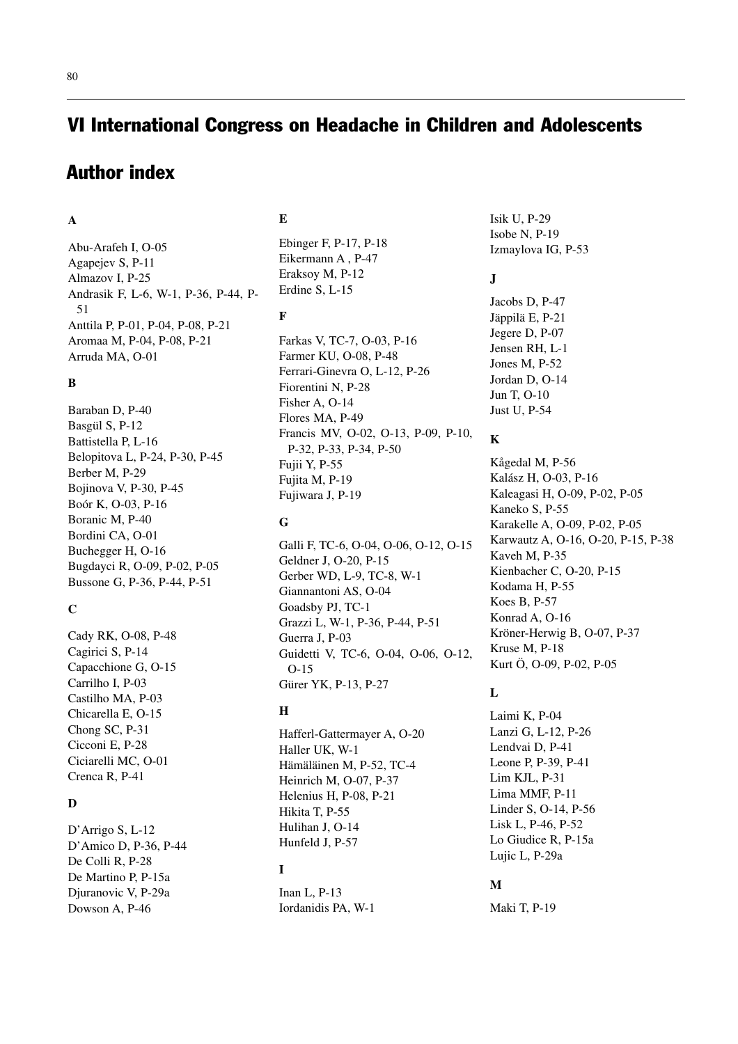# VI International Congress on Headache in Children and Adolescents

## Author index

### A

Abu-Arafeh I, O-05
Agapejev S, P-11
Almazov I, P-25
Andrasik F, L-6, W-1, P-36, P-44, P-51
Anttila P, P-01, P-04, P-08, P-21
Aromaa M, P-04, P-08, P-21
Arruda MA, O-01

### B

Baraban D, P-40
Basgül S, P-12
Battistella P, L-16
Belopitova L, P-24, P-30, P-45
Berber M, P-29
Bojinova V, P-30, P-45
Boór K, O-03, P-16
Boranic M, P-40
Bordini CA, O-01
Buchegger H, O-16
Bugdayci R, O-09, P-02, P-05
Bussone G, P-36, P-44, P-51

### C

Cady RK, O-08, P-48
Cagirici S, P-14
Capacchione G, O-15
Carrilho I, P-03
Castilho MA, P-03
Chicarella E, O-15
Chong SC, P-31
Cicconi E, P-28
Ciciarelli MC, O-01
Crenca R, P-41

### D

D'Arrigo S, L-12
D'Amico D, P-36, P-44
De Colli R, P-28
De Martino P, P-15a
Djuranovic V, P-29a
Dowson A, P-46

### E

Ebinger F, P-17, P-18
Eikermann A , P-47
Eraksoy M, P-12
Erdine S, L-15

### F

Farkas V, TC-7, O-03, P-16
Farmer KU, O-08, P-48
Ferrari-Ginevra O, L-12, P-26
Fiorentini N, P-28
Fisher A, O-14
Flores MA, P-49
Francis MV, O-02, O-13, P-09, P-10, P-32, P-33, P-34, P-50
Fujii Y, P-55
Fujita M, P-19
Fujiwara J, P-19

### G

Galli F, TC-6, O-04, O-06, O-12, O-15
Geldner J, O-20, P-15
Gerber WD, L-9, TC-8, W-1
Giannantoni AS, O-04
Goadsby PJ, TC-1
Grazzi L, W-1, P-36, P-44, P-51
Guerra J, P-03
Guidetti V, TC-6, O-04, O-06, O-12, O-15
Gürer YK, P-13, P-27

### H

Hafferl-Gattermayer A, O-20
Haller UK, W-1
Hämäläinen M, P-52, TC-4
Heinrich M, O-07, P-37
Helenius H, P-08, P-21
Hikita T, P-55
Hulihan J, O-14
Hunfeld J, P-57

### I

Inan L, P-13
Iordanidis PA, W-1
Isik U, P-29
Isobe N, P-19
Izmaylova IG, P-53

### J

Jacobs D, P-47
Jäppilä E, P-21
Jegere D, P-07
Jensen RH, L-1
Jones M, P-52
Jordan D, O-14
Jun T, O-10
Just U, P-54

### K

Kågedal M, P-56
Kalász H, O-03, P-16
Kaleagasi H, O-09, P-02, P-05
Kaneko S, P-55
Karakelle A, O-09, P-02, P-05
Karwautz A, O-16, O-20, P-15, P-38
Kaveh M, P-35
Kienbacher C, O-20, P-15
Kodama H, P-55
Koes B, P-57
Konrad A, O-16
Kröner-Herwig B, O-07, P-37
Kruse M, P-18
Kurt Ö, O-09, P-02, P-05

### L

Laimi K, P-04
Lanzi G, L-12, P-26
Lendvai D, P-41
Leone P, P-39, P-41
Lim KJL, P-31
Lima MMF, P-11
Linder S, O-14, P-56
Lisk L, P-46, P-52
Lo Giudice R, P-15a
Lujic L, P-29a

### M

Maki T, P-19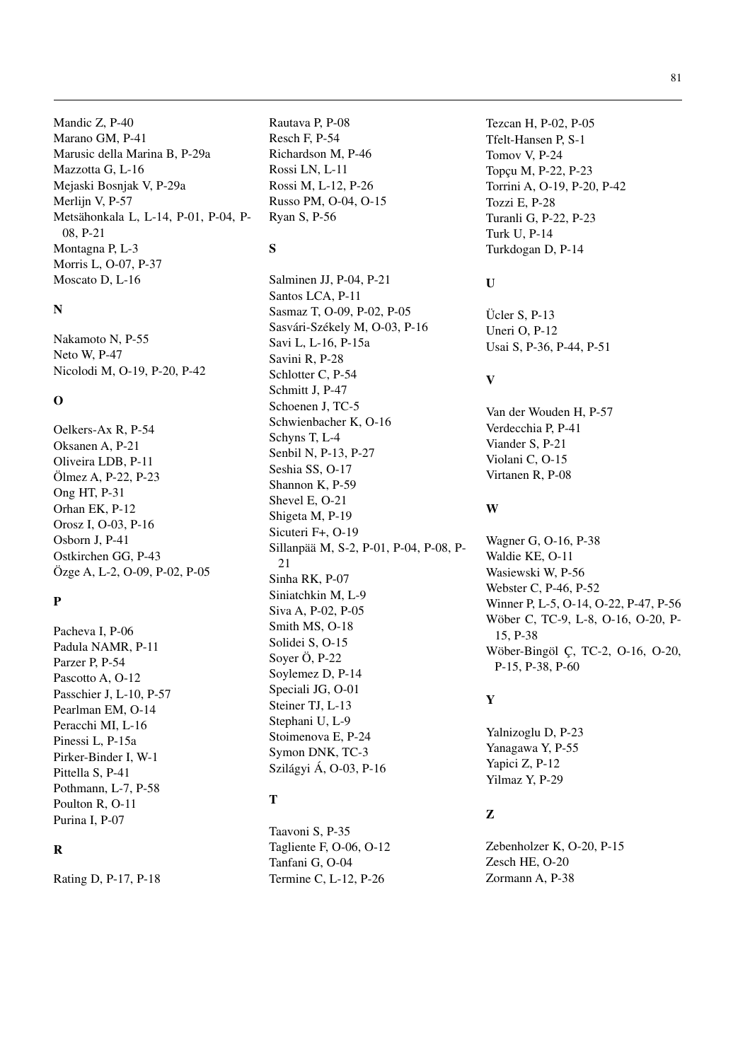Mandic Z, P-40
Marano GM, P-41
Marusic della Marina B, P-29a
Mazzotta G, L-16
Mejaski Bosnjak V, P-29a
Merlijn V, P-57
Metsähonkala L, L-14, P-01, P-04, P-08, P-21
Montagna P, L-3
Morris L, O-07, P-37
Moscato D, L-16

**N**

Nakamoto N, P-55
Neto W, P-47
Nicolodi M, O-19, P-20, P-42

**O**

Oelkers-Ax R, P-54
Oksanen A, P-21
Oliveira LDB, P-11
Ölmez A, P-22, P-23
Ong HT, P-31
Orhan EK, P-12
Orosz I, O-03, P-16
Osborn J, P-41
Ostkirchen GG, P-43
Özge A, L-2, O-09, P-02, P-05

**P**

Pacheva I, P-06
Padula NAMR, P-11
Parzer P, P-54
Pascotto A, O-12
Passchier J, L-10, P-57
Pearlman EM, O-14
Peracchi MI, L-16
Pinessi L, P-15a
Pirker-Binder I, W-1
Pittella S, P-41
Pothmann, L-7, P-58
Poulton R, O-11
Purina I, P-07

**R**

Rating D, P-17, P-18
Rautava P, P-08
Resch F, P-54
Richardson M, P-46
Rossi LN, L-11
Rossi M, L-12, P-26
Russo PM, O-04, O-15
Ryan S, P-56

**S**

Salminen JJ, P-04, P-21
Santos LCA, P-11
Sasmaz T, O-09, P-02, P-05
Sasvári-Székely M, O-03, P-16
Savi L, L-16, P-15a
Savini R, P-28
Schlotter C, P-54
Schmitt J, P-47
Schoenen J, TC-5
Schwienbacher K, O-16
Schyns T, L-4
Senbil N, P-13, P-27
Seshia SS, O-17
Shannon K, P-59
Shevel E, O-21
Shigeta M, P-19
Sicuteri F+, O-19
Sillanpää M, S-2, P-01, P-04, P-08, P-21
Sinha RK, P-07
Siniatchkin M, L-9
Siva A, P-02, P-05
Smith MS, O-18
Solidei S, O-15
Soyer Ö, P-22
Soylemez D, P-14
Speciali JG, O-01
Steiner TJ, L-13
Stephani U, L-9
Stoimenova E, P-24
Symon DNK, TC-3
Szilágyi Á, O-03, P-16

**T**

Taavoni S, P-35
Tagliente F, O-06, O-12
Tanfani G, O-04
Termine C, L-12, P-26
Tezcan H, P-02, P-05
Tfelt-Hansen P, S-1
Tomov V, P-24
Topçu M, P-22, P-23
Torrini A, O-19, P-20, P-42
Tozzi E, P-28
Turanli G, P-22, P-23
Turk U, P-14
Turkdogan D, P-14

**U**

Ücler S, P-13
Uneri O, P-12
Usai S, P-36, P-44, P-51

**V**

Van der Wouden H, P-57
Verdecchia P, P-41
Viander S, P-21
Violani C, O-15
Virtanen R, P-08

**W**

Wagner G, O-16, P-38
Waldie KE, O-11
Wasiewski W, P-56
Webster C, P-46, P-52
Winner P, L-5, O-14, O-22, P-47, P-56
Wöber C, TC-9, L-8, O-16, O-20, P-15, P-38
Wöber-Bingöl Ç, TC-2, O-16, O-20, P-15, P-38, P-60

**Y**

Yalnizoglu D, P-23
Yanagawa Y, P-55
Yapici Z, P-12
Yilmaz Y, P-29

**Z**

Zebenholzer K, O-20, P-15
Zesch HE, O-20
Zormann A, P-38